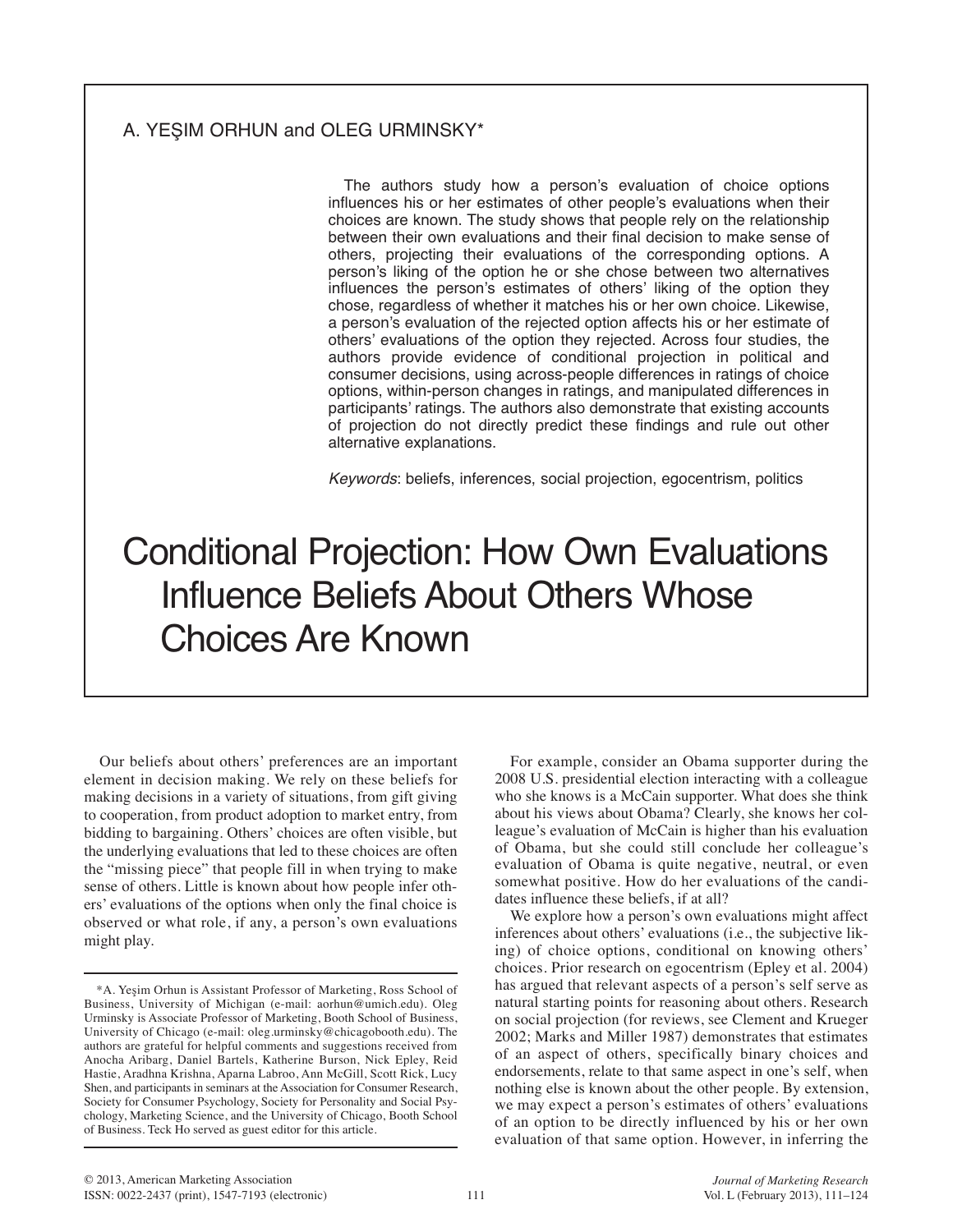A. YEŞIM ORHUN and OLEG URMINSKY*

The authors study how a person's evaluation of choice options influences his or her estimates of other people's evaluations when their choices are known. The study shows that people rely on the relationship between their own evaluations and their final decision to make sense of others, projecting their evaluations of the corresponding options. A person's liking of the option he or she chose between two alternatives influences the person's estimates of others' liking of the option they chose, regardless of whether it matches his or her own choice. Likewise, a person's evaluation of the rejected option affects his or her estimate of others' evaluations of the option they rejected. Across four studies, the authors provide evidence of conditional projection in political and consumer decisions, using across-people differences in ratings of choice options, within-person changes in ratings, and manipulated differences in participants' ratings. The authors also demonstrate that existing accounts of projection do not directly predict these findings and rule out other alternative explanations.

*Keywords*: beliefs, inferences, social projection, egocentrism, politics

# Conditional Projection: How Own Evaluations Influence Beliefs About Others Whose Choices Are Known

Our beliefs about others' preferences are an important element in decision making. We rely on these beliefs for making decisions in a variety of situations, from gift giving to cooperation, from product adoption to market entry, from bidding to bargaining. Others' choices are often visible, but the underlying evaluations that led to these choices are often the "missing piece" that people fill in when trying to make sense of others. Little is known about how people infer others' evaluations of the options when only the final choice is observed or what role, if any, a person's own evaluations might play.

For example, consider an Obama supporter during the 2008 U.S. presidential election interacting with a colleague who she knows is a McCain supporter. What does she think about his views about Obama? Clearly, she knows her colleague's evaluation of McCain is higher than his evaluation of Obama, but she could still conclude her colleague's evaluation of Obama is quite negative, neutral, or even somewhat positive. How do her evaluations of the candidates influence these beliefs, if at all?

We explore how a person's own evaluations might affect inferences about others' evaluations (i.e., the subjective liking) of choice options, conditional on knowing others' choices. Prior research on egocentrism (Epley et al. 2004) has argued that relevant aspects of a person's self serve as natural starting points for reasoning about others. Research on social projection (for reviews, see Clement and Krueger 2002; Marks and Miller 1987) demonstrates that estimates of an aspect of others, specifically binary choices and endorsements, relate to that same aspect in one's self, when nothing else is known about the other people. By extension, we may expect a person's estimates of others' evaluations of an option to be directly influenced by his or her own evaluation of that same option. However, in inferring the

*A. Yeşim Orhun is Assistant Professor of Marketing, Ross School of Business, University of Michigan (e-mail: aorhun@umich.edu). Oleg Urminsky is Associate Professor of Marketing, Booth School of Business, University of Chicago (e-mail: oleg.urminsky@chicagobooth.edu). The authors are grateful for helpful comments and suggestions received from Anocha Aribarg, Daniel Bartels, Katherine Burson, Nick Epley, Reid Hastie, Aradhna Krishna, Aparna Labroo, Ann McGill, Scott Rick, Lucy Shen, and participants in seminars at the Association for Consumer Research, Society for Consumer Psychology, Society for Personality and Social Psychology, Marketing Science, and the University of Chicago, Booth School of Business. Teck Ho served as guest editor for this article.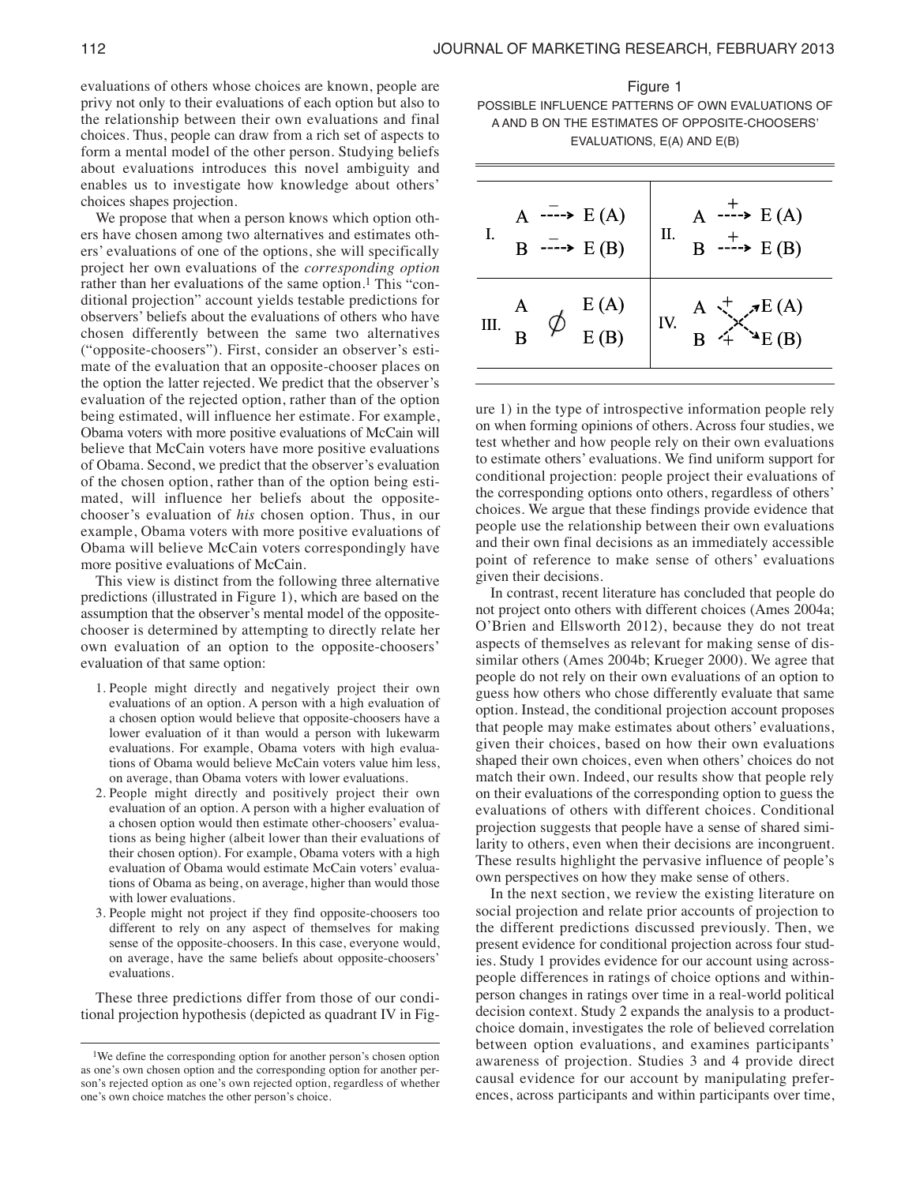evaluations of others whose choices are known, people are privy not only to their evaluations of each option but also to the relationship between their own evaluations and final choices. Thus, people can draw from a rich set of aspects to form a mental model of the other person. Studying beliefs about evaluations introduces this novel ambiguity and enables us to investigate how knowledge about others' choices shapes projection.

We propose that when a person knows which option others have chosen among two alternatives and estimates others' evaluations of one of the options, she will specifically project her own evaluations of the *corresponding option* rather than her evaluations of the same option.[1] This "conditional projection" account yields testable predictions for observers' beliefs about the evaluations of others who have chosen differently between the same two alternatives ("opposite-choosers"). First, consider an observer's estimate of the evaluation that an opposite-chooser places on the option the latter rejected. We predict that the observer's evaluation of the rejected option, rather than of the option being estimated, will influence her estimate. For example, Obama voters with more positive evaluations of McCain will believe that McCain voters have more positive evaluations of Obama. Second, we predict that the observer's evaluation of the chosen option, rather than of the option being estimated, will influence her beliefs about the opposite-chooser's evaluation of *his* chosen option. Thus, in our example, Obama voters with more positive evaluations of Obama will believe McCain voters correspondingly have more positive evaluations of McCain.

This view is distinct from the following three alternative predictions (illustrated in Figure 1), which are based on the assumption that the observer's mental model of the opposite-chooser is determined by attempting to directly relate her own evaluation of an option to the opposite-choosers' evaluation of that same option:

1. People might directly and negatively project their own evaluations of an option. A person with a high evaluation of a chosen option would believe that opposite-choosers have a lower evaluation of it than would a person with lukewarm evaluations. For example, Obama voters with high evaluations of Obama would believe McCain voters value him less, on average, than Obama voters with lower evaluations.
2. People might directly and positively project their own evaluation of an option. A person with a higher evaluation of a chosen option would then estimate other-choosers' evaluations as being higher (albeit lower than their evaluations of their chosen option). For example, Obama voters with a high evaluation of Obama would estimate McCain voters' evaluations of Obama as being, on average, higher than would those with lower evaluations.
3. People might not project if they find opposite-choosers too different to rely on any aspect of themselves for making sense of the opposite-choosers. In this case, everyone would, on average, have the same beliefs about opposite-choosers' evaluations.

These three predictions differ from those of our conditional projection hypothesis (depicted as quadrant IV in Figure 1) in the type of introspective information people rely on when forming opinions of others. Across four studies, we test whether and how people rely on their own evaluations to estimate others' evaluations. We find uniform support for conditional projection: people project their evaluations of the corresponding options onto others, regardless of others' choices. We argue that these findings provide evidence that people use the relationship between their own evaluations and their own final decisions as an immediately accessible point of reference to make sense of others' evaluations given their decisions.

Figure 1
POSSIBLE INFLUENCE PATTERNS OF OWN EVALUATIONS OF A AND B ON THE ESTIMATES OF OPPOSITE-CHOOSERS' EVALUATIONS, E(A) AND E(B)

| | | | |
|---|---|---|---|
| I. | A --(−)--> E(A)<br>B --(−)--> E(B) | II. | A --(+)--> E(A)<br>B --(+)--> E(B) |
| III. | A ∅ E(A)<br>B ∅ E(B) | IV. | A --(+)--> E(B)<br>B --(+)--> E(A) |

In contrast, recent literature has concluded that people do not project onto others with different choices (Ames 2004a; O'Brien and Ellsworth 2012), because they do not treat aspects of themselves as relevant for making sense of dissimilar others (Ames 2004b; Krueger 2000). We agree that people do not rely on their own evaluations of an option to guess how others who chose differently evaluate that same option. Instead, the conditional projection account proposes that people may make estimates about others' evaluations, given their choices, based on how their own evaluations shaped their own choices, even when others' choices do not match their own. Indeed, our results show that people rely on their evaluations of the corresponding option to guess the evaluations of others with different choices. Conditional projection suggests that people have a sense of shared similarity to others, even when their decisions are incongruent. These results highlight the pervasive influence of people's own perspectives on how they make sense of others.

In the next section, we review the existing literature on social projection and relate prior accounts of projection to the different predictions discussed previously. Then, we present evidence for conditional projection across four studies. Study 1 provides evidence for our account using across-people differences in ratings of choice options and within-person changes in ratings over time in a real-world political decision context. Study 2 expands the analysis to a product-choice domain, investigates the role of believed correlation between option evaluations, and examines participants' awareness of projection. Studies 3 and 4 provide direct causal evidence for our account by manipulating preferences, across participants and within participants over time,

[1]We define the corresponding option for another person's chosen option as one's own chosen option and the corresponding option for another person's rejected option as one's own rejected option, regardless of whether one's own choice matches the other person's choice.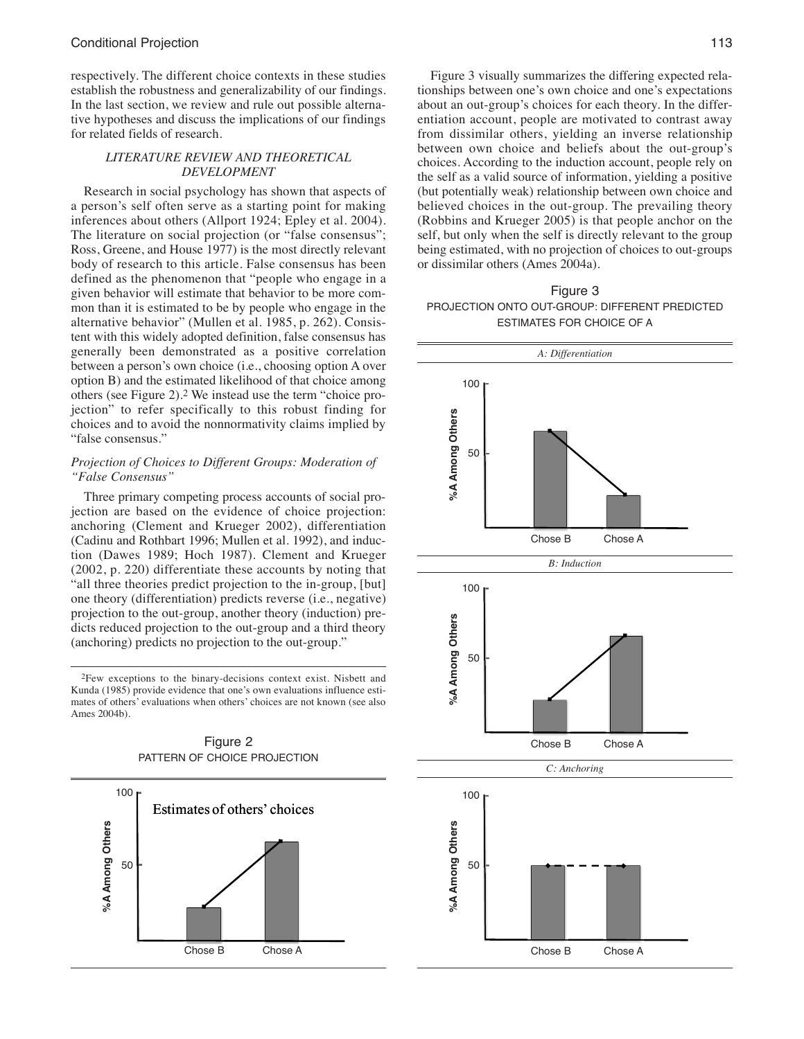respectively. The different choice contexts in these studies establish the robustness and generalizability of our findings. In the last section, we review and rule out possible alternative hypotheses and discuss the implications of our findings for related fields of research.

## *LITERATURE REVIEW AND THEORETICAL DEVELOPMENT*

Research in social psychology has shown that aspects of a person's self often serve as a starting point for making inferences about others (Allport 1924; Epley et al. 2004). The literature on social projection (or "false consensus"; Ross, Greene, and House 1977) is the most directly relevant body of research to this article. False consensus has been defined as the phenomenon that "people who engage in a given behavior will estimate that behavior to be more common than it is estimated to be by people who engage in the alternative behavior" (Mullen et al. 1985, p. 262). Consistent with this widely adopted definition, false consensus has generally been demonstrated as a positive correlation between a person's own choice (i.e., choosing option A over option B) and the estimated likelihood of that choice among others (see Figure 2).[2] We instead use the term "choice projection" to refer specifically to this robust finding for choices and to avoid the nonnormativity claims implied by "false consensus."

### *Projection of Choices to Different Groups: Moderation of "False Consensus"*

Three primary competing process accounts of social projection are based on the evidence of choice projection: anchoring (Clement and Krueger 2002), differentiation (Cadinu and Rothbart 1996; Mullen et al. 1992), and induction (Dawes 1989; Hoch 1987). Clement and Krueger (2002, p. 220) differentiate these accounts by noting that "all three theories predict projection to the in-group, [but] one theory (differentiation) predicts reverse (i.e., negative) projection to the out-group, another theory (induction) predicts reduced projection to the out-group and a third theory (anchoring) predicts no projection to the out-group."

[2]Few exceptions to the binary-decisions context exist. Nisbett and Kunda (1985) provide evidence that one's own evaluations influence estimates of others' evaluations when others' choices are not known (see also Ames 2004b).

Figure 2
PATTERN OF CHOICE PROJECTION

Figure 3 visually summarizes the differing expected relationships between one's own choice and one's expectations about an out-group's choices for each theory. In the differentiation account, people are motivated to contrast away from dissimilar others, yielding an inverse relationship between own choice and beliefs about the out-group's choices. According to the induction account, people rely on the self as a valid source of information, yielding a positive (but potentially weak) relationship between own choice and believed choices in the out-group. The prevailing theory (Robbins and Krueger 2005) is that people anchor on the self, but only when the self is directly relevant to the group being estimated, with no projection of choices to out-groups or dissimilar others (Ames 2004a).

Figure 3
PROJECTION ONTO OUT-GROUP: DIFFERENT PREDICTED ESTIMATES FOR CHOICE OF A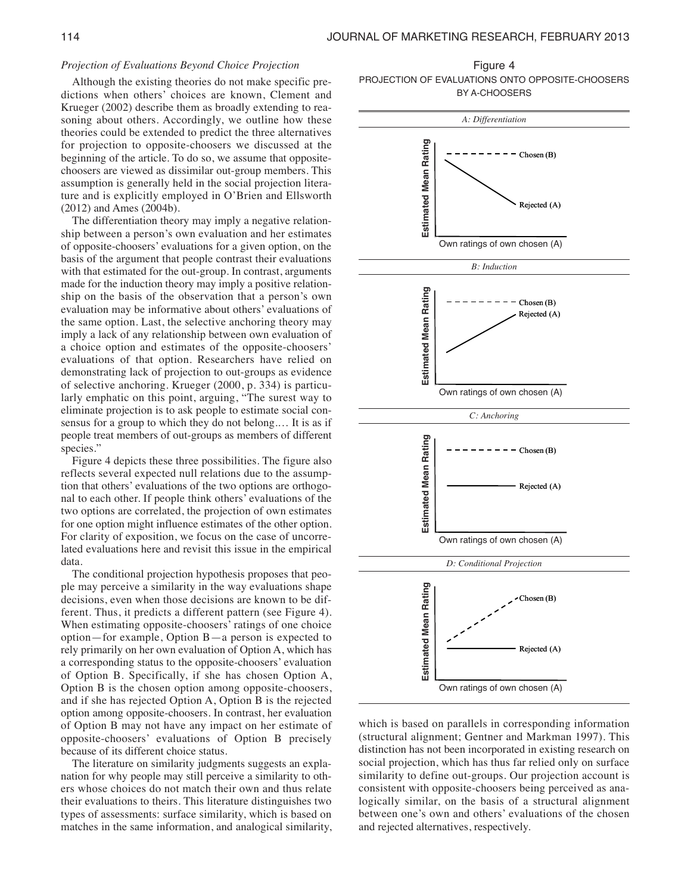### *Projection of Evaluations Beyond Choice Projection*

Although the existing theories do not make specific predictions when others' choices are known, Clement and Krueger (2002) describe them as broadly extending to reasoning about others. Accordingly, we outline how these theories could be extended to predict the three alternatives for projection to opposite-choosers we discussed at the beginning of the article. To do so, we assume that opposite-choosers are viewed as dissimilar out-group members. This assumption is generally held in the social projection literature and is explicitly employed in O'Brien and Ellsworth (2012) and Ames (2004b).

The differentiation theory may imply a negative relationship between a person's own evaluation and her estimates of opposite-choosers' evaluations for a given option, on the basis of the argument that people contrast their evaluations with that estimated for the out-group. In contrast, arguments made for the induction theory may imply a positive relationship on the basis of the observation that a person's own evaluation may be informative about others' evaluations of the same option. Last, the selective anchoring theory may imply a lack of any relationship between own evaluation of a choice option and estimates of the opposite-choosers' evaluations of that option. Researchers have relied on demonstrating lack of projection to out-groups as evidence of selective anchoring. Krueger (2000, p. 334) is particularly emphatic on this point, arguing, "The surest way to eliminate projection is to ask people to estimate social consensus for a group to which they do not belong.… It is as if people treat members of out-groups as members of different species."

Figure 4 depicts these three possibilities. The figure also reflects several expected null relations due to the assumption that others' evaluations of the two options are orthogonal to each other. If people think others' evaluations of the two options are correlated, the projection of own estimates for one option might influence estimates of the other option. For clarity of exposition, we focus on the case of uncorrelated evaluations here and revisit this issue in the empirical data.

The conditional projection hypothesis proposes that people may perceive a similarity in the way evaluations shape decisions, even when those decisions are known to be different. Thus, it predicts a different pattern (see Figure 4). When estimating opposite-choosers' ratings of one choice option—for example, Option B—a person is expected to rely primarily on her own evaluation of Option A, which has a corresponding status to the opposite-choosers' evaluation of Option B. Specifically, if she has chosen Option A, Option B is the chosen option among opposite-choosers, and if she has rejected Option A, Option B is the rejected option among opposite-choosers. In contrast, her evaluation of Option B may not have any impact on her estimate of opposite-choosers' evaluations of Option B precisely because of its different choice status.

The literature on similarity judgments suggests an explanation for why people may still perceive a similarity to others whose choices do not match their own and thus relate their evaluations to theirs. This literature distinguishes two types of assessments: surface similarity, which is based on matches in the same information, and analogical similarity, which is based on parallels in corresponding information (structural alignment; Gentner and Markman 1997). This distinction has not been incorporated in existing research on social projection, which has thus far relied only on surface similarity to define out-groups. Our projection account is consistent with opposite-choosers being perceived as analogically similar, on the basis of a structural alignment between one's own and others' evaluations of the chosen and rejected alternatives, respectively.

Figure 4
PROJECTION OF EVALUATIONS ONTO OPPOSITE-CHOOSERS BY A-CHOOSERS

*A: Differentiation*

Estimated Mean Rating
Chosen (B)
Rejected (A)
Own ratings of own chosen (A)

*B: Induction*

Estimated Mean Rating
Chosen (B)
Rejected (A)
Own ratings of own chosen (A)

*C: Anchoring*

Estimated Mean Rating
Chosen (B)
Rejected (A)
Own ratings of own chosen (A)

*D: Conditional Projection*

Estimated Mean Rating
Chosen (B)
Rejected (A)
Own ratings of own chosen (A)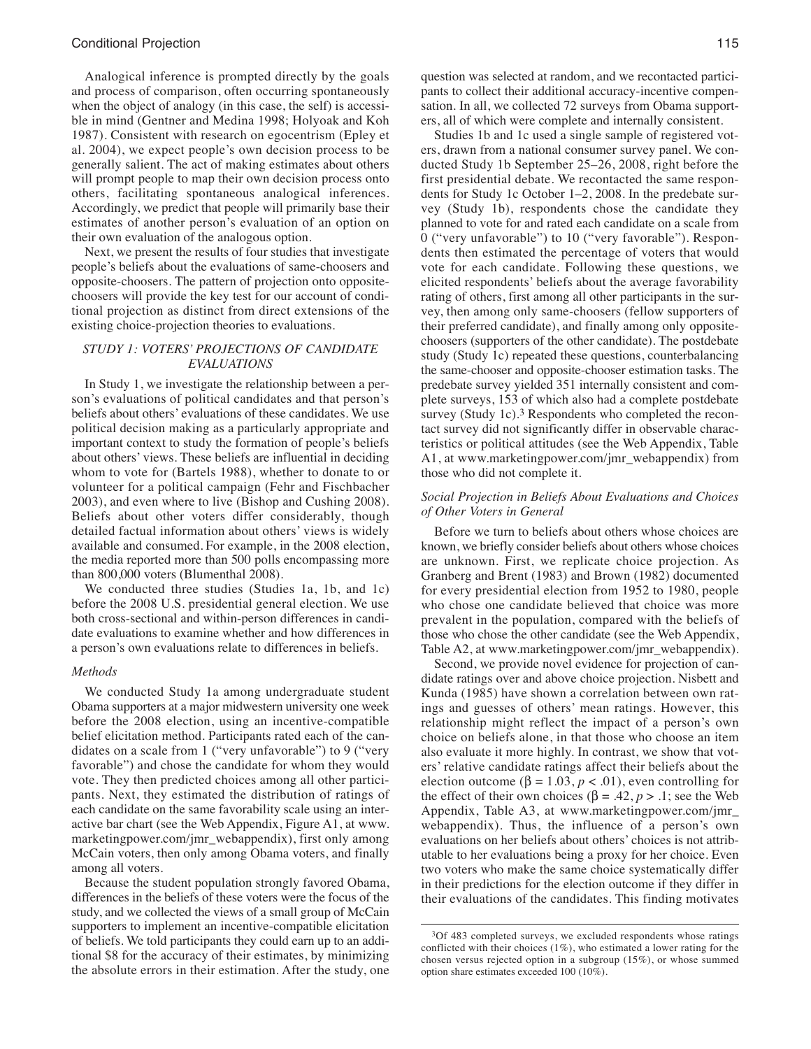Analogical inference is prompted directly by the goals and process of comparison, often occurring spontaneously when the object of analogy (in this case, the self) is accessible in mind (Gentner and Medina 1998; Holyoak and Koh 1987). Consistent with research on egocentrism (Epley et al. 2004), we expect people's own decision process to be generally salient. The act of making estimates about others will prompt people to map their own decision process onto others, facilitating spontaneous analogical inferences. Accordingly, we predict that people will primarily base their estimates of another person's evaluation of an option on their own evaluation of the analogous option.

Next, we present the results of four studies that investigate people's beliefs about the evaluations of same-choosers and opposite-choosers. The pattern of projection onto opposite-choosers will provide the key test for our account of conditional projection as distinct from direct extensions of the existing choice-projection theories to evaluations.

## STUDY 1: VOTERS' PROJECTIONS OF CANDIDATE EVALUATIONS

In Study 1, we investigate the relationship between a person's evaluations of political candidates and that person's beliefs about others' evaluations of these candidates. We use political decision making as a particularly appropriate and important context to study the formation of people's beliefs about others' views. These beliefs are influential in deciding whom to vote for (Bartels 1988), whether to donate to or volunteer for a political campaign (Fehr and Fischbacher 2003), and even where to live (Bishop and Cushing 2008). Beliefs about other voters differ considerably, though detailed factual information about others' views is widely available and consumed. For example, in the 2008 election, the media reported more than 500 polls encompassing more than 800,000 voters (Blumenthal 2008).

We conducted three studies (Studies 1a, 1b, and 1c) before the 2008 U.S. presidential general election. We use both cross-sectional and within-person differences in candidate evaluations to examine whether and how differences in a person's own evaluations relate to differences in beliefs.

### *Methods*

We conducted Study 1a among undergraduate student Obama supporters at a major midwestern university one week before the 2008 election, using an incentive-compatible belief elicitation method. Participants rated each of the candidates on a scale from 1 ("very unfavorable") to 9 ("very favorable") and chose the candidate for whom they would vote. They then predicted choices among all other participants. Next, they estimated the distribution of ratings of each candidate on the same favorability scale using an interactive bar chart (see the Web Appendix, Figure A1, at www.marketingpower.com/jmr_webappendix), first only among McCain voters, then only among Obama voters, and finally among all voters.

Because the student population strongly favored Obama, differences in the beliefs of these voters were the focus of the study, and we collected the views of a small group of McCain supporters to implement an incentive-compatible elicitation of beliefs. We told participants they could earn up to an additional $8 for the accuracy of their estimates, by minimizing the absolute errors in their estimation. After the study, one question was selected at random, and we recontacted participants to collect their additional accuracy-incentive compensation. In all, we collected 72 surveys from Obama supporters, all of which were complete and internally consistent.

Studies 1b and 1c used a single sample of registered voters, drawn from a national consumer survey panel. We conducted Study 1b September 25–26, 2008, right before the first presidential debate. We recontacted the same respondents for Study 1c October 1–2, 2008. In the predebate survey (Study 1b), respondents chose the candidate they planned to vote for and rated each candidate on a scale from 0 ("very unfavorable") to 10 ("very favorable"). Respondents then estimated the percentage of voters that would vote for each candidate. Following these questions, we elicited respondents' beliefs about the average favorability rating of others, first among all other participants in the survey, then among only same-choosers (fellow supporters of their preferred candidate), and finally among only opposite-choosers (supporters of the other candidate). The postdebate study (Study 1c) repeated these questions, counterbalancing the same-chooser and opposite-chooser estimation tasks. The predebate survey yielded 351 internally consistent and complete surveys, 153 of which also had a complete postdebate survey (Study 1c).[3] Respondents who completed the recontact survey did not significantly differ in observable characteristics or political attitudes (see the Web Appendix, Table A1, at www.marketingpower.com/jmr_webappendix) from those who did not complete it.

### *Social Projection in Beliefs About Evaluations and Choices of Other Voters in General*

Before we turn to beliefs about others whose choices are known, we briefly consider beliefs about others whose choices are unknown. First, we replicate choice projection. As Granberg and Brent (1983) and Brown (1982) documented for every presidential election from 1952 to 1980, people who chose one candidate believed that choice was more prevalent in the population, compared with the beliefs of those who chose the other candidate (see the Web Appendix, Table A2, at www.marketingpower.com/jmr_webappendix).

Second, we provide novel evidence for projection of candidate ratings over and above choice projection. Nisbett and Kunda (1985) have shown a correlation between own ratings and guesses of others' mean ratings. However, this relationship might reflect the impact of a person's own choice on beliefs alone, in that those who choose an item also evaluate it more highly. In contrast, we show that voters' relative candidate ratings affect their beliefs about the election outcome ($\beta = 1.03$, $p < .01$), even controlling for the effect of their own choices ($\beta = .42$, $p > .1$; see the Web Appendix, Table A3, at www.marketingpower.com/jmr_webappendix). Thus, the influence of a person's own evaluations on her beliefs about others' choices is not attributable to her evaluations being a proxy for her choice. Even two voters who make the same choice systematically differ in their predictions for the election outcome if they differ in their evaluations of the candidates. This finding motivates

[3]Of 483 completed surveys, we excluded respondents whose ratings conflicted with their choices (1%), who estimated a lower rating for the chosen versus rejected option in a subgroup (15%), or whose summed option share estimates exceeded 100 (10%).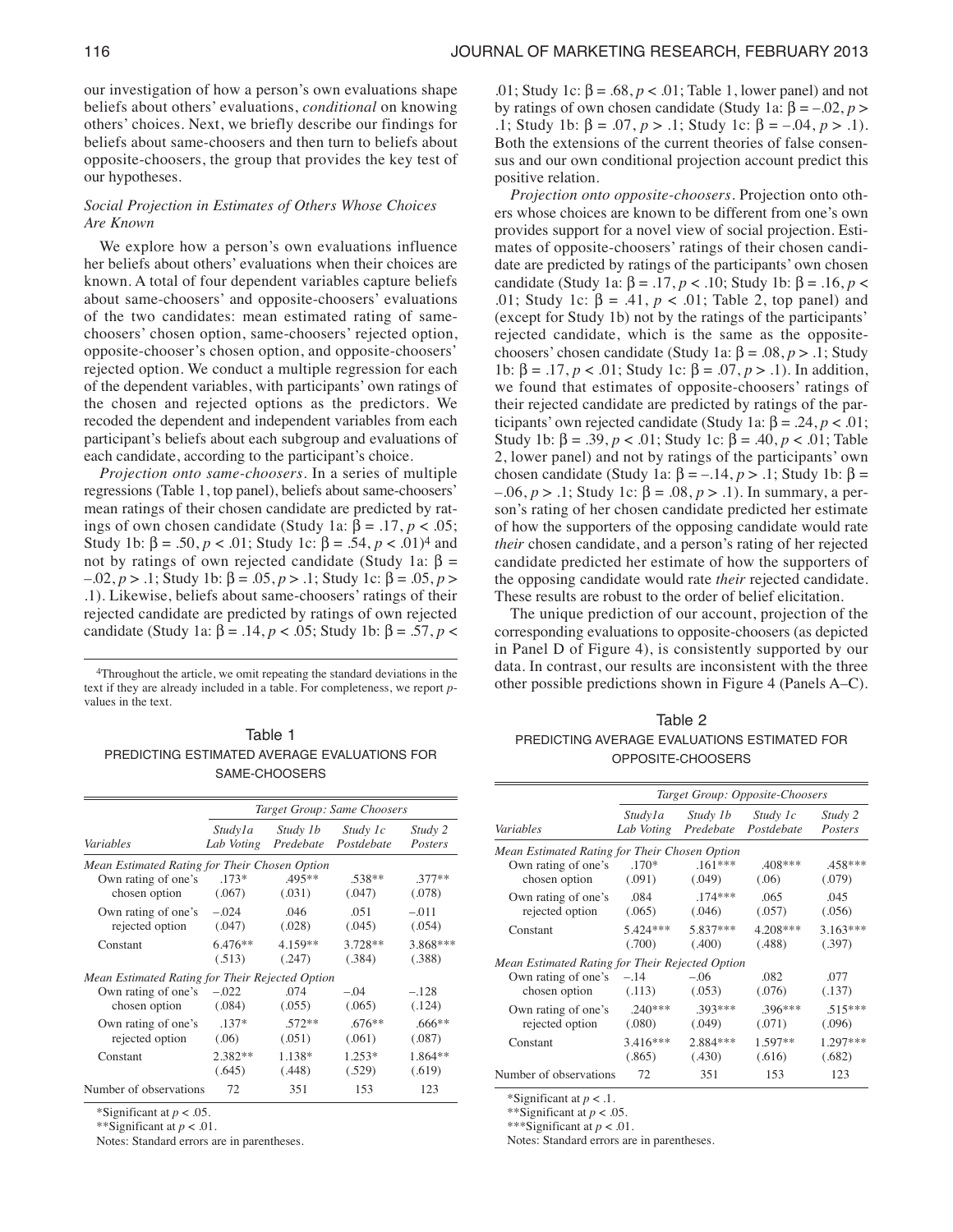our investigation of how a person's own evaluations shape beliefs about others' evaluations, *conditional* on knowing others' choices. Next, we briefly describe our findings for beliefs about same-choosers and then turn to beliefs about opposite-choosers, the group that provides the key test of our hypotheses.

### *Social Projection in Estimates of Others Whose Choices Are Known*

We explore how a person's own evaluations influence her beliefs about others' evaluations when their choices are known. A total of four dependent variables capture beliefs about same-choosers' and opposite-choosers' evaluations of the two candidates: mean estimated rating of same-choosers' chosen option, same-choosers' rejected option, opposite-chooser's chosen option, and opposite-choosers' rejected option. We conduct a multiple regression for each of the dependent variables, with participants' own ratings of the chosen and rejected options as the predictors. We recoded the dependent and independent variables from each participant's beliefs about each subgroup and evaluations of each candidate, according to the participant's choice.

*Projection onto same-choosers*. In a series of multiple regressions (Table 1, top panel), beliefs about same-choosers' mean ratings of their chosen candidate are predicted by ratings of own chosen candidate (Study 1a: $\beta = .17$, $p < .05$; Study 1b: $\beta = .50$, $p < .01$; Study 1c: $\beta = .54$, $p < .01$)[4] and not by ratings of own rejected candidate (Study 1a: $\beta = -.02$, $p > .1$; Study 1b: $\beta = .05$, $p > .1$; Study 1c: $\beta = .05$, $p > .1$). Likewise, beliefs about same-choosers' ratings of their rejected candidate are predicted by ratings of own rejected candidate (Study 1a: $\beta = .14$, $p < .05$; Study 1b: $\beta = .57$, $p < .01$; Study 1c: $\beta = .68$, $p < .01$; Table 1, lower panel) and not by ratings of own chosen candidate (Study 1a: $\beta = -.02$, $p > .1$; Study 1b: $\beta = .07$, $p > .1$; Study 1c: $\beta = -.04$, $p > .1$). Both the extensions of the current theories of false consensus and our own conditional projection account predict this positive relation.

*Projection onto opposite-choosers*. Projection onto others whose choices are known to be different from one's own provides support for a novel view of social projection. Estimates of opposite-choosers' ratings of their chosen candidate are predicted by ratings of the participants' own chosen candidate (Study 1a: $\beta = .17$, $p < .10$; Study 1b: $\beta = .16$, $p < .01$; Study 1c: $\beta = .41$, $p < .01$; Table 2, top panel) and (except for Study 1b) not by the ratings of the participants' rejected candidate, which is the same as the opposite-choosers' chosen candidate (Study 1a: $\beta = .08$, $p > .1$; Study 1b: $\beta = .17$, $p < .01$; Study 1c: $\beta = .07$, $p > .1$). In addition, we found that estimates of opposite-choosers' ratings of their rejected candidate are predicted by ratings of the participants' own rejected candidate (Study 1a: $\beta = .24$, $p < .01$; Study 1b: $\beta = .39$, $p < .01$; Study 1c: $\beta = .40$, $p < .01$; Table 2, lower panel) and not by ratings of the participants' own chosen candidate (Study 1a: $\beta = -.14$, $p > .1$; Study 1b: $\beta = -.06$, $p > .1$; Study 1c: $\beta = .08$, $p > .1$). In summary, a person's rating of her chosen candidate predicted her estimate of how the supporters of the opposing candidate would rate *their* chosen candidate, and a person's rating of her rejected candidate predicted her estimate of how the supporters of the opposing candidate would rate *their* rejected candidate. These results are robust to the order of belief elicitation.

The unique prediction of our account, projection of the corresponding evaluations to opposite-choosers (as depicted in Panel D of Figure 4), is consistently supported by our data. In contrast, our results are inconsistent with the three other possible predictions shown in Figure 4 (Panels A–C).

[4]Throughout the article, we omit repeating the standard deviations in the text if they are already included in a table. For completeness, we report $p$-values in the text.

Table 1
PREDICTING ESTIMATED AVERAGE EVALUATIONS FOR SAME-CHOOSERS

| | *Target Group: Same Choosers* | | | |
|---|---|---|---|---|
| *Variables* | *Study1a Lab Voting* | *Study 1b Predebate* | *Study 1c Postdebate* | *Study 2 Posters* |
| *Mean Estimated Rating for Their Chosen Option* | | | | |
| Own rating of one's chosen option | .173* (.067) | .495** (.031) | .538** (.047) | .377** (.078) |
| Own rating of one's rejected option | –.024 (.047) | .046 (.028) | .051 (.045) | –.011 (.054) |
| Constant | 6.476** (.513) | 4.159** (.247) | 3.728** (.384) | 3.868*** (.388) |
| *Mean Estimated Rating for Their Rejected Option* | | | | |
| Own rating of one's chosen option | –.022 (.084) | .074 (.055) | –.04 (.065) | –.128 (.124) |
| Own rating of one's rejected option | .137* (.06) | .572** (.051) | .676** (.061) | .666** (.087) |
| Constant | 2.382** (.645) | 1.138* (.448) | 1.253* (.529) | 1.864** (.619) |
| Number of observations | 72 | 351 | 153 | 123 |

*Significant at $p < .05$.
**Significant at $p < .01$.
Notes: Standard errors are in parentheses.

Table 2
PREDICTING AVERAGE EVALUATIONS ESTIMATED FOR OPPOSITE-CHOOSERS

| | *Target Group: Opposite-Choosers* | | | |
|---|---|---|---|---|
| *Variables* | *Study1a Lab Voting* | *Study 1b Predebate* | *Study 1c Postdebate* | *Study 2 Posters* |
| *Mean Estimated Rating for Their Chosen Option* | | | | |
| Own rating of one's chosen option | .170* (.091) | .161*** (.049) | .408*** (.06) | .458*** (.079) |
| Own rating of one's rejected option | .084 (.065) | .174*** (.046) | .065 (.057) | .045 (.056) |
| Constant | 5.424*** (.700) | 5.837*** (.400) | 4.208*** (.488) | 3.163*** (.397) |
| *Mean Estimated Rating for Their Rejected Option* | | | | |
| Own rating of one's chosen option | –.14 (.113) | –.06 (.053) | .082 (.076) | .077 (.137) |
| Own rating of one's rejected option | .240*** (.080) | .393*** (.049) | .396*** (.071) | .515*** (.096) |
| Constant | 3.416*** (.865) | 2.884*** (.430) | 1.597** (.616) | 1.297*** (.682) |
| Number of observations | 72 | 351 | 153 | 123 |

*Significant at $p < .1$.
**Significant at $p < .05$.
***Significant at $p < .01$.
Notes: Standard errors are in parentheses.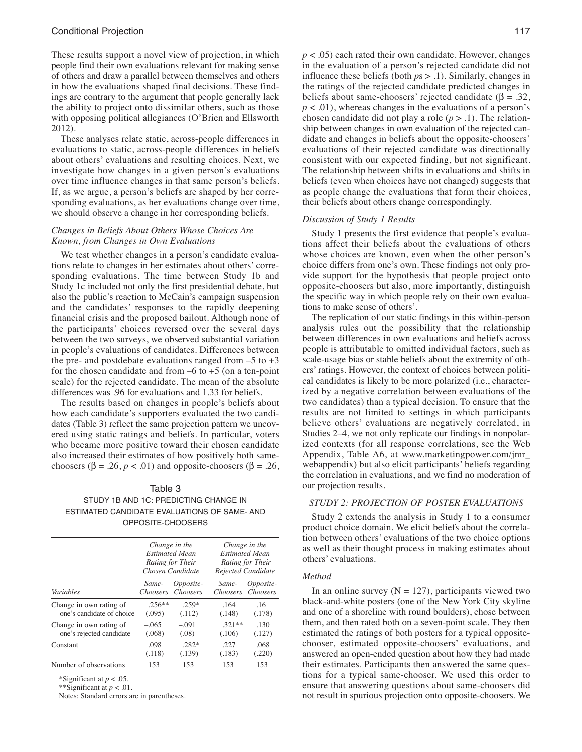These results support a novel view of projection, in which people find their own evaluations relevant for making sense of others and draw a parallel between themselves and others in how the evaluations shaped final decisions. These findings are contrary to the argument that people generally lack the ability to project onto dissimilar others, such as those with opposing political allegiances (O'Brien and Ellsworth 2012).

These analyses relate static, across-people differences in evaluations to static, across-people differences in beliefs about others' evaluations and resulting choices. Next, we investigate how changes in a given person's evaluations over time influence changes in that same person's beliefs. If, as we argue, a person's beliefs are shaped by her corresponding evaluations, as her evaluations change over time, we should observe a change in her corresponding beliefs.

### *Changes in Beliefs About Others Whose Choices Are Known, from Changes in Own Evaluations*

We test whether changes in a person's candidate evaluations relate to changes in her estimates about others' corresponding evaluations. The time between Study 1b and Study 1c included not only the first presidential debate, but also the public's reaction to McCain's campaign suspension and the candidates' responses to the rapidly deepening financial crisis and the proposed bailout. Although none of the participants' choices reversed over the several days between the two surveys, we observed substantial variation in people's evaluations of candidates. Differences between the pre- and postdebate evaluations ranged from –5 to +3 for the chosen candidate and from –6 to +5 (on a ten-point scale) for the rejected candidate. The mean of the absolute differences was .96 for evaluations and 1.33 for beliefs.

The results based on changes in people's beliefs about how each candidate's supporters evaluated the two candidates (Table 3) reflect the same projection pattern we uncovered using static ratings and beliefs. In particular, voters who became more positive toward their chosen candidate also increased their estimates of how positively both same-choosers ($\beta = .26$, $p < .01$) and opposite-choosers ($\beta = .26$, $p < .05$) each rated their own candidate. However, changes in the evaluation of a person's rejected candidate did not influence these beliefs (both $p$s > .1). Similarly, changes in the ratings of the rejected candidate predicted changes in beliefs about same-choosers' rejected candidate ($\beta = .32$, $p < .01$), whereas changes in the evaluations of a person's chosen candidate did not play a role ($p > .1$). The relationship between changes in own evaluation of the rejected candidate and changes in beliefs about the opposite-choosers' evaluations of their rejected candidate was directionally consistent with our expected finding, but not significant. The relationship between shifts in evaluations and shifts in beliefs (even when choices have not changed) suggests that as people change the evaluations that form their choices, their beliefs about others change correspondingly.

Table 3

STUDY 1B AND 1C: PREDICTING CHANGE IN ESTIMATED CANDIDATE EVALUATIONS OF SAME- AND OPPOSITE-CHOOSERS

| | *Change in the Estimated Mean Rating for Their Chosen Candidate* | | *Change in the Estimated Mean Rating for Their Rejected Candidate* | |
|---|---|---|---|---|
| *Variables* | *Same-Choosers* | *Opposite-Choosers* | *Same-Choosers* | *Opposite-Choosers* |
| Change in own rating of one's candidate of choice | .256** (.095) | .259* (.112) | .164 (.148) | .16 (.178) |
| Change in own rating of one's rejected candidate | –.065 (.068) | –.091 (.08) | .321** (.106) | .130 (.127) |
| Constant | .098 (.118) | .282* (.139) | .227 (.183) | .068 (.220) |
| Number of observations | 153 | 153 | 153 | 153 |

*Significant at $p < .05$.
**Significant at $p < .01$.
Notes: Standard errors are in parentheses.

### *Discussion of Study 1 Results*

Study 1 presents the first evidence that people's evaluations affect their beliefs about the evaluations of others whose choices are known, even when the other person's choice differs from one's own. These findings not only provide support for the hypothesis that people project onto opposite-choosers but also, more importantly, distinguish the specific way in which people rely on their own evaluations to make sense of others'.

The replication of our static findings in this within-person analysis rules out the possibility that the relationship between differences in own evaluations and beliefs across people is attributable to omitted individual factors, such as scale-usage bias or stable beliefs about the extremity of others' ratings. However, the context of choices between political candidates is likely to be more polarized (i.e., characterized by a negative correlation between evaluations of the two candidates) than a typical decision. To ensure that the results are not limited to settings in which participants believe others' evaluations are negatively correlated, in Studies 2–4, we not only replicate our findings in nonpolarized contexts (for all response correlations, see the Web Appendix, Table A6, at www.marketingpower.com/jmr_webappendix) but also elicit participants' beliefs regarding the correlation in evaluations, and we find no moderation of our projection results.

## *STUDY 2: PROJECTION OF POSTER EVALUATIONS*

Study 2 extends the analysis in Study 1 to a consumer product choice domain. We elicit beliefs about the correlation between others' evaluations of the two choice options as well as their thought process in making estimates about others' evaluations.

### *Method*

In an online survey (N = 127), participants viewed two black-and-white posters (one of the New York City skyline and one of a shoreline with round boulders), chose between them, and then rated both on a seven-point scale. They then estimated the ratings of both posters for a typical opposite-chooser, estimated opposite-choosers' evaluations, and answered an open-ended question about how they had made their estimates. Participants then answered the same questions for a typical same-chooser. We used this order to ensure that answering questions about same-choosers did not result in spurious projection onto opposite-choosers. We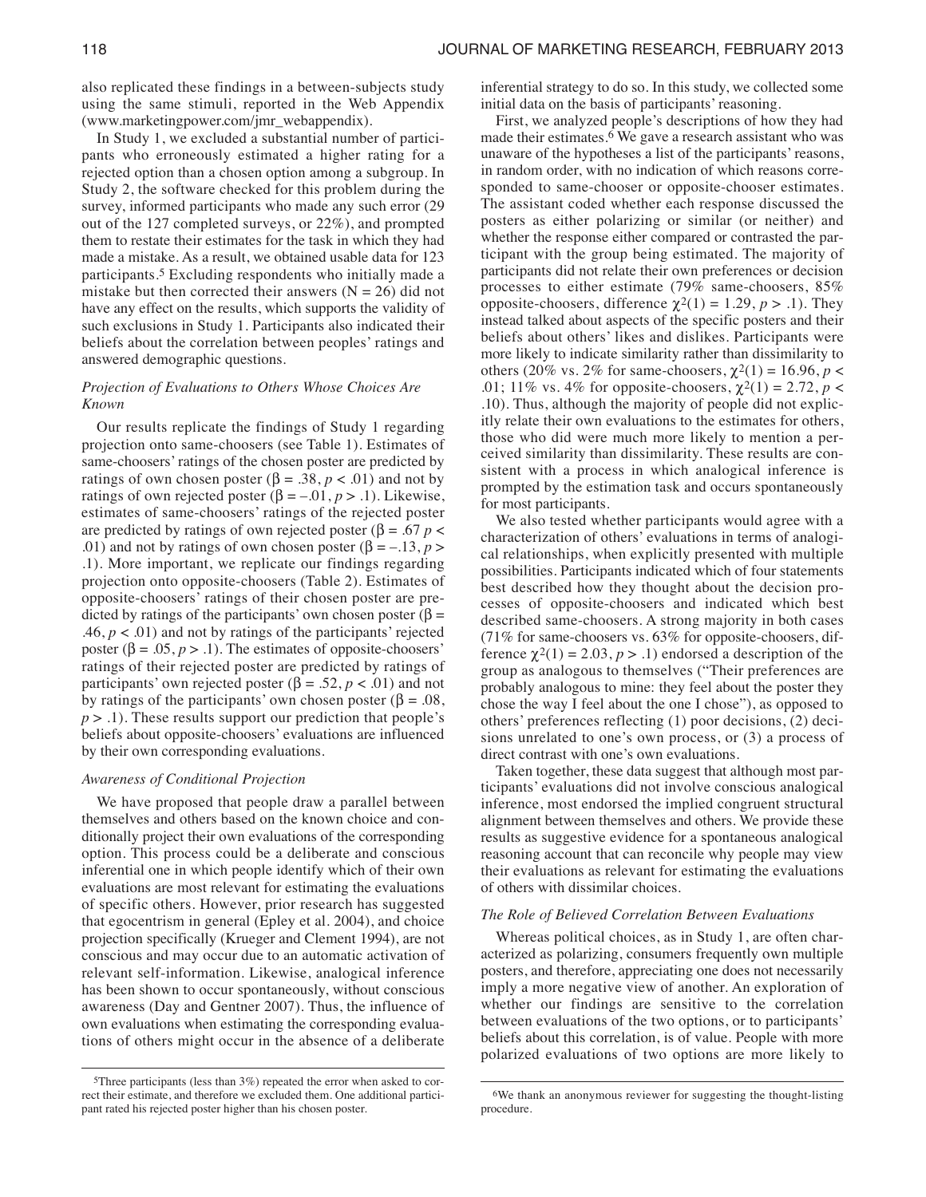also replicated these findings in a between-subjects study using the same stimuli, reported in the Web Appendix (www.marketingpower.com/jmr_webappendix).

In Study 1, we excluded a substantial number of participants who erroneously estimated a higher rating for a rejected option than a chosen option among a subgroup. In Study 2, the software checked for this problem during the survey, informed participants who made any such error (29 out of the 127 completed surveys, or 22%), and prompted them to restate their estimates for the task in which they had made a mistake. As a result, we obtained usable data for 123 participants.[5] Excluding respondents who initially made a mistake but then corrected their answers (N = 26) did not have any effect on the results, which supports the validity of such exclusions in Study 1. Participants also indicated their beliefs about the correlation between peoples' ratings and answered demographic questions.

### *Projection of Evaluations to Others Whose Choices Are Known*

Our results replicate the findings of Study 1 regarding projection onto same-choosers (see Table 1). Estimates of same-choosers' ratings of the chosen poster are predicted by ratings of own chosen poster ($\beta = .38$, $p < .01$) and not by ratings of own rejected poster ($\beta = -.01$, $p > .1$). Likewise, estimates of same-choosers' ratings of the rejected poster are predicted by ratings of own rejected poster ($\beta = .67$ $p < .01$) and not by ratings of own chosen poster ($\beta = -.13$, $p > .1$). More important, we replicate our findings regarding projection onto opposite-choosers (Table 2). Estimates of opposite-choosers' ratings of their chosen poster are predicted by ratings of the participants' own chosen poster ($\beta = .46$, $p < .01$) and not by ratings of the participants' rejected poster ($\beta = .05$, $p > .1$). The estimates of opposite-choosers' ratings of their rejected poster are predicted by ratings of participants' own rejected poster ($\beta = .52$, $p < .01$) and not by ratings of the participants' own chosen poster ($\beta = .08$, $p > .1$). These results support our prediction that people's beliefs about opposite-choosers' evaluations are influenced by their own corresponding evaluations.

### *Awareness of Conditional Projection*

We have proposed that people draw a parallel between themselves and others based on the known choice and conditionally project their own evaluations of the corresponding option. This process could be a deliberate and conscious inferential one in which people identify which of their own evaluations are most relevant for estimating the evaluations of specific others. However, prior research has suggested that egocentrism in general (Epley et al. 2004), and choice projection specifically (Krueger and Clement 1994), are not conscious and may occur due to an automatic activation of relevant self-information. Likewise, analogical inference has been shown to occur spontaneously, without conscious awareness (Day and Gentner 2007). Thus, the influence of own evaluations when estimating the corresponding evaluations of others might occur in the absence of a deliberate inferential strategy to do so. In this study, we collected some initial data on the basis of participants' reasoning.

First, we analyzed people's descriptions of how they had made their estimates.[6] We gave a research assistant who was unaware of the hypotheses a list of the participants' reasons, in random order, with no indication of which reasons corresponded to same-chooser or opposite-chooser estimates. The assistant coded whether each response discussed the posters as either polarizing or similar (or neither) and whether the response either compared or contrasted the participant with the group being estimated. The majority of participants did not relate their own preferences or decision processes to either estimate (79% same-choosers, 85% opposite-choosers, difference $\chi^2(1) = 1.29$, $p > .1$). They instead talked about aspects of the specific posters and their beliefs about others' likes and dislikes. Participants were more likely to indicate similarity rather than dissimilarity to others (20% vs. 2% for same-choosers, $\chi^2(1) = 16.96$, $p < .01$; 11% vs. 4% for opposite-choosers, $\chi^2(1) = 2.72$, $p < .10$). Thus, although the majority of people did not explicitly relate their own evaluations to the estimates for others, those who did were much more likely to mention a perceived similarity than dissimilarity. These results are consistent with a process in which analogical inference is prompted by the estimation task and occurs spontaneously for most participants.

We also tested whether participants would agree with a characterization of others' evaluations in terms of analogical relationships, when explicitly presented with multiple possibilities. Participants indicated which of four statements best described how they thought about the decision processes of opposite-choosers and indicated which best described same-choosers. A strong majority in both cases (71% for same-choosers vs. 63% for opposite-choosers, difference $\chi^2(1) = 2.03$, $p > .1$) endorsed a description of the group as analogous to themselves ("Their preferences are probably analogous to mine: they feel about the poster they chose the way I feel about the one I chose"), as opposed to others' preferences reflecting (1) poor decisions, (2) decisions unrelated to one's own process, or (3) a process of direct contrast with one's own evaluations.

Taken together, these data suggest that although most participants' evaluations did not involve conscious analogical inference, most endorsed the implied congruent structural alignment between themselves and others. We provide these results as suggestive evidence for a spontaneous analogical reasoning account that can reconcile why people may view their evaluations as relevant for estimating the evaluations of others with dissimilar choices.

### *The Role of Believed Correlation Between Evaluations*

Whereas political choices, as in Study 1, are often characterized as polarizing, consumers frequently own multiple posters, and therefore, appreciating one does not necessarily imply a more negative view of another. An exploration of whether our findings are sensitive to the correlation between evaluations of the two options, or to participants' beliefs about this correlation, is of value. People with more polarized evaluations of two options are more likely to

[5] Three participants (less than 3%) repeated the error when asked to correct their estimate, and therefore we excluded them. One additional participant rated his rejected poster higher than his chosen poster.

[6] We thank an anonymous reviewer for suggesting the thought-listing procedure.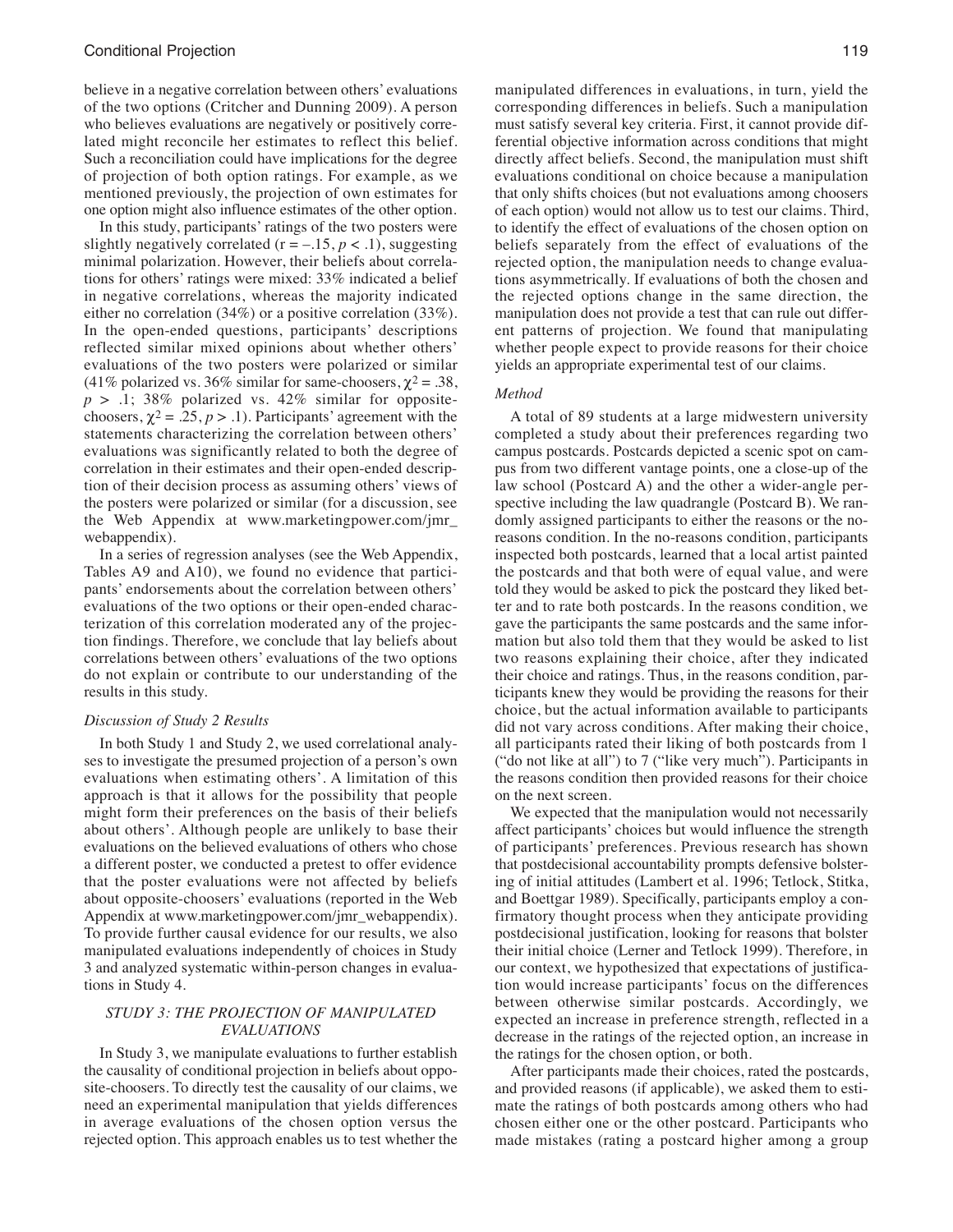believe in a negative correlation between others' evaluations of the two options (Critcher and Dunning 2009). A person who believes evaluations are negatively or positively correlated might reconcile her estimates to reflect this belief. Such a reconciliation could have implications for the degree of projection of both option ratings. For example, as we mentioned previously, the projection of own estimates for one option might also influence estimates of the other option.

In this study, participants' ratings of the two posters were slightly negatively correlated ($r = -.15$, $p < .1$), suggesting minimal polarization. However, their beliefs about correlations for others' ratings were mixed: 33% indicated a belief in negative correlations, whereas the majority indicated either no correlation (34%) or a positive correlation (33%). In the open-ended questions, participants' descriptions reflected similar mixed opinions about whether others' evaluations of the two posters were polarized or similar (41% polarized vs. 36% similar for same-choosers, $\chi^2 = .38$, $p > .1$; 38% polarized vs. 42% similar for opposite-choosers, $\chi^2 = .25$, $p > .1$). Participants' agreement with the statements characterizing the correlation between others' evaluations was significantly related to both the degree of correlation in their estimates and their open-ended description of their decision process as assuming others' views of the posters were polarized or similar (for a discussion, see the Web Appendix at www.marketingpower.com/jmr_webappendix).

In a series of regression analyses (see the Web Appendix, Tables A9 and A10), we found no evidence that participants' endorsements about the correlation between others' evaluations of the two options or their open-ended characterization of this correlation moderated any of the projection findings. Therefore, we conclude that lay beliefs about correlations between others' evaluations of the two options do not explain or contribute to our understanding of the results in this study.

### *Discussion of Study 2 Results*

In both Study 1 and Study 2, we used correlational analyses to investigate the presumed projection of a person's own evaluations when estimating others'. A limitation of this approach is that it allows for the possibility that people might form their preferences on the basis of their beliefs about others'. Although people are unlikely to base their evaluations on the believed evaluations of others who chose a different poster, we conducted a pretest to offer evidence that the poster evaluations were not affected by beliefs about opposite-choosers' evaluations (reported in the Web Appendix at www.marketingpower.com/jmr_webappendix). To provide further causal evidence for our results, we also manipulated evaluations independently of choices in Study 3 and analyzed systematic within-person changes in evaluations in Study 4.

## *STUDY 3: THE PROJECTION OF MANIPULATED EVALUATIONS*

In Study 3, we manipulate evaluations to further establish the causality of conditional projection in beliefs about opposite-choosers. To directly test the causality of our claims, we need an experimental manipulation that yields differences in average evaluations of the chosen option versus the rejected option. This approach enables us to test whether the manipulated differences in evaluations, in turn, yield the corresponding differences in beliefs. Such a manipulation must satisfy several key criteria. First, it cannot provide differential objective information across conditions that might directly affect beliefs. Second, the manipulation must shift evaluations conditional on choice because a manipulation that only shifts choices (but not evaluations among choosers of each option) would not allow us to test our claims. Third, to identify the effect of evaluations of the chosen option on beliefs separately from the effect of evaluations of the rejected option, the manipulation needs to change evaluations asymmetrically. If evaluations of both the chosen and the rejected options change in the same direction, the manipulation does not provide a test that can rule out different patterns of projection. We found that manipulating whether people expect to provide reasons for their choice yields an appropriate experimental test of our claims.

### *Method*

A total of 89 students at a large midwestern university completed a study about their preferences regarding two campus postcards. Postcards depicted a scenic spot on campus from two different vantage points, one a close-up of the law school (Postcard A) and the other a wider-angle perspective including the law quadrangle (Postcard B). We randomly assigned participants to either the reasons or the no-reasons condition. In the no-reasons condition, participants inspected both postcards, learned that a local artist painted the postcards and that both were of equal value, and were told they would be asked to pick the postcard they liked better and to rate both postcards. In the reasons condition, we gave the participants the same postcards and the same information but also told them that they would be asked to list two reasons explaining their choice, after they indicated their choice and ratings. Thus, in the reasons condition, participants knew they would be providing the reasons for their choice, but the actual information available to participants did not vary across conditions. After making their choice, all participants rated their liking of both postcards from 1 ("do not like at all") to 7 ("like very much"). Participants in the reasons condition then provided reasons for their choice on the next screen.

We expected that the manipulation would not necessarily affect participants' choices but would influence the strength of participants' preferences. Previous research has shown that postdecisional accountability prompts defensive bolstering of initial attitudes (Lambert et al. 1996; Tetlock, Stitka, and Boettgar 1989). Specifically, participants employ a confirmatory thought process when they anticipate providing postdecisional justification, looking for reasons that bolster their initial choice (Lerner and Tetlock 1999). Therefore, in our context, we hypothesized that expectations of justification would increase participants' focus on the differences between otherwise similar postcards. Accordingly, we expected an increase in preference strength, reflected in a decrease in the ratings of the rejected option, an increase in the ratings for the chosen option, or both.

After participants made their choices, rated the postcards, and provided reasons (if applicable), we asked them to estimate the ratings of both postcards among others who had chosen either one or the other postcard. Participants who made mistakes (rating a postcard higher among a group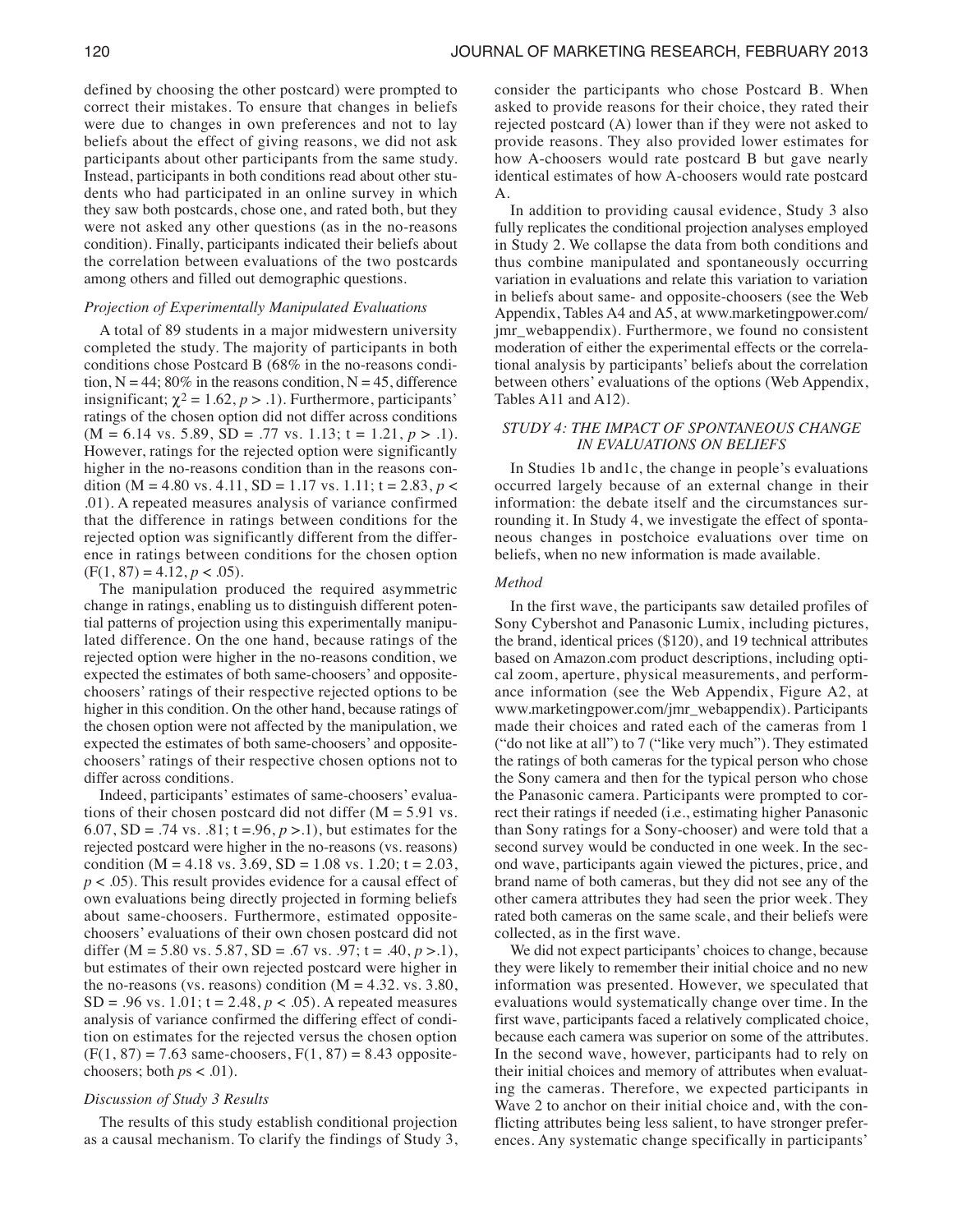defined by choosing the other postcard) were prompted to correct their mistakes. To ensure that changes in beliefs were due to changes in own preferences and not to lay beliefs about the effect of giving reasons, we did not ask participants about other participants from the same study. Instead, participants in both conditions read about other students who had participated in an online survey in which they saw both postcards, chose one, and rated both, but they were not asked any other questions (as in the no-reasons condition). Finally, participants indicated their beliefs about the correlation between evaluations of the two postcards among others and filled out demographic questions.

*Projection of Experimentally Manipulated Evaluations*

A total of 89 students in a major midwestern university completed the study. The majority of participants in both conditions chose Postcard B (68% in the no-reasons condition, N = 44; 80% in the reasons condition, N = 45, difference insignificant; $\chi^2 = 1.62$, $p > .1$). Furthermore, participants' ratings of the chosen option did not differ across conditions (M = 6.14 vs. 5.89, SD = .77 vs. 1.13; t = 1.21, $p > .1$). However, ratings for the rejected option were significantly higher in the no-reasons condition than in the reasons condition (M = 4.80 vs. 4.11, SD = 1.17 vs. 1.11; t = 2.83, $p < .01$). A repeated measures analysis of variance confirmed that the difference in ratings between conditions for the rejected option was significantly different from the difference in ratings between conditions for the chosen option ($F(1, 87) = 4.12$, $p < .05$).

The manipulation produced the required asymmetric change in ratings, enabling us to distinguish different potential patterns of projection using this experimentally manipulated difference. On the one hand, because ratings of the rejected option were higher in the no-reasons condition, we expected the estimates of both same-choosers' and opposite-choosers' ratings of their respective rejected options to be higher in this condition. On the other hand, because ratings of the chosen option were not affected by the manipulation, we expected the estimates of both same-choosers' and opposite-choosers' ratings of their respective chosen options not to differ across conditions.

Indeed, participants' estimates of same-choosers' evaluations of their chosen postcard did not differ (M = 5.91 vs. 6.07, SD = .74 vs. .81; t =.96, $p > .1$), but estimates for the rejected postcard were higher in the no-reasons (vs. reasons) condition (M = 4.18 vs. 3.69, SD = 1.08 vs. 1.20; t = 2.03, $p < .05$). This result provides evidence for a causal effect of own evaluations being directly projected in forming beliefs about same-choosers. Furthermore, estimated opposite-choosers' evaluations of their own chosen postcard did not differ (M = 5.80 vs. 5.87, SD = .67 vs. .97; t = .40, $p > .1$), but estimates of their own rejected postcard were higher in the no-reasons (vs. reasons) condition (M = 4.32. vs. 3.80, SD = .96 vs. 1.01; t = 2.48, $p < .05$). A repeated measures analysis of variance confirmed the differing effect of condition on estimates for the rejected versus the chosen option ($F(1, 87) = 7.63$ same-choosers, $F(1, 87) = 8.43$ opposite-choosers; both $ps < .01$).

*Discussion of Study 3 Results*

The results of this study establish conditional projection as a causal mechanism. To clarify the findings of Study 3, consider the participants who chose Postcard B. When asked to provide reasons for their choice, they rated their rejected postcard (A) lower than if they were not asked to provide reasons. They also provided lower estimates for how A-choosers would rate postcard B but gave nearly identical estimates of how A-choosers would rate postcard A.

In addition to providing causal evidence, Study 3 also fully replicates the conditional projection analyses employed in Study 2. We collapse the data from both conditions and thus combine manipulated and spontaneously occurring variation in evaluations and relate this variation to variation in beliefs about same- and opposite-choosers (see the Web Appendix, Tables A4 and A5, at www.marketingpower.com/jmr_webappendix). Furthermore, we found no consistent moderation of either the experimental effects or the correlational analysis by participants' beliefs about the correlation between others' evaluations of the options (Web Appendix, Tables A11 and A12).

## STUDY 4: THE IMPACT OF SPONTANEOUS CHANGE IN EVALUATIONS ON BELIEFS

In Studies 1b and1c, the change in people's evaluations occurred largely because of an external change in their information: the debate itself and the circumstances surrounding it. In Study 4, we investigate the effect of spontaneous changes in postchoice evaluations over time on beliefs, when no new information is made available.

*Method*

In the first wave, the participants saw detailed profiles of Sony Cybershot and Panasonic Lumix, including pictures, the brand, identical prices ($120), and 19 technical attributes based on Amazon.com product descriptions, including optical zoom, aperture, physical measurements, and performance information (see the Web Appendix, Figure A2, at www.marketingpower.com/jmr_webappendix). Participants made their choices and rated each of the cameras from 1 ("do not like at all") to 7 ("like very much"). They estimated the ratings of both cameras for the typical person who chose the Sony camera and then for the typical person who chose the Panasonic camera. Participants were prompted to correct their ratings if needed (i.e., estimating higher Panasonic than Sony ratings for a Sony-chooser) and were told that a second survey would be conducted in one week. In the second wave, participants again viewed the pictures, price, and brand name of both cameras, but they did not see any of the other camera attributes they had seen the prior week. They rated both cameras on the same scale, and their beliefs were collected, as in the first wave.

We did not expect participants' choices to change, because they were likely to remember their initial choice and no new information was presented. However, we speculated that evaluations would systematically change over time. In the first wave, participants faced a relatively complicated choice, because each camera was superior on some of the attributes. In the second wave, however, participants had to rely on their initial choices and memory of attributes when evaluating the cameras. Therefore, we expected participants in Wave 2 to anchor on their initial choice and, with the conflicting attributes being less salient, to have stronger preferences. Any systematic change specifically in participants'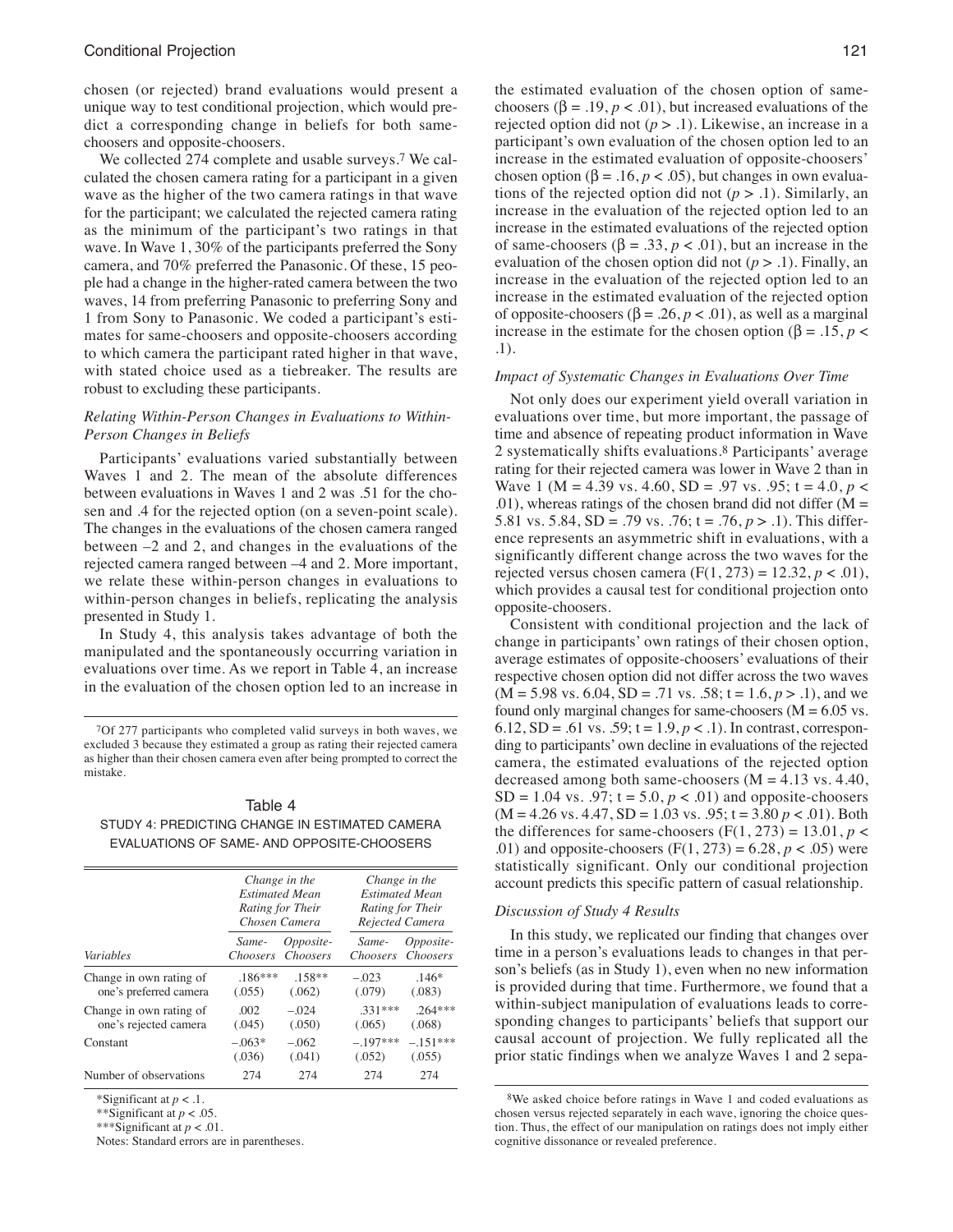chosen (or rejected) brand evaluations would present a unique way to test conditional projection, which would predict a corresponding change in beliefs for both same-choosers and opposite-choosers.

We collected 274 complete and usable surveys.[7] We calculated the chosen camera rating for a participant in a given wave as the higher of the two camera ratings in that wave for the participant; we calculated the rejected camera rating as the minimum of the participant's two ratings in that wave. In Wave 1, 30% of the participants preferred the Sony camera, and 70% preferred the Panasonic. Of these, 15 people had a change in the higher-rated camera between the two waves, 14 from preferring Panasonic to preferring Sony and 1 from Sony to Panasonic. We coded a participant's estimates for same-choosers and opposite-choosers according to which camera the participant rated higher in that wave, with stated choice used as a tiebreaker. The results are robust to excluding these participants.

### *Relating Within-Person Changes in Evaluations to Within-Person Changes in Beliefs*

Participants' evaluations varied substantially between Waves 1 and 2. The mean of the absolute differences between evaluations in Waves 1 and 2 was .51 for the chosen and .4 for the rejected option (on a seven-point scale). The changes in the evaluations of the chosen camera ranged between –2 and 2, and changes in the evaluations of the rejected camera ranged between –4 and 2. More important, we relate these within-person changes in evaluations to within-person changes in beliefs, replicating the analysis presented in Study 1.

In Study 4, this analysis takes advantage of both the manipulated and the spontaneously occurring variation in evaluations over time. As we report in Table 4, an increase in the evaluation of the chosen option led to an increase in the estimated evaluation of the chosen option of same-choosers ($\beta = .19$, $p < .01$), but increased evaluations of the rejected option did not ($p > .1$). Likewise, an increase in a participant's own evaluation of the chosen option led to an increase in the estimated evaluation of opposite-choosers' chosen option ($\beta = .16$, $p < .05$), but changes in own evaluations of the rejected option did not ($p > .1$). Similarly, an increase in the evaluation of the rejected option led to an increase in the estimated evaluations of the rejected option of same-choosers ($\beta = .33$, $p < .01$), but an increase in the evaluation of the chosen option did not ($p > .1$). Finally, an increase in the evaluation of the rejected option led to an increase in the estimated evaluation of the rejected option of opposite-choosers ($\beta = .26$, $p < .01$), as well as a marginal increase in the estimate for the chosen option ($\beta = .15$, $p < .1$).

Table 4

STUDY 4: PREDICTING CHANGE IN ESTIMATED CAMERA EVALUATIONS OF SAME- AND OPPOSITE-CHOOSERS

| | *Change in the Estimated Mean Rating for Their Chosen Camera* | | *Change in the Estimated Mean Rating for Their Rejected Camera* | |
|---|---|---|---|---|
| *Variables* | *Same-Choosers* | *Opposite-Choosers* | *Same-Choosers* | *Opposite-Choosers* |
| Change in own rating of one's preferred camera | .186*** (.055) | .158** (.062) | –.023 (.079) | .146* (.083) |
| Change in own rating of one's rejected camera | .002 (.045) | –.024 (.050) | .331*** (.065) | .264*** (.068) |
| Constant | –.063* (.036) | –.062 (.041) | –.197*** (.052) | –.151*** (.055) |
| Number of observations | 274 | 274 | 274 | 274 |

*Significant at $p < .1$.
**Significant at $p < .05$.
***Significant at $p < .01$.
Notes: Standard errors are in parentheses.

### *Impact of Systematic Changes in Evaluations Over Time*

Not only does our experiment yield overall variation in evaluations over time, but more important, the passage of time and absence of repeating product information in Wave 2 systematically shifts evaluations.[8] Participants' average rating for their rejected camera was lower in Wave 2 than in Wave 1 (M = 4.39 vs. 4.60, SD = .97 vs. .95; t = 4.0, $p < .01$), whereas ratings of the chosen brand did not differ (M = 5.81 vs. 5.84, SD = .79 vs. .76; t = .76, $p > .1$). This difference represents an asymmetric shift in evaluations, with a significantly different change across the two waves for the rejected versus chosen camera ($F(1, 273) = 12.32$, $p < .01$), which provides a causal test for conditional projection onto opposite-choosers.

Consistent with conditional projection and the lack of change in participants' own ratings of their chosen option, average estimates of opposite-choosers' evaluations of their respective chosen option did not differ across the two waves (M = 5.98 vs. 6.04, SD = .71 vs. .58; t = 1.6, $p > .1$), and we found only marginal changes for same-choosers (M = 6.05 vs. 6.12, SD = .61 vs. .59; t = 1.9, $p < .1$). In contrast, corresponding to participants' own decline in evaluations of the rejected camera, the estimated evaluations of the rejected option decreased among both same-choosers (M = 4.13 vs. 4.40, SD = 1.04 vs. .97; t = 5.0, $p < .01$) and opposite-choosers (M = 4.26 vs. 4.47, SD = 1.03 vs. .95; t = 3.80 $p < .01$). Both the differences for same-choosers ($F(1, 273) = 13.01$, $p < .01$) and opposite-choosers ($F(1, 273) = 6.28$, $p < .05$) were statistically significant. Only our conditional projection account predicts this specific pattern of casual relationship.

### *Discussion of Study 4 Results*

In this study, we replicated our finding that changes over time in a person's evaluations leads to changes in that person's beliefs (as in Study 1), even when no new information is provided during that time. Furthermore, we found that a within-subject manipulation of evaluations leads to corresponding changes to participants' beliefs that support our causal account of projection. We fully replicated all the prior static findings when we analyze Waves 1 and 2 sepa-

[7]Of 277 participants who completed valid surveys in both waves, we excluded 3 because they estimated a group as rating their rejected camera as higher than their chosen camera even after being prompted to correct the mistake.

[8]We asked choice before ratings in Wave 1 and coded evaluations as chosen versus rejected separately in each wave, ignoring the choice question. Thus, the effect of our manipulation on ratings does not imply either cognitive dissonance or revealed preference.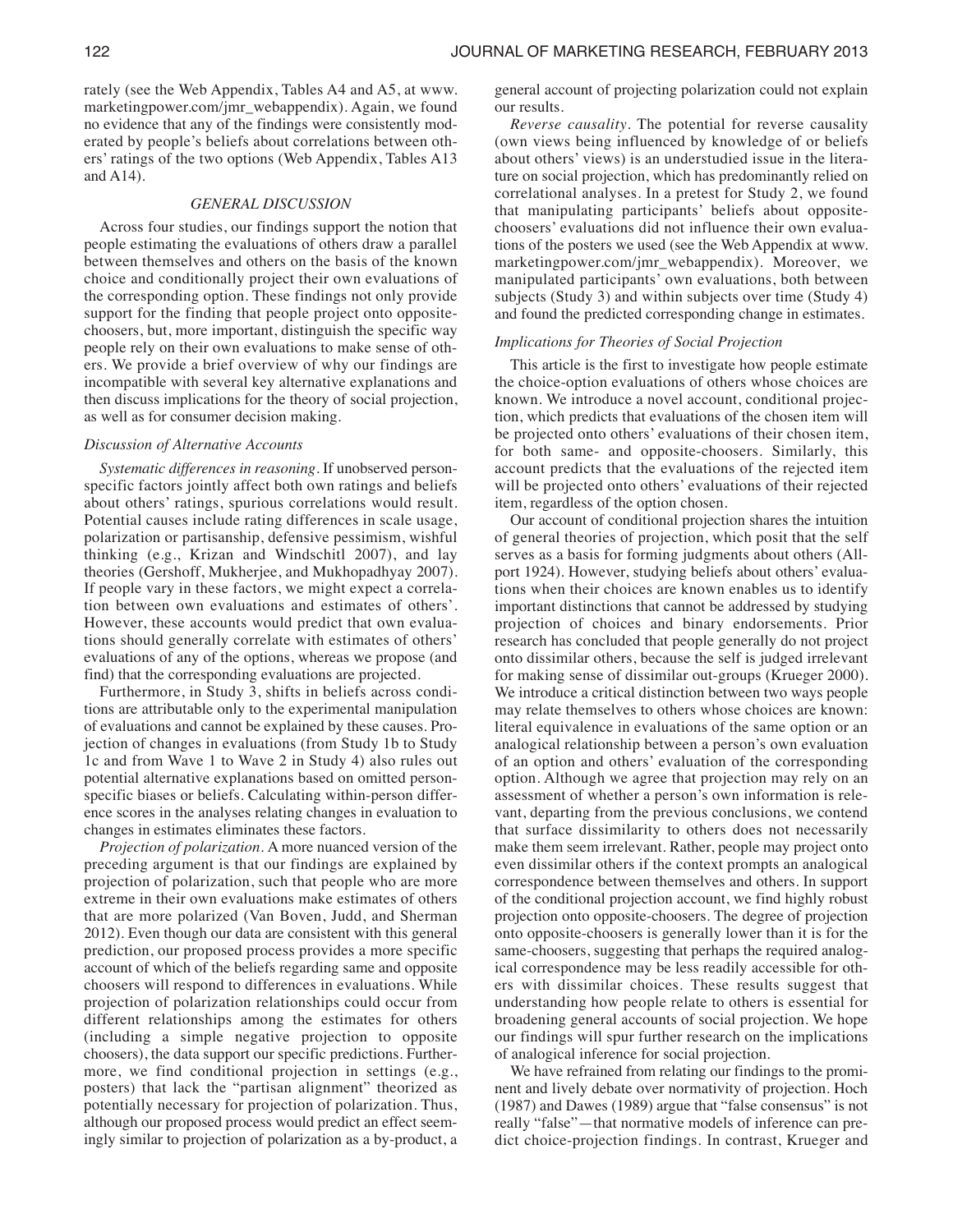rately (see the Web Appendix, Tables A4 and A5, at www.marketingpower.com/jmr_webappendix). Again, we found no evidence that any of the findings were consistently moderated by people's beliefs about correlations between others' ratings of the two options (Web Appendix, Tables A13 and A14).

## GENERAL DISCUSSION

Across four studies, our findings support the notion that people estimating the evaluations of others draw a parallel between themselves and others on the basis of the known choice and conditionally project their own evaluations of the corresponding option. These findings not only provide support for the finding that people project onto opposite-choosers, but, more important, distinguish the specific way people rely on their own evaluations to make sense of others. We provide a brief overview of why our findings are incompatible with several key alternative explanations and then discuss implications for the theory of social projection, as well as for consumer decision making.

### Discussion of Alternative Accounts

*Systematic differences in reasoning*. If unobserved person-specific factors jointly affect both own ratings and beliefs about others' ratings, spurious correlations would result. Potential causes include rating differences in scale usage, polarization or partisanship, defensive pessimism, wishful thinking (e.g., Krizan and Windschitl 2007), and lay theories (Gershoff, Mukherjee, and Mukhopadhyay 2007). If people vary in these factors, we might expect a correlation between own evaluations and estimates of others'. However, these accounts would predict that own evaluations should generally correlate with estimates of others' evaluations of any of the options, whereas we propose (and find) that the corresponding evaluations are projected.

Furthermore, in Study 3, shifts in beliefs across conditions are attributable only to the experimental manipulation of evaluations and cannot be explained by these causes. Projection of changes in evaluations (from Study 1b to Study 1c and from Wave 1 to Wave 2 in Study 4) also rules out potential alternative explanations based on omitted person-specific biases or beliefs. Calculating within-person difference scores in the analyses relating changes in evaluation to changes in estimates eliminates these factors.

*Projection of polarization*. A more nuanced version of the preceding argument is that our findings are explained by projection of polarization, such that people who are more extreme in their own evaluations make estimates of others that are more polarized (Van Boven, Judd, and Sherman 2012). Even though our data are consistent with this general prediction, our proposed process provides a more specific account of which of the beliefs regarding same and opposite choosers will respond to differences in evaluations. While projection of polarization relationships could occur from different relationships among the estimates for others (including a simple negative projection to opposite choosers), the data support our specific predictions. Furthermore, we find conditional projection in settings (e.g., posters) that lack the "partisan alignment" theorized as potentially necessary for projection of polarization. Thus, although our proposed process would predict an effect seemingly similar to projection of polarization as a by-product, a general account of projecting polarization could not explain our results.

*Reverse causality*. The potential for reverse causality (own views being influenced by knowledge of or beliefs about others' views) is an understudied issue in the literature on social projection, which has predominantly relied on correlational analyses. In a pretest for Study 2, we found that manipulating participants' beliefs about opposite-choosers' evaluations did not influence their own evaluations of the posters we used (see the Web Appendix at www.marketingpower.com/jmr_webappendix). Moreover, we manipulated participants' own evaluations, both between subjects (Study 3) and within subjects over time (Study 4) and found the predicted corresponding change in estimates.

### Implications for Theories of Social Projection

This article is the first to investigate how people estimate the choice-option evaluations of others whose choices are known. We introduce a novel account, conditional projection, which predicts that evaluations of the chosen item will be projected onto others' evaluations of their chosen item, for both same- and opposite-choosers. Similarly, this account predicts that the evaluations of the rejected item will be projected onto others' evaluations of their rejected item, regardless of the option chosen.

Our account of conditional projection shares the intuition of general theories of projection, which posit that the self serves as a basis for forming judgments about others (Allport 1924). However, studying beliefs about others' evaluations when their choices are known enables us to identify important distinctions that cannot be addressed by studying projection of choices and binary endorsements. Prior research has concluded that people generally do not project onto dissimilar others, because the self is judged irrelevant for making sense of dissimilar out-groups (Krueger 2000). We introduce a critical distinction between two ways people may relate themselves to others whose choices are known: literal equivalence in evaluations of the same option or an analogical relationship between a person's own evaluation of an option and others' evaluation of the corresponding option. Although we agree that projection may rely on an assessment of whether a person's own information is relevant, departing from the previous conclusions, we contend that surface dissimilarity to others does not necessarily make them seem irrelevant. Rather, people may project onto even dissimilar others if the context prompts an analogical correspondence between themselves and others. In support of the conditional projection account, we find highly robust projection onto opposite-choosers. The degree of projection onto opposite-choosers is generally lower than it is for the same-choosers, suggesting that perhaps the required analogical correspondence may be less readily accessible for others with dissimilar choices. These results suggest that understanding how people relate to others is essential for broadening general accounts of social projection. We hope our findings will spur further research on the implications of analogical inference for social projection.

We have refrained from relating our findings to the prominent and lively debate over normativity of projection. Hoch (1987) and Dawes (1989) argue that "false consensus" is not really "false"—that normative models of inference can predict choice-projection findings. In contrast, Krueger and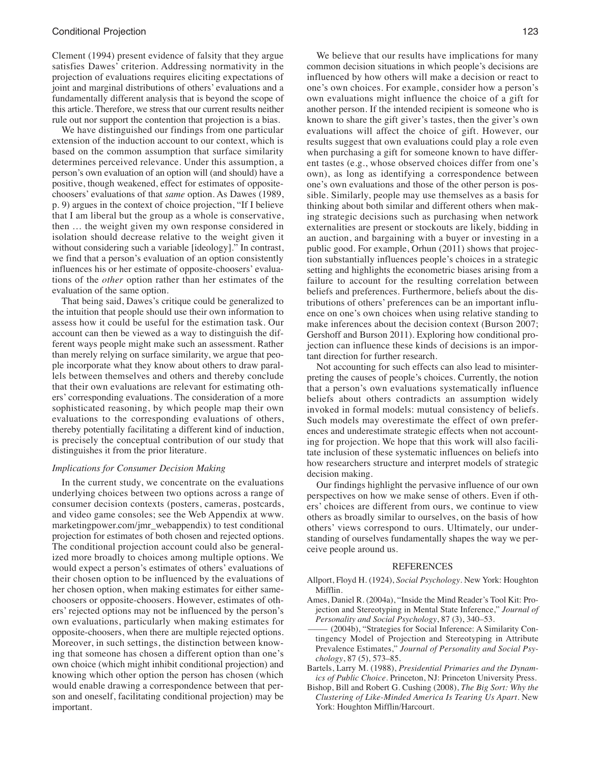Clement (1994) present evidence of falsity that they argue satisfies Dawes' criterion. Addressing normativity in the projection of evaluations requires eliciting expectations of joint and marginal distributions of others' evaluations and a fundamentally different analysis that is beyond the scope of this article. Therefore, we stress that our current results neither rule out nor support the contention that projection is a bias.

We have distinguished our findings from one particular extension of the induction account to our context, which is based on the common assumption that surface similarity determines perceived relevance. Under this assumption, a person's own evaluation of an option will (and should) have a positive, though weakened, effect for estimates of opposite-choosers' evaluations of that *same* option. As Dawes (1989, p. 9) argues in the context of choice projection, "If I believe that I am liberal but the group as a whole is conservative, then … the weight given my own response considered in isolation should decrease relative to the weight given it without considering such a variable [ideology]." In contrast, we find that a person's evaluation of an option consistently influences his or her estimate of opposite-choosers' evaluations of the *other* option rather than her estimates of the evaluation of the same option.

That being said, Dawes's critique could be generalized to the intuition that people should use their own information to assess how it could be useful for the estimation task. Our account can then be viewed as a way to distinguish the different ways people might make such an assessment. Rather than merely relying on surface similarity, we argue that people incorporate what they know about others to draw parallels between themselves and others and thereby conclude that their own evaluations are relevant for estimating others' corresponding evaluations. The consideration of a more sophisticated reasoning, by which people map their own evaluations to the corresponding evaluations of others, thereby potentially facilitating a different kind of induction, is precisely the conceptual contribution of our study that distinguishes it from the prior literature.

### *Implications for Consumer Decision Making*

In the current study, we concentrate on the evaluations underlying choices between two options across a range of consumer decision contexts (posters, cameras, postcards, and video game consoles; see the Web Appendix at www.marketingpower.com/jmr_webappendix) to test conditional projection for estimates of both chosen and rejected options. The conditional projection account could also be generalized more broadly to choices among multiple options. We would expect a person's estimates of others' evaluations of their chosen option to be influenced by the evaluations of her chosen option, when making estimates for either same-choosers or opposite-choosers. However, estimates of others' rejected options may not be influenced by the person's own evaluations, particularly when making estimates for opposite-choosers, when there are multiple rejected options. Moreover, in such settings, the distinction between knowing that someone has chosen a different option than one's own choice (which might inhibit conditional projection) and knowing which other option the person has chosen (which would enable drawing a correspondence between that person and oneself, facilitating conditional projection) may be important.

We believe that our results have implications for many common decision situations in which people's decisions are influenced by how others will make a decision or react to one's own choices. For example, consider how a person's own evaluations might influence the choice of a gift for another person. If the intended recipient is someone who is known to share the gift giver's tastes, then the giver's own evaluations will affect the choice of gift. However, our results suggest that own evaluations could play a role even when purchasing a gift for someone known to have different tastes (e.g., whose observed choices differ from one's own), as long as identifying a correspondence between one's own evaluations and those of the other person is possible. Similarly, people may use themselves as a basis for thinking about both similar and different others when making strategic decisions such as purchasing when network externalities are present or stockouts are likely, bidding in an auction, and bargaining with a buyer or investing in a public good. For example, Orhun (2011) shows that projection substantially influences people's choices in a strategic setting and highlights the econometric biases arising from a failure to account for the resulting correlation between beliefs and preferences. Furthermore, beliefs about the distributions of others' preferences can be an important influence on one's own choices when using relative standing to make inferences about the decision context (Burson 2007; Gershoff and Burson 2011). Exploring how conditional projection can influence these kinds of decisions is an important direction for further research.

Not accounting for such effects can also lead to misinterpreting the causes of people's choices. Currently, the notion that a person's own evaluations systematically influence beliefs about others contradicts an assumption widely invoked in formal models: mutual consistency of beliefs. Such models may overestimate the effect of own preferences and underestimate strategic effects when not accounting for projection. We hope that this work will also facilitate inclusion of these systematic influences on beliefs into how researchers structure and interpret models of strategic decision making.

Our findings highlight the pervasive influence of our own perspectives on how we make sense of others. Even if others' choices are different from ours, we continue to view others as broadly similar to ourselves, on the basis of how others' views correspond to ours. Ultimately, our understanding of ourselves fundamentally shapes the way we perceive people around us.

## REFERENCES

Allport, Floyd H. (1924), *Social Psychology*. New York: Houghton Mifflin.

Ames, Daniel R. (2004a), "Inside the Mind Reader's Tool Kit: Projection and Stereotyping in Mental State Inference," *Journal of Personality and Social Psychology*, 87 (3), 340–53.

——— (2004b), "Strategies for Social Inference: A Similarity Contingency Model of Projection and Stereotyping in Attribute Prevalence Estimates," *Journal of Personality and Social Psychology*, 87 (5), 573–85.

Bartels, Larry M. (1988), *Presidential Primaries and the Dynamics of Public Choice*. Princeton, NJ: Princeton University Press.

Bishop, Bill and Robert G. Cushing (2008), *The Big Sort: Why the Clustering of Like-Minded America Is Tearing Us Apart*. New York: Houghton Mifflin/Harcourt.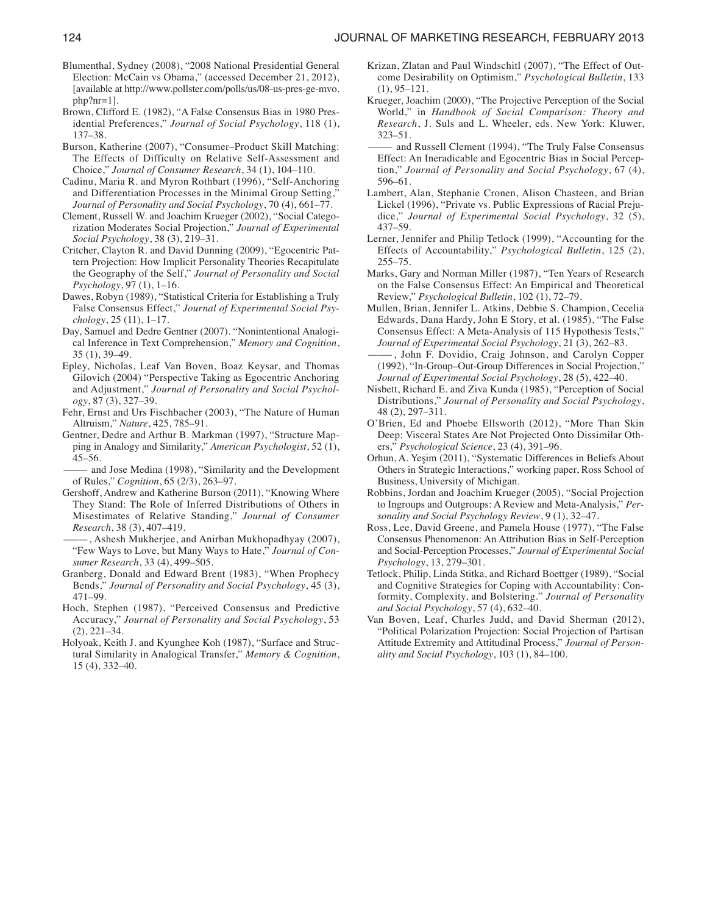Blumenthal, Sydney (2008), "2008 National Presidential General Election: McCain vs Obama," (accessed December 21, 2012), [available at http://www.pollster.com/polls/us/08-us-pres-ge-mvo.php?nr=1].

Brown, Clifford E. (1982), "A False Consensus Bias in 1980 Presidential Preferences," *Journal of Social Psychology*, 118 (1), 137–38.

Burson, Katherine (2007), "Consumer–Product Skill Matching: The Effects of Difficulty on Relative Self-Assessment and Choice," *Journal of Consumer Research*, 34 (1), 104–110.

Cadinu, Maria R. and Myron Rothbart (1996), "Self-Anchoring and Differentiation Processes in the Minimal Group Setting," *Journal of Personality and Social Psychology*, 70 (4), 661–77.

Clement, Russell W. and Joachim Krueger (2002), "Social Categorization Moderates Social Projection," *Journal of Experimental Social Psychology*, 38 (3), 219–31.

Critcher, Clayton R. and David Dunning (2009), "Egocentric Pattern Projection: How Implicit Personality Theories Recapitulate the Geography of the Self," *Journal of Personality and Social Psychology*, 97 (1), 1–16.

Dawes, Robyn (1989), "Statistical Criteria for Establishing a Truly False Consensus Effect," *Journal of Experimental Social Psychology*, 25 (11), 1–17.

Day, Samuel and Dedre Gentner (2007). "Nonintentional Analogical Inference in Text Comprehension," *Memory and Cognition*, 35 (1), 39–49.

Epley, Nicholas, Leaf Van Boven, Boaz Keysar, and Thomas Gilovich (2004) "Perspective Taking as Egocentric Anchoring and Adjustment," *Journal of Personality and Social Psychology*, 87 (3), 327–39.

Fehr, Ernst and Urs Fischbacher (2003), "The Nature of Human Altruism," *Nature*, 425, 785–91.

Gentner, Dedre and Arthur B. Markman (1997), "Structure Mapping in Analogy and Similarity," *American Psychologist*, 52 (1), 45–56.

——— and Jose Medina (1998), "Similarity and the Development of Rules," *Cognition*, 65 (2/3), 263–97.

Gershoff, Andrew and Katherine Burson (2011), "Knowing Where They Stand: The Role of Inferred Distributions of Others in Misestimates of Relative Standing," *Journal of Consumer Research*, 38 (3), 407–419.

———, Ashesh Mukherjee, and Anirban Mukhopadhyay (2007), "Few Ways to Love, but Many Ways to Hate," *Journal of Consumer Research*, 33 (4), 499–505.

Granberg, Donald and Edward Brent (1983), "When Prophecy Bends," *Journal of Personality and Social Psychology*, 45 (3), 471–99.

Hoch, Stephen (1987), "Perceived Consensus and Predictive Accuracy," *Journal of Personality and Social Psychology*, 53 (2), 221–34.

Holyoak, Keith J. and Kyunghee Koh (1987), "Surface and Structural Similarity in Analogical Transfer," *Memory & Cognition*, 15 (4), 332–40.

Krizan, Zlatan and Paul Windschitl (2007), "The Effect of Outcome Desirability on Optimism," *Psychological Bulletin*, 133 (1), 95–121.

Krueger, Joachim (2000), "The Projective Perception of the Social World," in *Handbook of Social Comparison: Theory and Research*, J. Suls and L. Wheeler, eds. New York: Kluwer, 323–51.

——— and Russell Clement (1994), "The Truly False Consensus Effect: An Ineradicable and Egocentric Bias in Social Perception," *Journal of Personality and Social Psychology*, 67 (4), 596–61.

Lambert, Alan, Stephanie Cronen, Alison Chasteen, and Brian Lickel (1996), "Private vs. Public Expressions of Racial Prejudice," *Journal of Experimental Social Psychology*, 32 (5), 437–59.

Lerner, Jennifer and Philip Tetlock (1999), "Accounting for the Effects of Accountability," *Psychological Bulletin*, 125 (2), 255–75.

Marks, Gary and Norman Miller (1987), "Ten Years of Research on the False Consensus Effect: An Empirical and Theoretical Review," *Psychological Bulletin*, 102 (1), 72–79.

Mullen, Brian, Jennifer L. Atkins, Debbie S. Champion, Cecelia Edwards, Dana Hardy, John E Story, et al. (1985), "The False Consensus Effect: A Meta-Analysis of 115 Hypothesis Tests," *Journal of Experimental Social Psychology*, 21 (3), 262–83.

———, John F. Dovidio, Craig Johnson, and Carolyn Copper (1992), "In-Group–Out-Group Differences in Social Projection," *Journal of Experimental Social Psychology*, 28 (5), 422–40.

Nisbett, Richard E. and Ziva Kunda (1985), "Perception of Social Distributions," *Journal of Personality and Social Psychology*, 48 (2), 297–311.

O'Brien, Ed and Phoebe Ellsworth (2012), "More Than Skin Deep: Visceral States Are Not Projected Onto Dissimilar Others," *Psychological Science*, 23 (4), 391–96.

Orhun, A. Yeşim (2011), "Systematic Differences in Beliefs About Others in Strategic Interactions," working paper, Ross School of Business, University of Michigan.

Robbins, Jordan and Joachim Krueger (2005), "Social Projection to Ingroups and Outgroups: A Review and Meta-Analysis," *Personality and Social Psychology Review*, 9 (1), 32–47.

Ross, Lee, David Greene, and Pamela House (1977), "The False Consensus Phenomenon: An Attribution Bias in Self-Perception and Social-Perception Processes," *Journal of Experimental Social Psychology*, 13, 279–301.

Tetlock, Philip, Linda Stitka, and Richard Boettger (1989), "Social and Cognitive Strategies for Coping with Accountability: Conformity, Complexity, and Bolstering." *Journal of Personality and Social Psychology*, 57 (4), 632–40.

Van Boven, Leaf, Charles Judd, and David Sherman (2012), "Political Polarization Projection: Social Projection of Partisan Attitude Extremity and Attitudinal Process," *Journal of Personality and Social Psychology*, 103 (1), 84–100.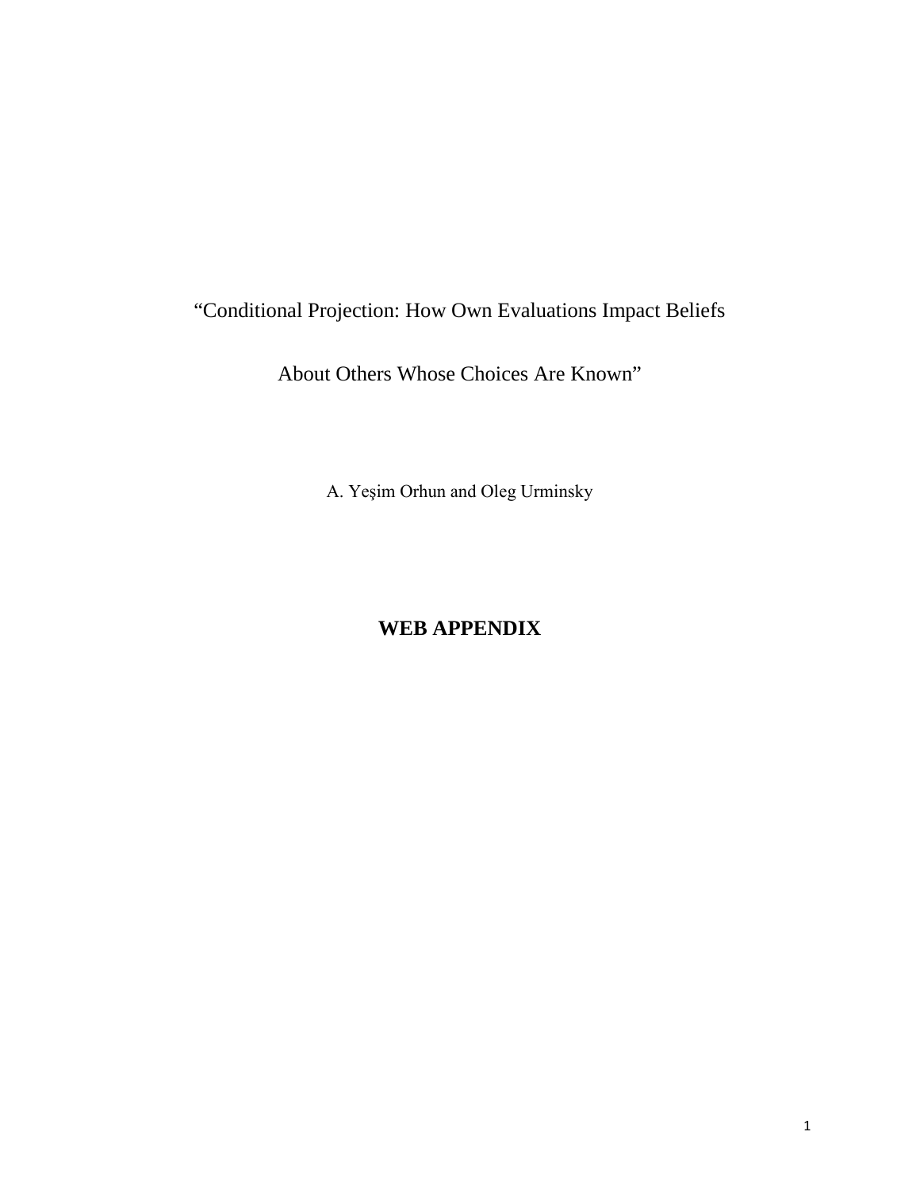“Conditional Projection: How Own Evaluations Impact Beliefs

About Others Whose Choices Are Known”

A. Yeşim Orhun and Oleg Urminsky

**WEB APPENDIX**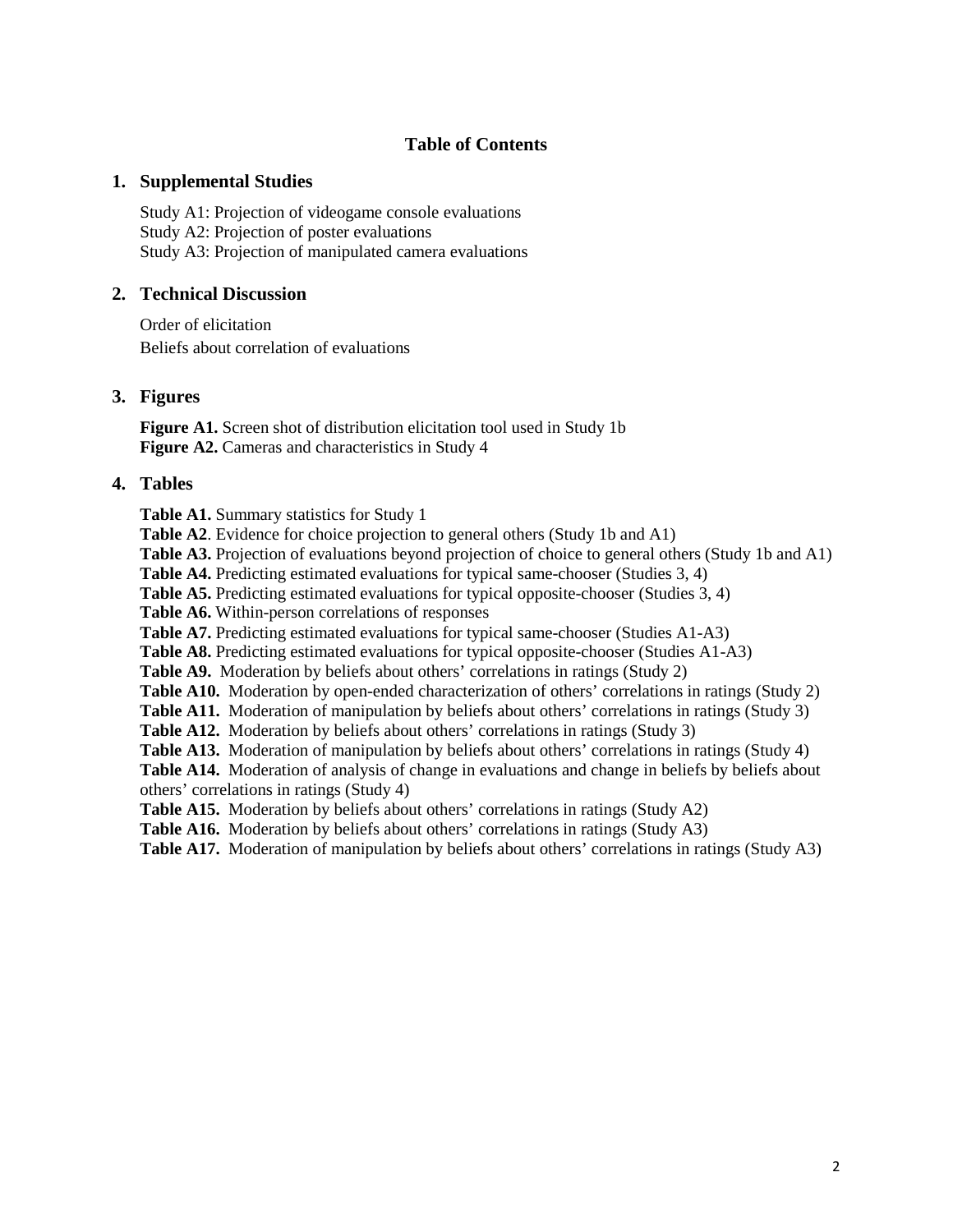# Table of Contents

## 1. Supplemental Studies

Study A1: Projection of videogame console evaluations
Study A2: Projection of poster evaluations
Study A3: Projection of manipulated camera evaluations

## 2. Technical Discussion

Order of elicitation
Beliefs about correlation of evaluations

## 3. Figures

**Figure A1.** Screen shot of distribution elicitation tool used in Study 1b
**Figure A2.** Cameras and characteristics in Study 4

## 4. Tables

**Table A1.** Summary statistics for Study 1
**Table A2**. Evidence for choice projection to general others (Study 1b and A1)
**Table A3.** Projection of evaluations beyond projection of choice to general others (Study 1b and A1)
**Table A4.** Predicting estimated evaluations for typical same-chooser (Studies 3, 4)
**Table A5.** Predicting estimated evaluations for typical opposite-chooser (Studies 3, 4)
**Table A6.** Within-person correlations of responses
**Table A7.** Predicting estimated evaluations for typical same-chooser (Studies A1-A3)
**Table A8.** Predicting estimated evaluations for typical opposite-chooser (Studies A1-A3)
**Table A9.** Moderation by beliefs about others' correlations in ratings (Study 2)
**Table A10.** Moderation by open-ended characterization of others' correlations in ratings (Study 2)
**Table A11.** Moderation of manipulation by beliefs about others' correlations in ratings (Study 3)
**Table A12.** Moderation by beliefs about others' correlations in ratings (Study 3)
**Table A13.** Moderation of manipulation by beliefs about others' correlations in ratings (Study 4)
**Table A14.** Moderation of analysis of change in evaluations and change in beliefs by beliefs about others' correlations in ratings (Study 4)
**Table A15.** Moderation by beliefs about others' correlations in ratings (Study A2)
**Table A16.** Moderation by beliefs about others' correlations in ratings (Study A3)
**Table A17.** Moderation of manipulation by beliefs about others' correlations in ratings (Study A3)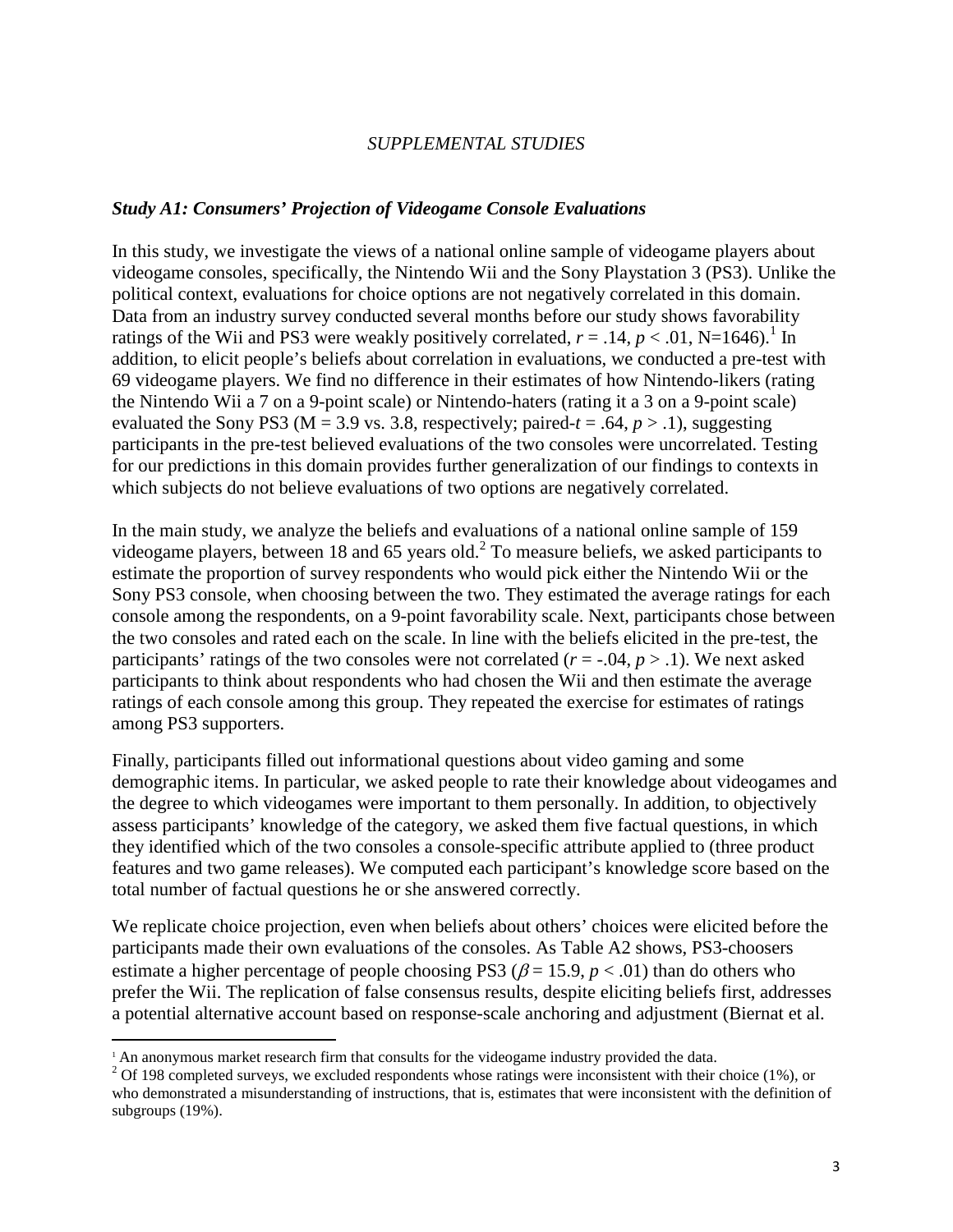*SUPPLEMENTAL STUDIES*

### *Study A1: Consumers' Projection of Videogame Console Evaluations*

In this study, we investigate the views of a national online sample of videogame players about videogame consoles, specifically, the Nintendo Wii and the Sony Playstation 3 (PS3). Unlike the political context, evaluations for choice options are not negatively correlated in this domain. Data from an industry survey conducted several months before our study shows favorability ratings of the Wii and PS3 were weakly positively correlated, $r = .14$, $p < .01$, N=1646).[1] In addition, to elicit people's beliefs about correlation in evaluations, we conducted a pre-test with 69 videogame players. We find no difference in their estimates of how Nintendo-likers (rating the Nintendo Wii a 7 on a 9-point scale) or Nintendo-haters (rating it a 3 on a 9-point scale) evaluated the Sony PS3 (M = 3.9 vs. 3.8, respectively; paired-$t = .64$, $p > .1$), suggesting participants in the pre-test believed evaluations of the two consoles were uncorrelated. Testing for our predictions in this domain provides further generalization of our findings to contexts in which subjects do not believe evaluations of two options are negatively correlated.

In the main study, we analyze the beliefs and evaluations of a national online sample of 159 videogame players, between 18 and 65 years old.[2] To measure beliefs, we asked participants to estimate the proportion of survey respondents who would pick either the Nintendo Wii or the Sony PS3 console, when choosing between the two. They estimated the average ratings for each console among the respondents, on a 9-point favorability scale. Next, participants chose between the two consoles and rated each on the scale. In line with the beliefs elicited in the pre-test, the participants' ratings of the two consoles were not correlated ($r = -.04$, $p > .1$). We next asked participants to think about respondents who had chosen the Wii and then estimate the average ratings of each console among this group. They repeated the exercise for estimates of ratings among PS3 supporters.

Finally, participants filled out informational questions about video gaming and some demographic items. In particular, we asked people to rate their knowledge about videogames and the degree to which videogames were important to them personally. In addition, to objectively assess participants' knowledge of the category, we asked them five factual questions, in which they identified which of the two consoles a console-specific attribute applied to (three product features and two game releases). We computed each participant's knowledge score based on the total number of factual questions he or she answered correctly.

We replicate choice projection, even when beliefs about others' choices were elicited before the participants made their own evaluations of the consoles. As Table A2 shows, PS3-choosers estimate a higher percentage of people choosing PS3 ($\beta = 15.9$, $p < .01$) than do others who prefer the Wii. The replication of false consensus results, despite eliciting beliefs first, addresses a potential alternative account based on response-scale anchoring and adjustment (Biernat et al.

---

[1] An anonymous market research firm that consults for the videogame industry provided the data.

[2] Of 198 completed surveys, we excluded respondents whose ratings were inconsistent with their choice (1%), or who demonstrated a misunderstanding of instructions, that is, estimates that were inconsistent with the definition of subgroups (19%).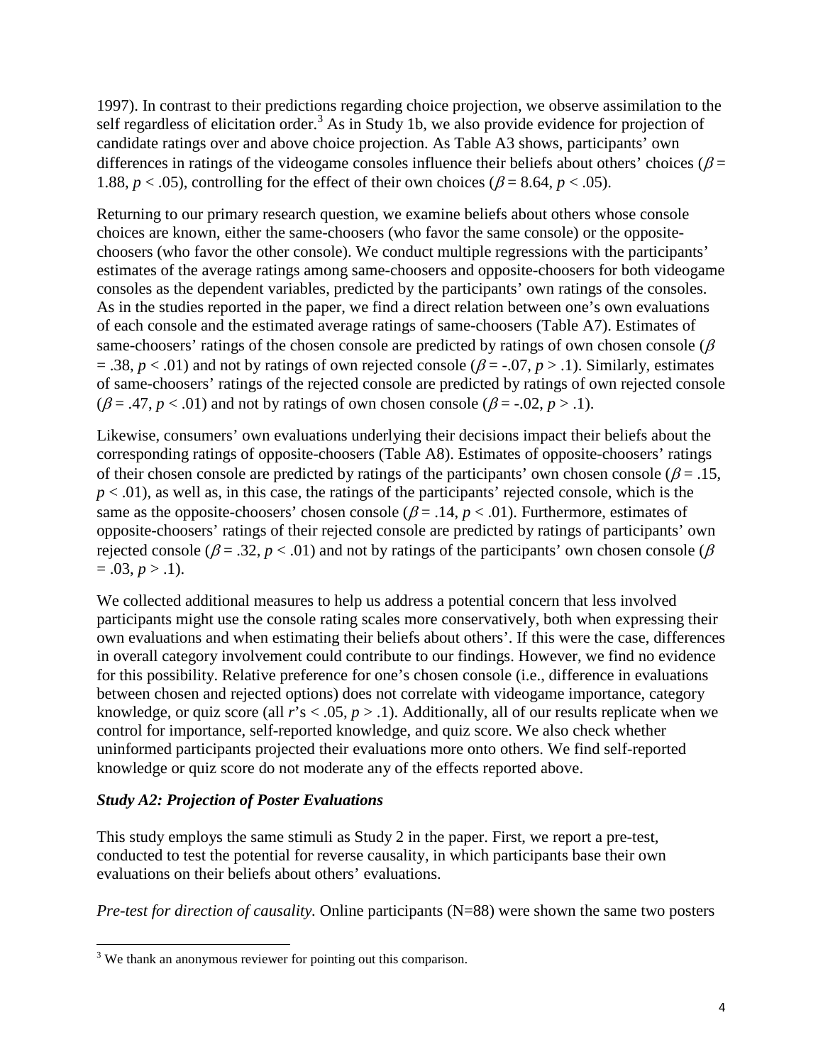1997). In contrast to their predictions regarding choice projection, we observe assimilation to the self regardless of elicitation order.[3] As in Study 1b, we also provide evidence for projection of candidate ratings over and above choice projection. As Table A3 shows, participants' own differences in ratings of the videogame consoles influence their beliefs about others' choices ($\beta$ = 1.88, $p < .05$), controlling for the effect of their own choices ($\beta$ = 8.64, $p < .05$).

Returning to our primary research question, we examine beliefs about others whose console choices are known, either the same-choosers (who favor the same console) or the opposite-choosers (who favor the other console). We conduct multiple regressions with the participants' estimates of the average ratings among same-choosers and opposite-choosers for both videogame consoles as the dependent variables, predicted by the participants' own ratings of the consoles. As in the studies reported in the paper, we find a direct relation between one's own evaluations of each console and the estimated average ratings of same-choosers (Table A7). Estimates of same-choosers' ratings of the chosen console are predicted by ratings of own chosen console ($\beta$ = .38, $p < .01$) and not by ratings of own rejected console ($\beta$ = -.07, $p > .1$). Similarly, estimates of same-choosers' ratings of the rejected console are predicted by ratings of own rejected console ($\beta$ = .47, $p < .01$) and not by ratings of own chosen console ($\beta$ = -.02, $p > .1$).

Likewise, consumers' own evaluations underlying their decisions impact their beliefs about the corresponding ratings of opposite-choosers (Table A8). Estimates of opposite-choosers' ratings of their chosen console are predicted by ratings of the participants' own chosen console ($\beta$ = .15, $p < .01$), as well as, in this case, the ratings of the participants' rejected console, which is the same as the opposite-choosers' chosen console ($\beta$ = .14, $p < .01$). Furthermore, estimates of opposite-choosers' ratings of their rejected console are predicted by ratings of participants' own rejected console ($\beta$ = .32, $p < .01$) and not by ratings of the participants' own chosen console ($\beta$ = .03, $p > .1$).

We collected additional measures to help us address a potential concern that less involved participants might use the console rating scales more conservatively, both when expressing their own evaluations and when estimating their beliefs about others'. If this were the case, differences in overall category involvement could contribute to our findings. However, we find no evidence for this possibility. Relative preference for one's chosen console (i.e., difference in evaluations between chosen and rejected options) does not correlate with videogame importance, category knowledge, or quiz score (all $r$'s < .05, $p > .1$). Additionally, all of our results replicate when we control for importance, self-reported knowledge, and quiz score. We also check whether uninformed participants projected their evaluations more onto others. We find self-reported knowledge or quiz score do not moderate any of the effects reported above.

### *Study A2: Projection of Poster Evaluations*

This study employs the same stimuli as Study 2 in the paper. First, we report a pre-test, conducted to test the potential for reverse causality, in which participants base their own evaluations on their beliefs about others' evaluations.

*Pre-test for direction of causality.* Online participants (N=88) were shown the same two posters

---

[3] We thank an anonymous reviewer for pointing out this comparison.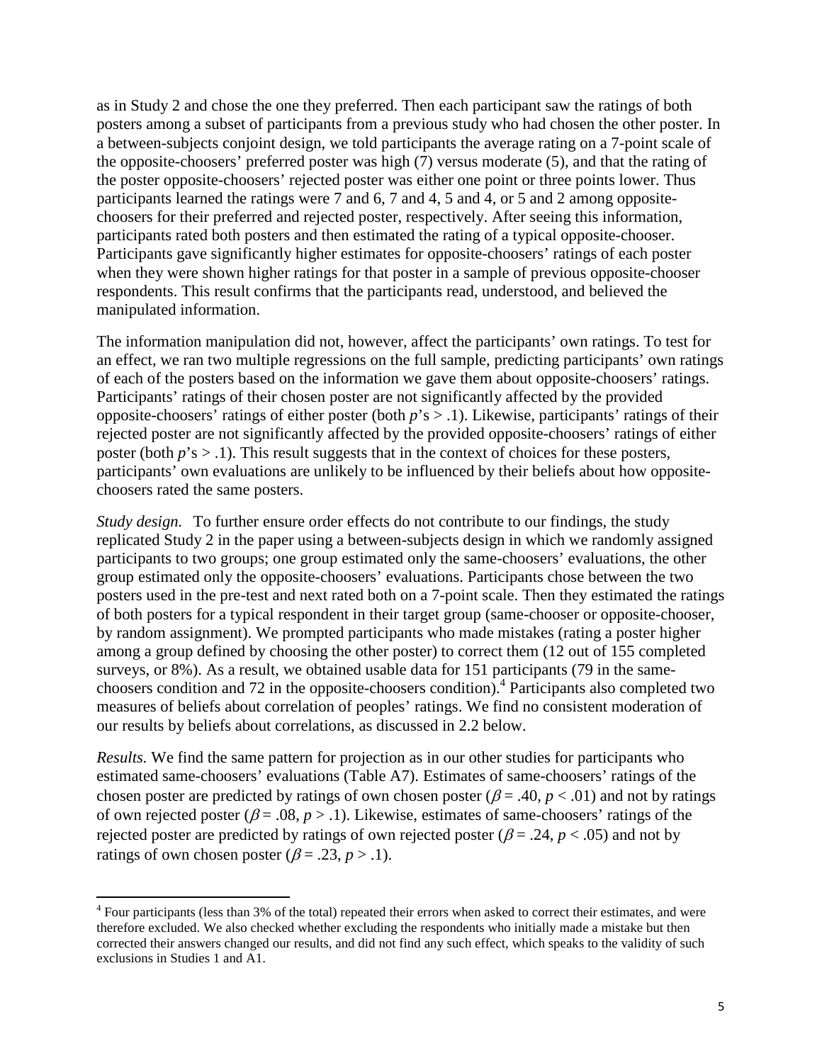as in Study 2 and chose the one they preferred. Then each participant saw the ratings of both posters among a subset of participants from a previous study who had chosen the other poster. In a between-subjects conjoint design, we told participants the average rating on a 7-point scale of the opposite-choosers' preferred poster was high (7) versus moderate (5), and that the rating of the poster opposite-choosers' rejected poster was either one point or three points lower. Thus participants learned the ratings were 7 and 6, 7 and 4, 5 and 4, or 5 and 2 among opposite-choosers for their preferred and rejected poster, respectively. After seeing this information, participants rated both posters and then estimated the rating of a typical opposite-chooser. Participants gave significantly higher estimates for opposite-choosers' ratings of each poster when they were shown higher ratings for that poster in a sample of previous opposite-chooser respondents. This result confirms that the participants read, understood, and believed the manipulated information.

The information manipulation did not, however, affect the participants' own ratings. To test for an effect, we ran two multiple regressions on the full sample, predicting participants' own ratings of each of the posters based on the information we gave them about opposite-choosers' ratings. Participants' ratings of their chosen poster are not significantly affected by the provided opposite-choosers' ratings of either poster (both $p$'s $> .1$). Likewise, participants' ratings of their rejected poster are not significantly affected by the provided opposite-choosers' ratings of either poster (both $p$'s $> .1$). This result suggests that in the context of choices for these posters, participants' own evaluations are unlikely to be influenced by their beliefs about how opposite-choosers rated the same posters.

*Study design.* To further ensure order effects do not contribute to our findings, the study replicated Study 2 in the paper using a between-subjects design in which we randomly assigned participants to two groups; one group estimated only the same-choosers' evaluations, the other group estimated only the opposite-choosers' evaluations. Participants chose between the two posters used in the pre-test and next rated both on a 7-point scale. Then they estimated the ratings of both posters for a typical respondent in their target group (same-chooser or opposite-chooser, by random assignment). We prompted participants who made mistakes (rating a poster higher among a group defined by choosing the other poster) to correct them (12 out of 155 completed surveys, or 8%). As a result, we obtained usable data for 151 participants (79 in the same-choosers condition and 72 in the opposite-choosers condition).[4] Participants also completed two measures of beliefs about correlation of peoples' ratings. We find no consistent moderation of our results by beliefs about correlations, as discussed in 2.2 below.

*Results.* We find the same pattern for projection as in our other studies for participants who estimated same-choosers' evaluations (Table A7). Estimates of same-choosers' ratings of the chosen poster are predicted by ratings of own chosen poster ($\beta = .40$, $p < .01$) and not by ratings of own rejected poster ($\beta = .08$, $p > .1$). Likewise, estimates of same-choosers' ratings of the rejected poster are predicted by ratings of own rejected poster ($\beta = .24$, $p < .05$) and not by ratings of own chosen poster ($\beta = .23$, $p > .1$).

[4] Four participants (less than 3% of the total) repeated their errors when asked to correct their estimates, and were therefore excluded. We also checked whether excluding the respondents who initially made a mistake but then corrected their answers changed our results, and did not find any such effect, which speaks to the validity of such exclusions in Studies 1 and A1.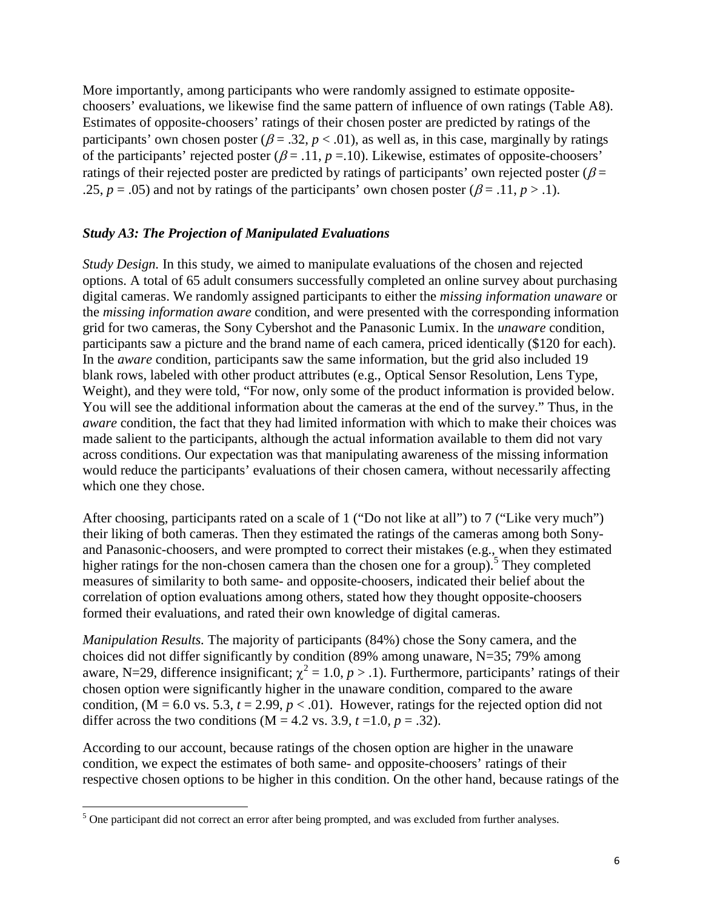More importantly, among participants who were randomly assigned to estimate opposite-choosers' evaluations, we likewise find the same pattern of influence of own ratings (Table A8). Estimates of opposite-choosers' ratings of their chosen poster are predicted by ratings of the participants' own chosen poster ($\beta = .32$, $p < .01$), as well as, in this case, marginally by ratings of the participants' rejected poster ($\beta = .11$, $p = .10$). Likewise, estimates of opposite-choosers' ratings of their rejected poster are predicted by ratings of participants' own rejected poster ($\beta = .25$, $p = .05$) and not by ratings of the participants' own chosen poster ($\beta = .11$, $p > .1$).

### *Study A3: The Projection of Manipulated Evaluations*

*Study Design.* In this study, we aimed to manipulate evaluations of the chosen and rejected options. A total of 65 adult consumers successfully completed an online survey about purchasing digital cameras. We randomly assigned participants to either the *missing information unaware* or the *missing information aware* condition, and were presented with the corresponding information grid for two cameras, the Sony Cybershot and the Panasonic Lumix. In the *unaware* condition, participants saw a picture and the brand name of each camera, priced identically ($120 for each). In the *aware* condition, participants saw the same information, but the grid also included 19 blank rows, labeled with other product attributes (e.g., Optical Sensor Resolution, Lens Type, Weight), and they were told, "For now, only some of the product information is provided below. You will see the additional information about the cameras at the end of the survey." Thus, in the *aware* condition, the fact that they had limited information with which to make their choices was made salient to the participants, although the actual information available to them did not vary across conditions. Our expectation was that manipulating awareness of the missing information would reduce the participants' evaluations of their chosen camera, without necessarily affecting which one they chose.

After choosing, participants rated on a scale of 1 ("Do not like at all") to 7 ("Like very much") their liking of both cameras. Then they estimated the ratings of the cameras among both Sony- and Panasonic-choosers, and were prompted to correct their mistakes (e.g., when they estimated higher ratings for the non-chosen camera than the chosen one for a group).[5] They completed measures of similarity to both same- and opposite-choosers, indicated their belief about the correlation of option evaluations among others, stated how they thought opposite-choosers formed their evaluations, and rated their own knowledge of digital cameras.

*Manipulation Results.* The majority of participants (84%) chose the Sony camera, and the choices did not differ significantly by condition (89% among unaware, N=35; 79% among aware, N=29, difference insignificant; $\chi^2 = 1.0$, $p > .1$). Furthermore, participants' ratings of their chosen option were significantly higher in the unaware condition, compared to the aware condition, (M = 6.0 vs. 5.3, $t = 2.99$, $p < .01$). However, ratings for the rejected option did not differ across the two conditions (M = 4.2 vs. 3.9, $t = 1.0$, $p = .32$).

According to our account, because ratings of the chosen option are higher in the unaware condition, we expect the estimates of both same- and opposite-choosers' ratings of their respective chosen options to be higher in this condition. On the other hand, because ratings of the

[5] One participant did not correct an error after being prompted, and was excluded from further analyses.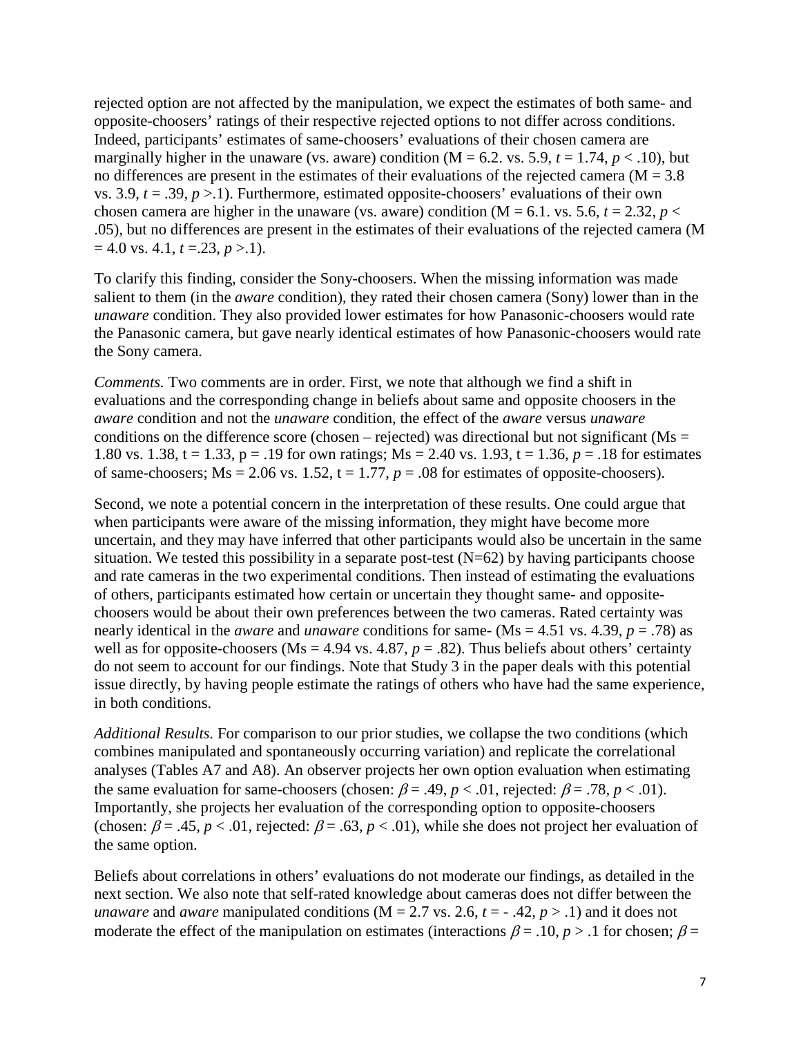rejected option are not affected by the manipulation, we expect the estimates of both same- and opposite-choosers' ratings of their respective rejected options to not differ across conditions. Indeed, participants' estimates of same-choosers' evaluations of their chosen camera are marginally higher in the unaware (vs. aware) condition (M = 6.2. vs. 5.9, $t = 1.74$, $p < .10$), but no differences are present in the estimates of their evaluations of the rejected camera (M = 3.8 vs. 3.9, $t = .39$, $p > .1$). Furthermore, estimated opposite-choosers' evaluations of their own chosen camera are higher in the unaware (vs. aware) condition (M = 6.1. vs. 5.6, $t = 2.32$, $p < .05$), but no differences are present in the estimates of their evaluations of the rejected camera (M = 4.0 vs. 4.1, $t = .23$, $p > .1$).

To clarify this finding, consider the Sony-choosers. When the missing information was made salient to them (in the *aware* condition), they rated their chosen camera (Sony) lower than in the *unaware* condition. They also provided lower estimates for how Panasonic-choosers would rate the Panasonic camera, but gave nearly identical estimates of how Panasonic-choosers would rate the Sony camera.

*Comments.* Two comments are in order. First, we note that although we find a shift in evaluations and the corresponding change in beliefs about same and opposite choosers in the *aware* condition and not the *unaware* condition, the effect of the *aware* versus *unaware* conditions on the difference score (chosen – rejected) was directional but not significant (Ms = 1.80 vs. 1.38, t = 1.33, p = .19 for own ratings; Ms = 2.40 vs. 1.93, t = 1.36, $p = .18$ for estimates of same-choosers; Ms = 2.06 vs. 1.52, t = 1.77, $p = .08$ for estimates of opposite-choosers).

Second, we note a potential concern in the interpretation of these results. One could argue that when participants were aware of the missing information, they might have become more uncertain, and they may have inferred that other participants would also be uncertain in the same situation. We tested this possibility in a separate post-test (N=62) by having participants choose and rate cameras in the two experimental conditions. Then instead of estimating the evaluations of others, participants estimated how certain or uncertain they thought same- and opposite-choosers would be about their own preferences between the two cameras. Rated certainty was nearly identical in the *aware* and *unaware* conditions for same- (Ms = 4.51 vs. 4.39, $p = .78$) as well as for opposite-choosers (Ms = 4.94 vs. 4.87, $p = .82$). Thus beliefs about others' certainty do not seem to account for our findings. Note that Study 3 in the paper deals with this potential issue directly, by having people estimate the ratings of others who have had the same experience, in both conditions.

*Additional Results.* For comparison to our prior studies, we collapse the two conditions (which combines manipulated and spontaneously occurring variation) and replicate the correlational analyses (Tables A7 and A8). An observer projects her own option evaluation when estimating the same evaluation for same-choosers (chosen: $\beta = .49$, $p < .01$, rejected: $\beta = .78$, $p < .01$). Importantly, she projects her evaluation of the corresponding option to opposite-choosers (chosen: $\beta = .45$, $p < .01$, rejected: $\beta = .63$, $p < .01$), while she does not project her evaluation of the same option.

Beliefs about correlations in others' evaluations do not moderate our findings, as detailed in the next section. We also note that self-rated knowledge about cameras does not differ between the *unaware* and *aware* manipulated conditions (M = 2.7 vs. 2.6, $t = -.42$, $p > .1$) and it does not moderate the effect of the manipulation on estimates (interactions $\beta = .10$, $p > .1$ for chosen; $\beta =$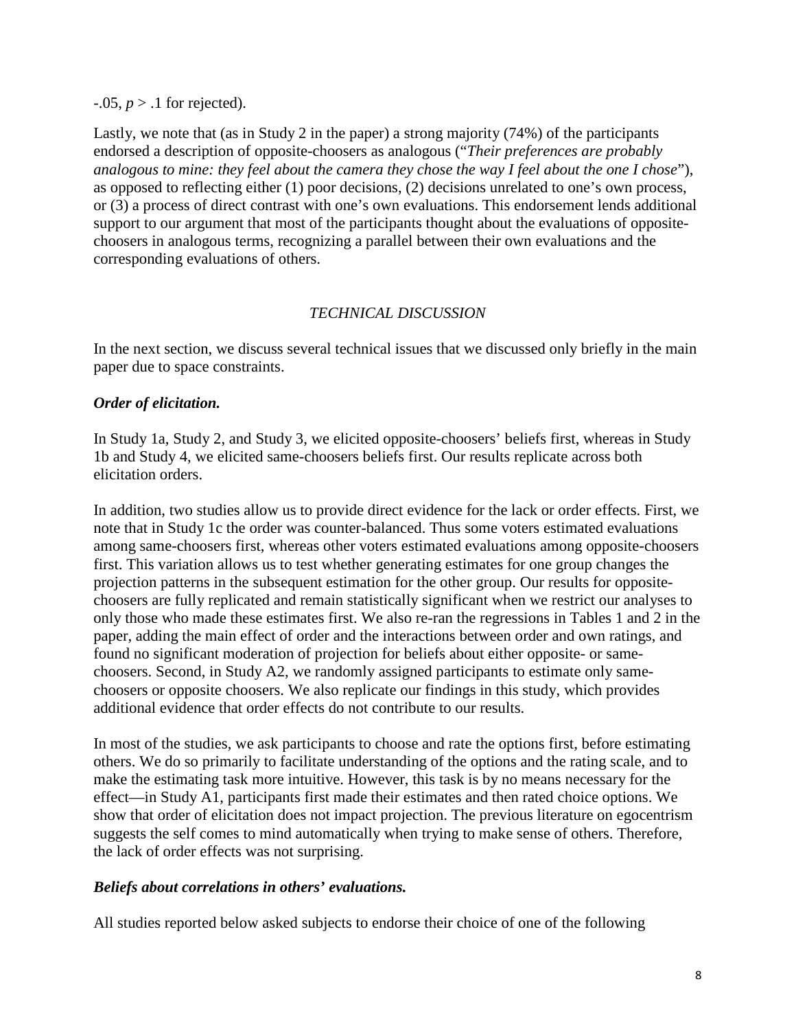-.05, $p > .1$ for rejected).

Lastly, we note that (as in Study 2 in the paper) a strong majority (74%) of the participants endorsed a description of opposite-choosers as analogous ("*Their preferences are probably analogous to mine: they feel about the camera they chose the way I feel about the one I chose*"), as opposed to reflecting either (1) poor decisions, (2) decisions unrelated to one's own process, or (3) a process of direct contrast with one's own evaluations. This endorsement lends additional support to our argument that most of the participants thought about the evaluations of opposite-choosers in analogous terms, recognizing a parallel between their own evaluations and the corresponding evaluations of others.

## *TECHNICAL DISCUSSION*

In the next section, we discuss several technical issues that we discussed only briefly in the main paper due to space constraints.

### ***Order of elicitation.***

In Study 1a, Study 2, and Study 3, we elicited opposite-choosers' beliefs first, whereas in Study 1b and Study 4, we elicited same-choosers beliefs first. Our results replicate across both elicitation orders.

In addition, two studies allow us to provide direct evidence for the lack or order effects. First, we note that in Study 1c the order was counter-balanced. Thus some voters estimated evaluations among same-choosers first, whereas other voters estimated evaluations among opposite-choosers first. This variation allows us to test whether generating estimates for one group changes the projection patterns in the subsequent estimation for the other group. Our results for opposite-choosers are fully replicated and remain statistically significant when we restrict our analyses to only those who made these estimates first. We also re-ran the regressions in Tables 1 and 2 in the paper, adding the main effect of order and the interactions between order and own ratings, and found no significant moderation of projection for beliefs about either opposite- or same-choosers. Second, in Study A2, we randomly assigned participants to estimate only same-choosers or opposite choosers. We also replicate our findings in this study, which provides additional evidence that order effects do not contribute to our results.

In most of the studies, we ask participants to choose and rate the options first, before estimating others. We do so primarily to facilitate understanding of the options and the rating scale, and to make the estimating task more intuitive. However, this task is by no means necessary for the effect—in Study A1, participants first made their estimates and then rated choice options. We show that order of elicitation does not impact projection. The previous literature on egocentrism suggests the self comes to mind automatically when trying to make sense of others. Therefore, the lack of order effects was not surprising.

### ***Beliefs about correlations in others' evaluations.***

All studies reported below asked subjects to endorse their choice of one of the following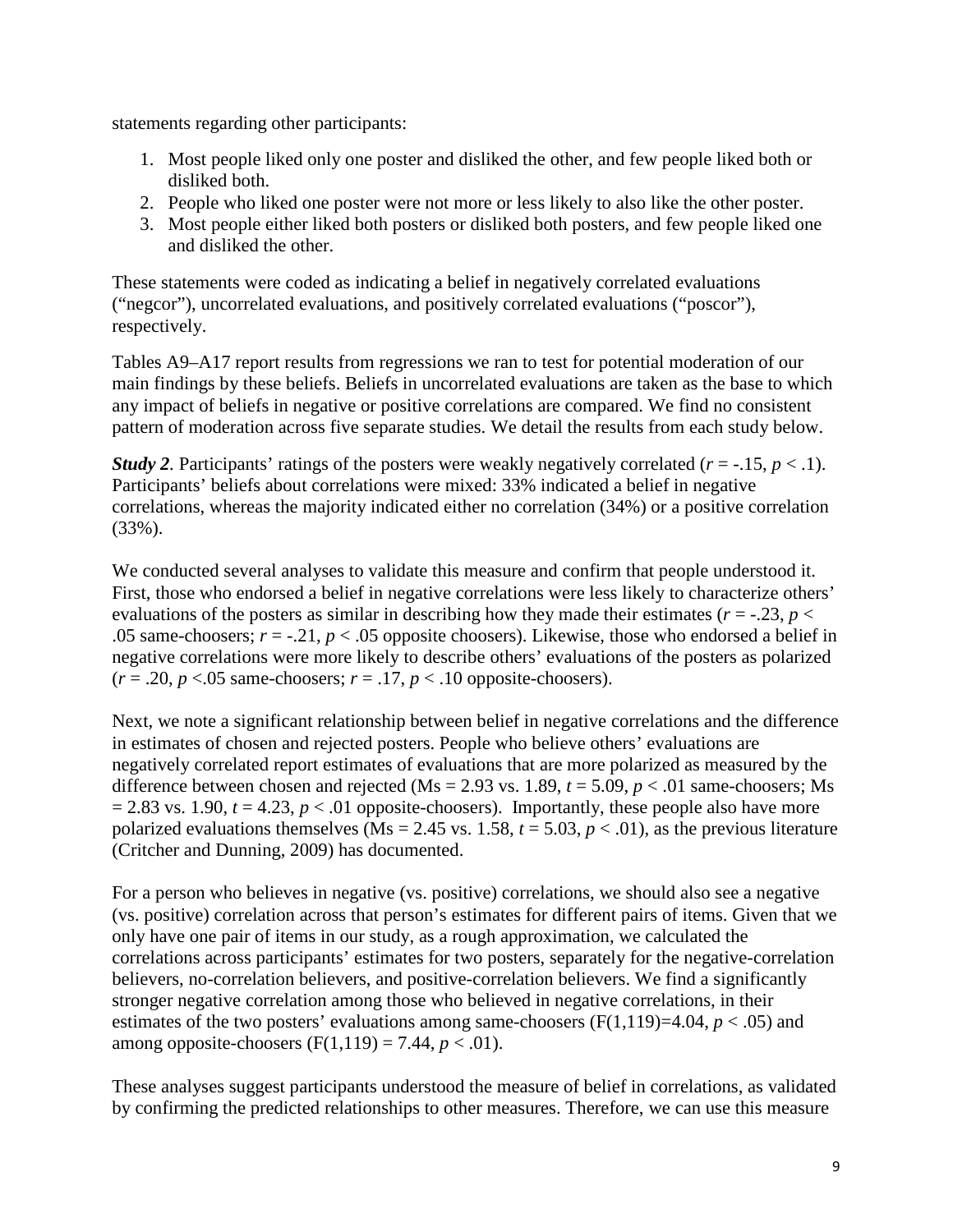statements regarding other participants:

1. Most people liked only one poster and disliked the other, and few people liked both or disliked both.
2. People who liked one poster were not more or less likely to also like the other poster.
3. Most people either liked both posters or disliked both posters, and few people liked one and disliked the other.

These statements were coded as indicating a belief in negatively correlated evaluations ("negcor"), uncorrelated evaluations, and positively correlated evaluations ("poscor"), respectively.

Tables A9–A17 report results from regressions we ran to test for potential moderation of our main findings by these beliefs. Beliefs in uncorrelated evaluations are taken as the base to which any impact of beliefs in negative or positive correlations are compared. We find no consistent pattern of moderation across five separate studies. We detail the results from each study below.

***Study 2***. Participants' ratings of the posters were weakly negatively correlated ($r = -.15$, $p < .1$). Participants' beliefs about correlations were mixed: 33% indicated a belief in negative correlations, whereas the majority indicated either no correlation (34%) or a positive correlation (33%).

We conducted several analyses to validate this measure and confirm that people understood it. First, those who endorsed a belief in negative correlations were less likely to characterize others' evaluations of the posters as similar in describing how they made their estimates ($r = -.23$, $p < .05$ same-choosers; $r = -.21$, $p < .05$ opposite choosers). Likewise, those who endorsed a belief in negative correlations were more likely to describe others' evaluations of the posters as polarized ($r = .20$, $p < .05$ same-choosers; $r = .17$, $p < .10$ opposite-choosers).

Next, we note a significant relationship between belief in negative correlations and the difference in estimates of chosen and rejected posters. People who believe others' evaluations are negatively correlated report estimates of evaluations that are more polarized as measured by the difference between chosen and rejected (Ms = 2.93 vs. 1.89, $t = 5.09$, $p < .01$ same-choosers; Ms = 2.83 vs. 1.90, $t = 4.23$, $p < .01$ opposite-choosers). Importantly, these people also have more polarized evaluations themselves (Ms = 2.45 vs. 1.58, $t = 5.03$, $p < .01$), as the previous literature (Critcher and Dunning, 2009) has documented.

For a person who believes in negative (vs. positive) correlations, we should also see a negative (vs. positive) correlation across that person's estimates for different pairs of items. Given that we only have one pair of items in our study, as a rough approximation, we calculated the correlations across participants' estimates for two posters, separately for the negative-correlation believers, no-correlation believers, and positive-correlation believers. We find a significantly stronger negative correlation among those who believed in negative correlations, in their estimates of the two posters' evaluations among same-choosers ($F(1,119)=4.04$, $p < .05$) and among opposite-choosers ($F(1,119) = 7.44$, $p < .01$).

These analyses suggest participants understood the measure of belief in correlations, as validated by confirming the predicted relationships to other measures. Therefore, we can use this measure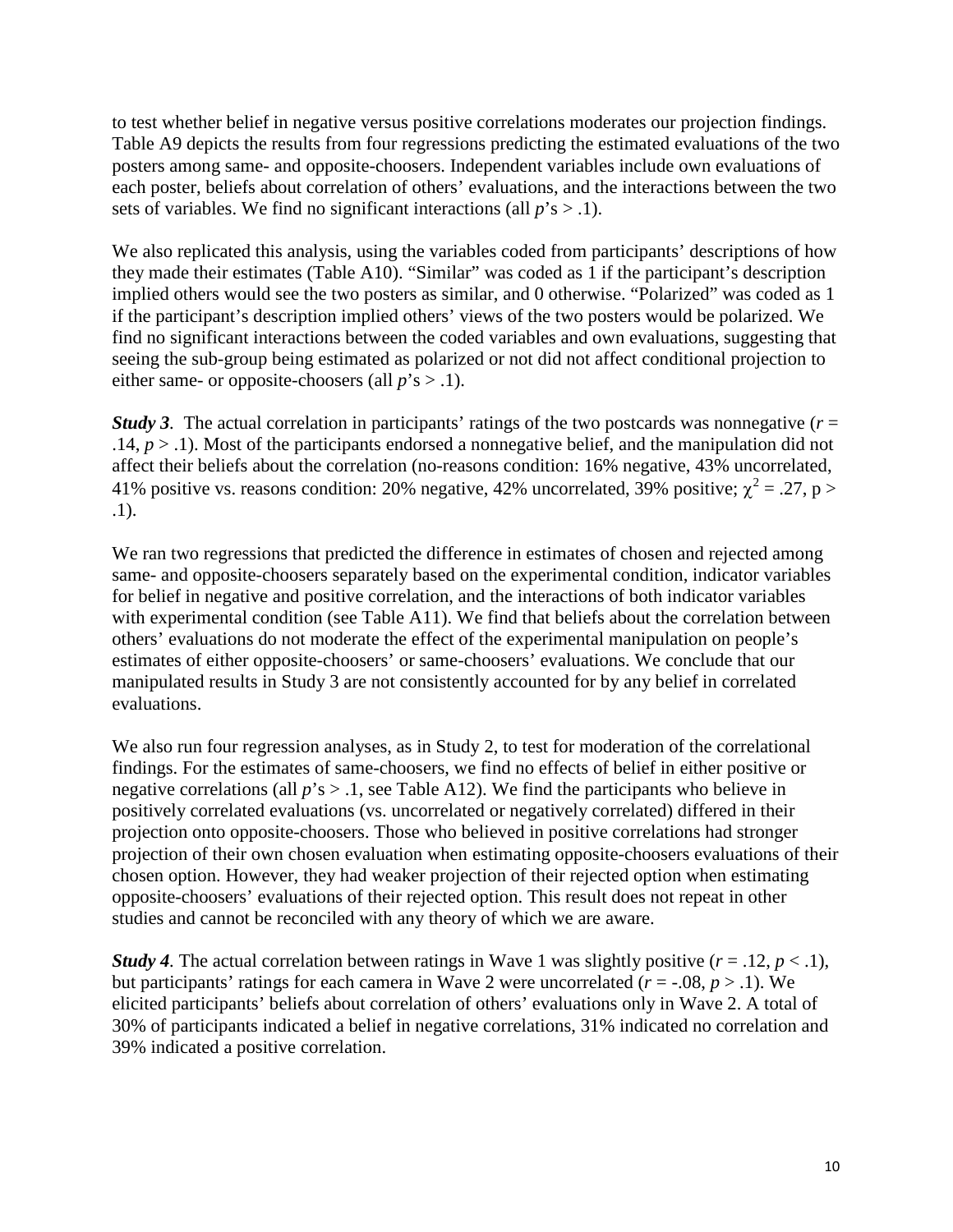to test whether belief in negative versus positive correlations moderates our projection findings. Table A9 depicts the results from four regressions predicting the estimated evaluations of the two posters among same- and opposite-choosers. Independent variables include own evaluations of each poster, beliefs about correlation of others' evaluations, and the interactions between the two sets of variables. We find no significant interactions (all $p$'s > .1).

We also replicated this analysis, using the variables coded from participants' descriptions of how they made their estimates (Table A10). "Similar" was coded as 1 if the participant's description implied others would see the two posters as similar, and 0 otherwise. "Polarized" was coded as 1 if the participant's description implied others' views of the two posters would be polarized. We find no significant interactions between the coded variables and own evaluations, suggesting that seeing the sub-group being estimated as polarized or not did not affect conditional projection to either same- or opposite-choosers (all $p$'s > .1).

***Study 3*.** The actual correlation in participants' ratings of the two postcards was nonnegative ($r$ = .14, $p$ > .1). Most of the participants endorsed a nonnegative belief, and the manipulation did not affect their beliefs about the correlation (no-reasons condition: 16% negative, 43% uncorrelated, 41% positive vs. reasons condition: 20% negative, 42% uncorrelated, 39% positive; $\chi^2 = .27$, p > .1).

We ran two regressions that predicted the difference in estimates of chosen and rejected among same- and opposite-choosers separately based on the experimental condition, indicator variables for belief in negative and positive correlation, and the interactions of both indicator variables with experimental condition (see Table A11). We find that beliefs about the correlation between others' evaluations do not moderate the effect of the experimental manipulation on people's estimates of either opposite-choosers' or same-choosers' evaluations. We conclude that our manipulated results in Study 3 are not consistently accounted for by any belief in correlated evaluations.

We also run four regression analyses, as in Study 2, to test for moderation of the correlational findings. For the estimates of same-choosers, we find no effects of belief in either positive or negative correlations (all $p$'s > .1, see Table A12). We find the participants who believe in positively correlated evaluations (vs. uncorrelated or negatively correlated) differed in their projection onto opposite-choosers. Those who believed in positive correlations had stronger projection of their own chosen evaluation when estimating opposite-choosers evaluations of their chosen option. However, they had weaker projection of their rejected option when estimating opposite-choosers' evaluations of their rejected option. This result does not repeat in other studies and cannot be reconciled with any theory of which we are aware.

***Study 4*.** The actual correlation between ratings in Wave 1 was slightly positive ($r$ = .12, $p$ < .1), but participants' ratings for each camera in Wave 2 were uncorrelated ($r$ = -.08, $p$ > .1). We elicited participants' beliefs about correlation of others' evaluations only in Wave 2. A total of 30% of participants indicated a belief in negative correlations, 31% indicated no correlation and 39% indicated a positive correlation.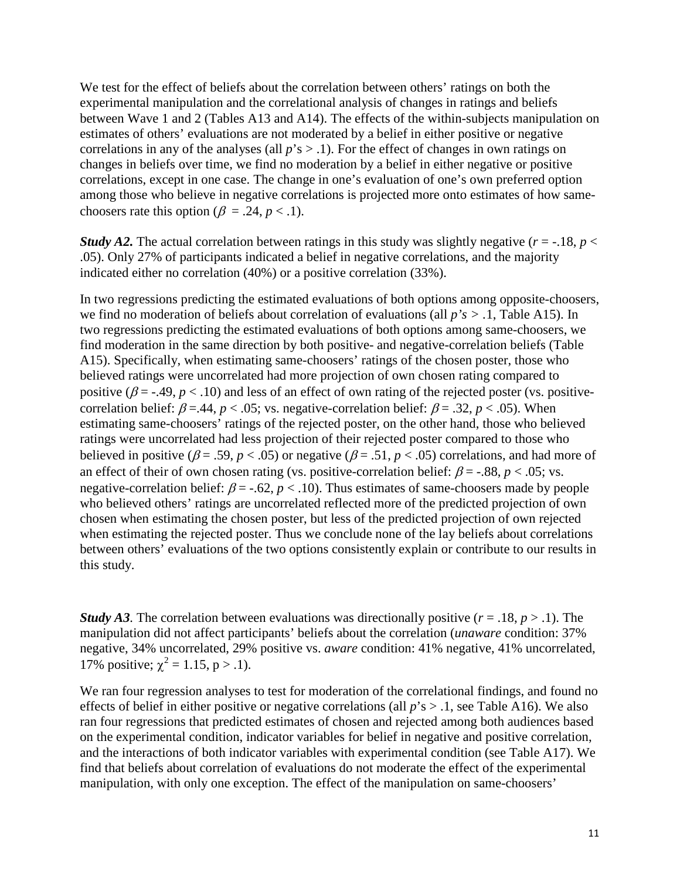We test for the effect of beliefs about the correlation between others' ratings on both the experimental manipulation and the correlational analysis of changes in ratings and beliefs between Wave 1 and 2 (Tables A13 and A14). The effects of the within-subjects manipulation on estimates of others' evaluations are not moderated by a belief in either positive or negative correlations in any of the analyses (all *p*'s > .1). For the effect of changes in own ratings on changes in beliefs over time, we find no moderation by a belief in either negative or positive correlations, except in one case. The change in one's evaluation of one's own preferred option among those who believe in negative correlations is projected more onto estimates of how same-choosers rate this option ($\beta$ = .24, $p < .1$).

***Study A2.*** The actual correlation between ratings in this study was slightly negative ($r = -.18$, $p < .05$). Only 27% of participants indicated a belief in negative correlations, and the majority indicated either no correlation (40%) or a positive correlation (33%).

In two regressions predicting the estimated evaluations of both options among opposite-choosers, we find no moderation of beliefs about correlation of evaluations (all *p's* > .1, Table A15). In two regressions predicting the estimated evaluations of both options among same-choosers, we find moderation in the same direction by both positive- and negative-correlation beliefs (Table A15). Specifically, when estimating same-choosers' ratings of the chosen poster, those who believed ratings were uncorrelated had more projection of own chosen rating compared to positive ($\beta$ = -.49, $p < .10$) and less of an effect of own rating of the rejected poster (vs. positive-correlation belief: $\beta$ =.44, $p < .05$; vs. negative-correlation belief: $\beta$ = .32, $p < .05$). When estimating same-choosers' ratings of the rejected poster, on the other hand, those who believed ratings were uncorrelated had less projection of their rejected poster compared to those who believed in positive ($\beta$ = .59, $p < .05$) or negative ($\beta$ = .51, $p < .05$) correlations, and had more of an effect of their of own chosen rating (vs. positive-correlation belief: $\beta$ = -.88, $p < .05$; vs. negative-correlation belief: $\beta$ = -.62, $p < .10$). Thus estimates of same-choosers made by people who believed others' ratings are uncorrelated reflected more of the predicted projection of own chosen when estimating the chosen poster, but less of the predicted projection of own rejected when estimating the rejected poster. Thus we conclude none of the lay beliefs about correlations between others' evaluations of the two options consistently explain or contribute to our results in this study.

***Study A3.*** The correlation between evaluations was directionally positive ($r = .18$, $p > .1$). The manipulation did not affect participants' beliefs about the correlation (*unaware* condition: 37% negative, 34% uncorrelated, 29% positive vs. *aware* condition: 41% negative, 41% uncorrelated, 17% positive; $\chi^2 = 1.15$, $p > .1$).

We ran four regression analyses to test for moderation of the correlational findings, and found no effects of belief in either positive or negative correlations (all *p*'s > .1, see Table A16). We also ran four regressions that predicted estimates of chosen and rejected among both audiences based on the experimental condition, indicator variables for belief in negative and positive correlation, and the interactions of both indicator variables with experimental condition (see Table A17). We find that beliefs about correlation of evaluations do not moderate the effect of the experimental manipulation, with only one exception. The effect of the manipulation on same-choosers'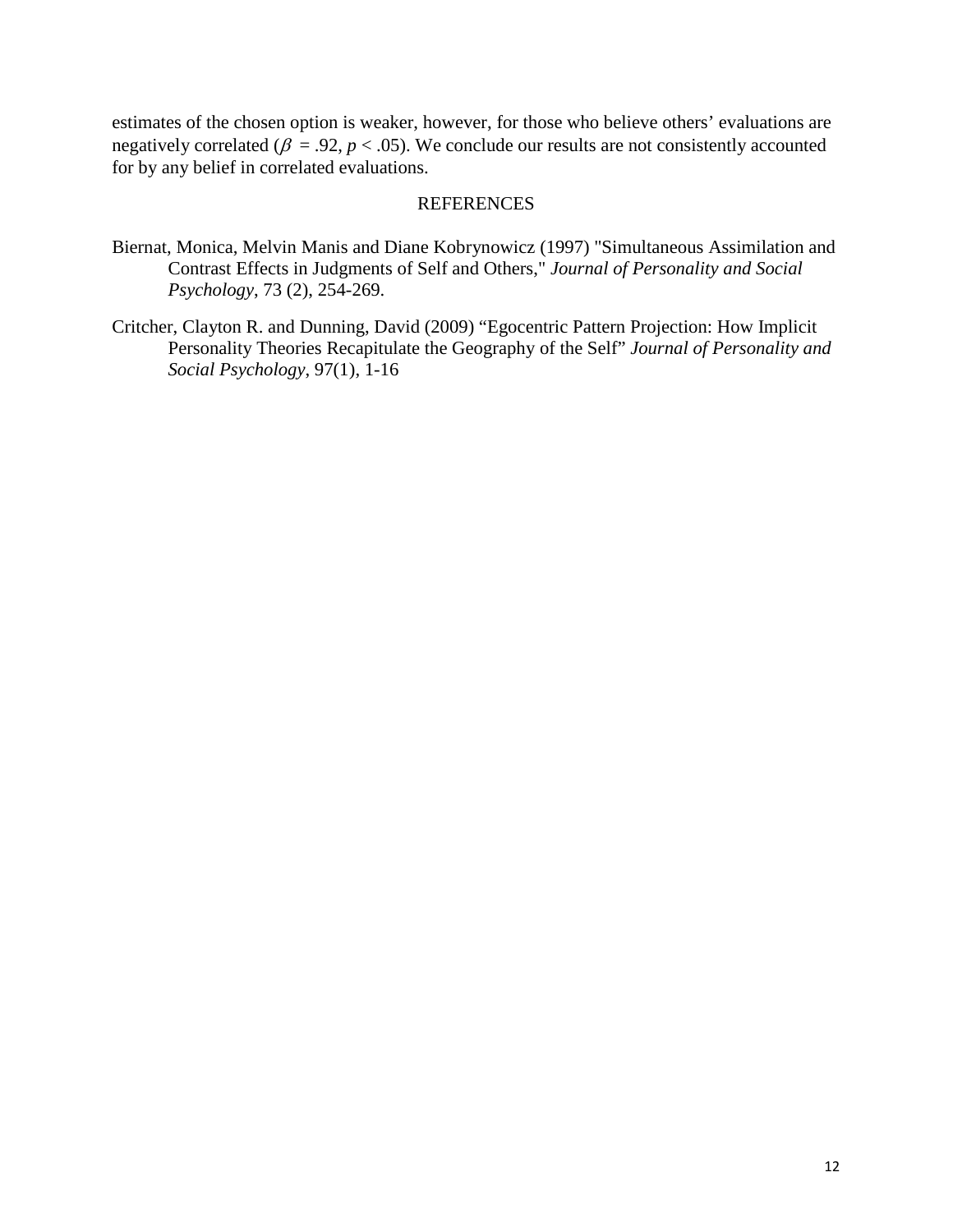estimates of the chosen option is weaker, however, for those who believe others' evaluations are negatively correlated ($\beta$ = .92, $p < .05$). We conclude our results are not consistently accounted for by any belief in correlated evaluations.

## REFERENCES

Biernat, Monica, Melvin Manis and Diane Kobrynowicz (1997) "Simultaneous Assimilation and Contrast Effects in Judgments of Self and Others," *Journal of Personality and Social Psychology*, 73 (2), 254-269.

Critcher, Clayton R. and Dunning, David (2009) "Egocentric Pattern Projection: How Implicit Personality Theories Recapitulate the Geography of the Self" *Journal of Personality and Social Psychology*, 97(1), 1-16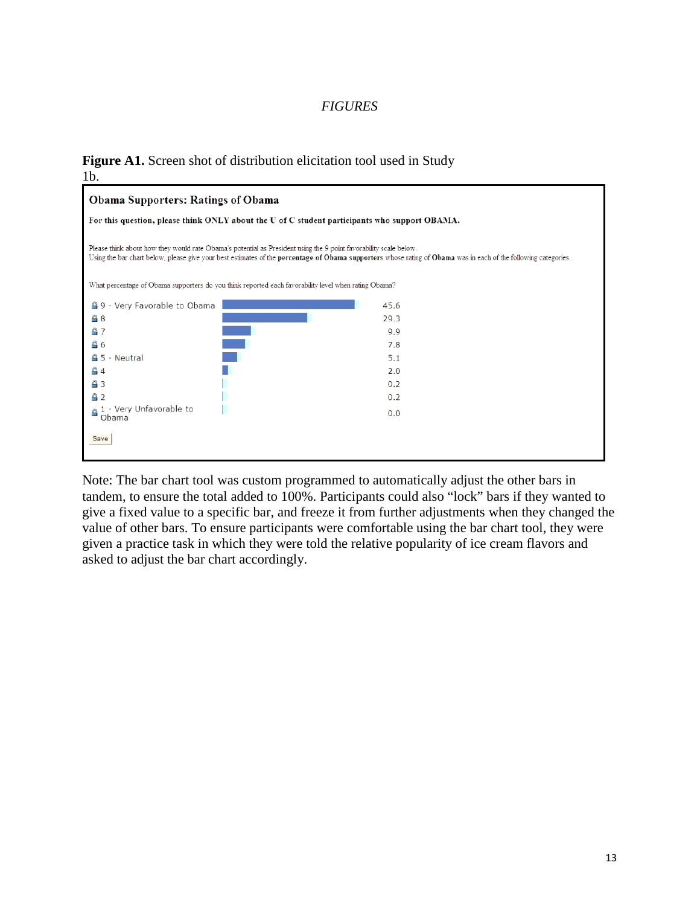*FIGURES*

**Figure A1.** Screen shot of distribution elicitation tool used in Study 1b.

**Obama Supporters: Ratings of Obama**

**For this question, please think ONLY about the U of C student participants who support OBAMA.**

Please think about how they would rate Obama's potential as President using the 9 point favorability scale below.
Using the bar chart below, please give your best estimates of the **percentage of Obama supporters** whose rating of **Obama** was in each of the following categories.

What percentage of Obama supporters do you think reported each favorability level when rating Obama?

| Rating | Percentage |
| --- | --- |
| 9 - Very Favorable to Obama | 45.6 |
| 8 | 29.3 |
| 7 | 9.9 |
| 6 | 7.8 |
| 5 - Neutral | 5.1 |
| 4 | 2.0 |
| 3 | 0.2 |
| 2 | 0.2 |
| 1 - Very Unfavorable to Obama | 0.0 |

Save

Note: The bar chart tool was custom programmed to automatically adjust the other bars in tandem, to ensure the total added to 100%. Participants could also "lock" bars if they wanted to give a fixed value to a specific bar, and freeze it from further adjustments when they changed the value of other bars. To ensure participants were comfortable using the bar chart tool, they were given a practice task in which they were told the relative popularity of ice cream flavors and asked to adjust the bar chart accordingly.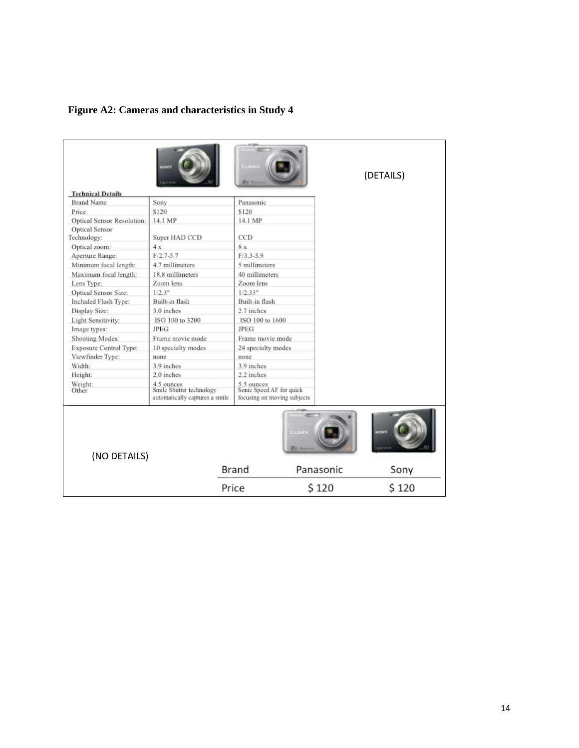**Figure A2: Cameras and characteristics in Study 4**

(DETAILS)

**Technical Details**

| | | |
|---|---|---|
| Brand Name | Sony | Panasonic |
| Price | $120 | $120 |
| Optical Sensor Resolution: | 14.1 MP | 14.1 MP |
| Optical Sensor Technology: | Super HAD CCD | CCD |
| Optical zoom: | 4 x | 8 x |
| Aperture Range: | F/2.7-5.7 | F/3.3-5.9 |
| Minimum focal length: | 4.7 millimeters | 5 millimeters |
| Maximum focal length: | 18.8 millimeters | 40 millimeters |
| Lens Type: | Zoom lens | Zoom lens |
| Optical Sensor Size: | 1/2.3" | 1/2.33" |
| Included Flash Type: | Built-in flash | Built-in flash |
| Display Size: | 3.0 inches | 2.7 inches |
| Light Sensitivity: | ISO 100 to 3200 | ISO 100 to 1600 |
| Image types: | JPEG | JPEG |
| Shooting Modes: | Frame movie mode | Frame movie mode |
| Exposure Control Type: | 10 specialty modes | 24 specialty modes |
| Viewfinder Type: | none | none |
| Width: | 3.9 inches | 3.9 inches |
| Height: | 2.0 inches | 2.2 inches |
| Weight: | 4.5 ounces | 5.5 ounces |
| Other | Smile Shutter technology automatically captures a smile | Sonic Speed AF for quick focusing on moving subjects |

(NO DETAILS)

| | | |
|---|---|---|
| Brand | Panasonic | Sony |
| Price | $ 120 | $ 120 |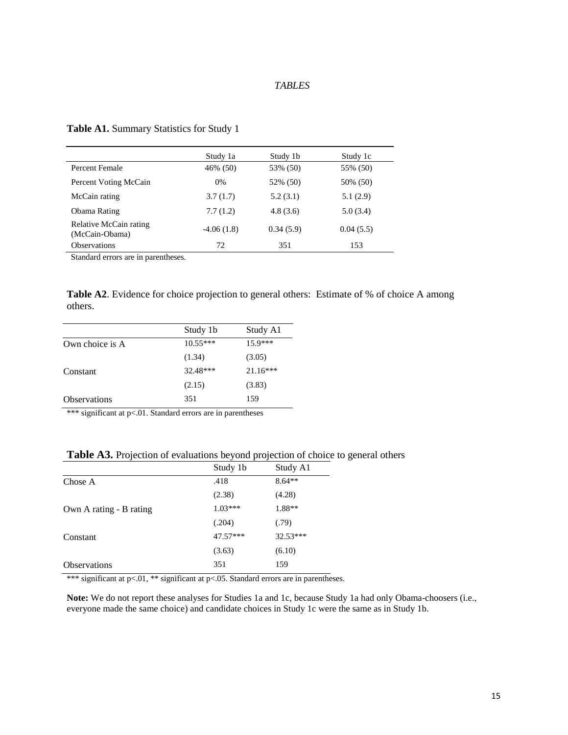*TABLES*

**Table A1.** Summary Statistics for Study 1

| | Study 1a | Study 1b | Study 1c |
|---|---|---|---|
| Percent Female | 46% (50) | 53% (50) | 55% (50) |
| Percent Voting McCain | 0% | 52% (50) | 50% (50) |
| McCain rating | 3.7 (1.7) | 5.2 (3.1) | 5.1 (2.9) |
| Obama Rating | 7.7 (1.2) | 4.8 (3.6) | 5.0 (3.4) |
| Relative McCain rating (McCain-Obama) | -4.06 (1.8) | 0.34 (5.9) | 0.04 (5.5) |
| Observations | 72 | 351 | 153 |

Standard errors are in parentheses.

**Table A2**. Evidence for choice projection to general others: Estimate of % of choice A among others.

| | Study 1b | Study A1 |
|---|---|---|
| Own choice is A | 10.55*** | 15.9*** |
| | (1.34) | (3.05) |
| Constant | 32.48*** | 21.16*** |
| | (2.15) | (3.83) |
| Observations | 351 | 159 |

*** significant at p<.01. Standard errors are in parentheses

**Table A3.** Projection of evaluations beyond projection of choice to general others

| | Study 1b | Study A1 |
|---|---|---|
| Chose A | .418 | 8.64** |
| | (2.38) | (4.28) |
| Own A rating - B rating | 1.03*** | 1.88** |
| | (.204) | (.79) |
| Constant | 47.57*** | 32.53*** |
| | (3.63) | (6.10) |
| Observations | 351 | 159 |

*** significant at p<.01, ** significant at p<.05. Standard errors are in parentheses.

**Note:** We do not report these analyses for Studies 1a and 1c, because Study 1a had only Obama-choosers (i.e., everyone made the same choice) and candidate choices in Study 1c were the same as in Study 1b.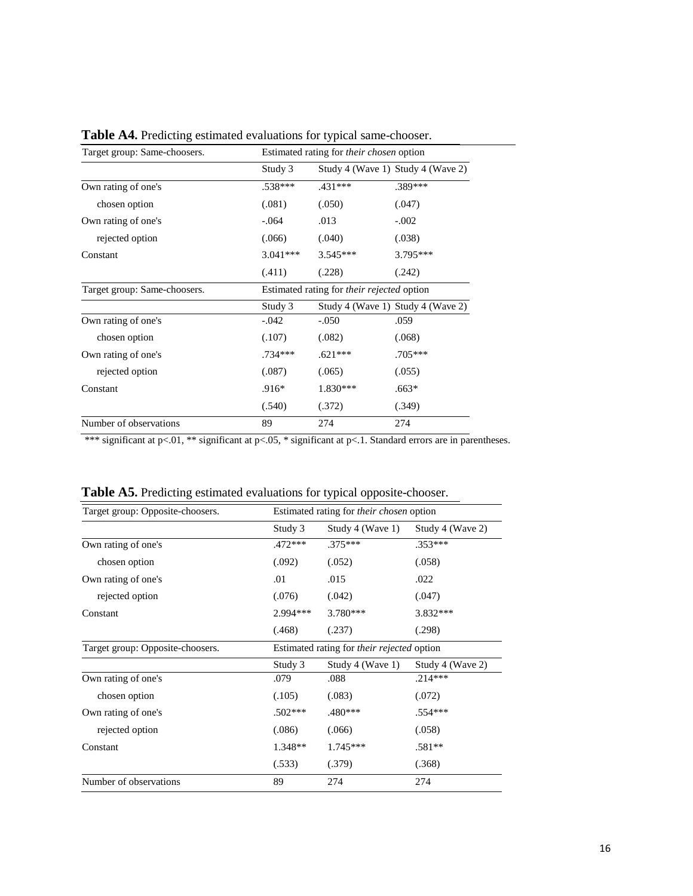**Table A4.** Predicting estimated evaluations for typical same-chooser.

| Target group: Same-choosers. | Estimated rating for *their chosen* option | | |
|---|---|---|---|
| | Study 3 | Study 4 (Wave 1) | Study 4 (Wave 2) |
| Own rating of one's | .538*** | .431*** | .389*** |
| chosen option | (.081) | (.050) | (.047) |
| Own rating of one's | -.064 | .013 | -.002 |
| rejected option | (.066) | (.040) | (.038) |
| Constant | 3.041*** | 3.545*** | 3.795*** |
| | (.411) | (.228) | (.242) |
| **Target group: Same-choosers.** | **Estimated rating for *their rejected* option** | | |
| | Study 3 | Study 4 (Wave 1) | Study 4 (Wave 2) |
| Own rating of one's | -.042 | -.050 | .059 |
| chosen option | (.107) | (.082) | (.068) |
| Own rating of one's | .734*** | .621*** | .705*** |
| rejected option | (.087) | (.065) | (.055) |
| Constant | .916* | 1.830*** | .663* |
| | (.540) | (.372) | (.349) |
| Number of observations | 89 | 274 | 274 |

*** significant at p<.01, ** significant at p<.05, * significant at p<.1. Standard errors are in parentheses.

**Table A5.** Predicting estimated evaluations for typical opposite-chooser.

| Target group: Opposite-choosers. | Estimated rating for *their chosen* option | | |
|---|---|---|---|
| | Study 3 | Study 4 (Wave 1) | Study 4 (Wave 2) |
| Own rating of one's | .472*** | .375*** | .353*** |
| chosen option | (.092) | (.052) | (.058) |
| Own rating of one's | .01 | .015 | .022 |
| rejected option | (.076) | (.042) | (.047) |
| Constant | 2.994*** | 3.780*** | 3.832*** |
| | (.468) | (.237) | (.298) |
| **Target group: Opposite-choosers.** | **Estimated rating for *their rejected* option** | | |
| | Study 3 | Study 4 (Wave 1) | Study 4 (Wave 2) |
| Own rating of one's | .079 | .088 | .214*** |
| chosen option | (.105) | (.083) | (.072) |
| Own rating of one's | .502*** | .480*** | .554*** |
| rejected option | (.086) | (.066) | (.058) |
| Constant | 1.348** | 1.745*** | .581** |
| | (.533) | (.379) | (.368) |
| Number of observations | 89 | 274 | 274 |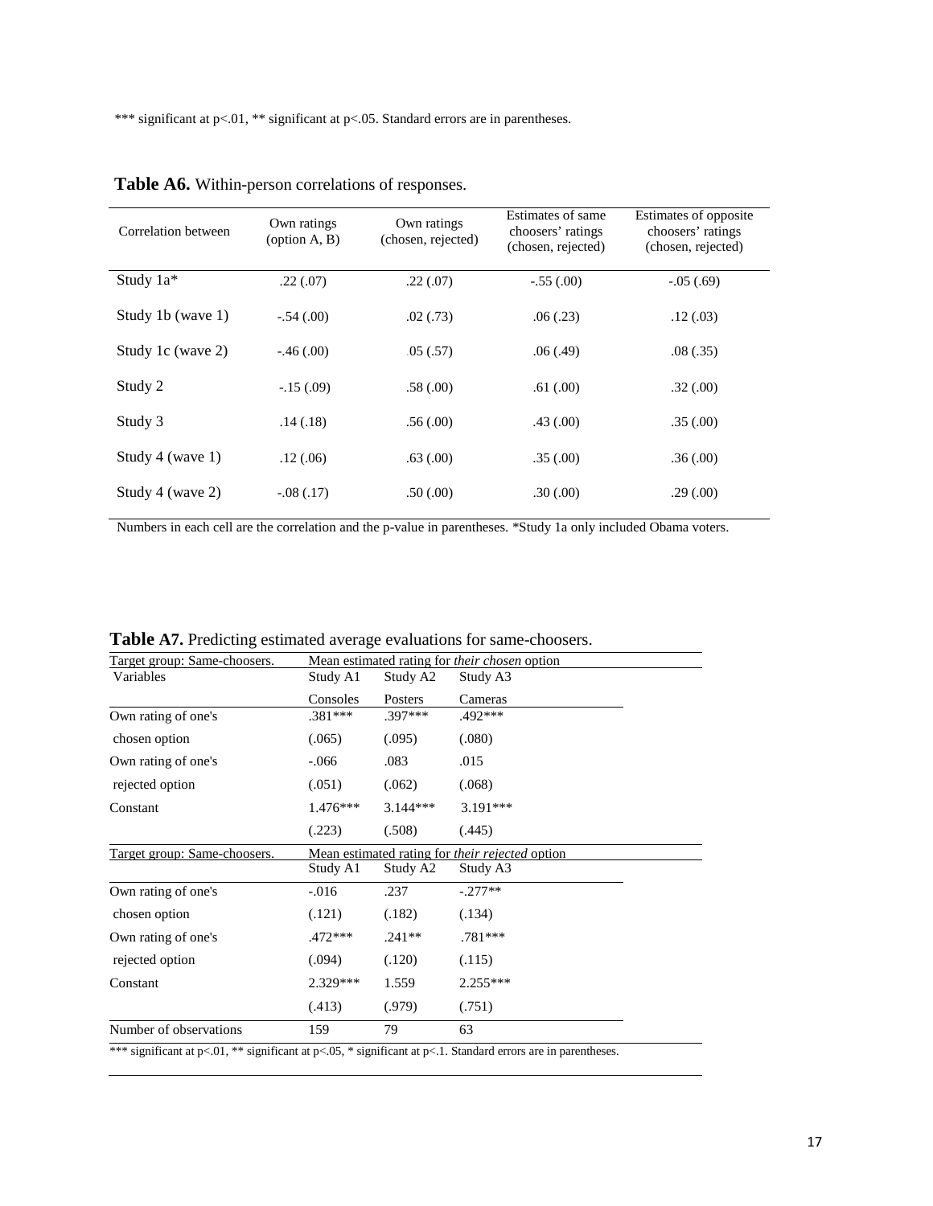*** significant at p<.01, ** significant at p<.05. Standard errors are in parentheses.

**Table A6.** Within-person correlations of responses.

| Correlation between | Own ratings (option A, B) | Own ratings (chosen, rejected) | Estimates of same choosers' ratings (chosen, rejected) | Estimates of opposite choosers' ratings (chosen, rejected) |
|---|---|---|---|---|
| Study 1a* | .22 (.07) | .22 (.07) | -.55 (.00) | -.05 (.69) |
| Study 1b (wave 1) | -.54 (.00) | .02 (.73) | .06 (.23) | .12 (.03) |
| Study 1c (wave 2) | -.46 (.00) | .05 (.57) | .06 (.49) | .08 (.35) |
| Study 2 | -.15 (.09) | .58 (.00) | .61 (.00) | .32 (.00) |
| Study 3 | .14 (.18) | .56 (.00) | .43 (.00) | .35 (.00) |
| Study 4 (wave 1) | .12 (.06) | .63 (.00) | .35 (.00) | .36 (.00) |
| Study 4 (wave 2) | -.08 (.17) | .50 (.00) | .30 (.00) | .29 (.00) |

Numbers in each cell are the correlation and the p-value in parentheses. *Study 1a only included Obama voters.

**Table A7.** Predicting estimated average evaluations for same-choosers.

| Target group: Same-choosers. | Mean estimated rating for *their chosen* option | | |
|---|---|---|---|
| Variables | Study A1 | Study A2 | Study A3 |
| | Consoles | Posters | Cameras |
| Own rating of one's chosen option | .381*** | .397*** | .492*** |
| | (.065) | (.095) | (.080) |
| Own rating of one's rejected option | -.066 | .083 | .015 |
| | (.051) | (.062) | (.068) |
| Constant | 1.476*** | 3.144*** | 3.191*** |
| | (.223) | (.508) | (.445) |
| **Target group: Same-choosers.** | **Mean estimated rating for *their rejected* option** | | |
| | Study A1 | Study A2 | Study A3 |
| Own rating of one's chosen option | -.016 | .237 | -.277** |
| | (.121) | (.182) | (.134) |
| Own rating of one's rejected option | .472*** | .241** | .781*** |
| | (.094) | (.120) | (.115) |
| Constant | 2.329*** | 1.559 | 2.255*** |
| | (.413) | (.979) | (.751) |
| Number of observations | 159 | 79 | 63 |

*** significant at p<.01, ** significant at p<.05, * significant at p<.1. Standard errors are in parentheses.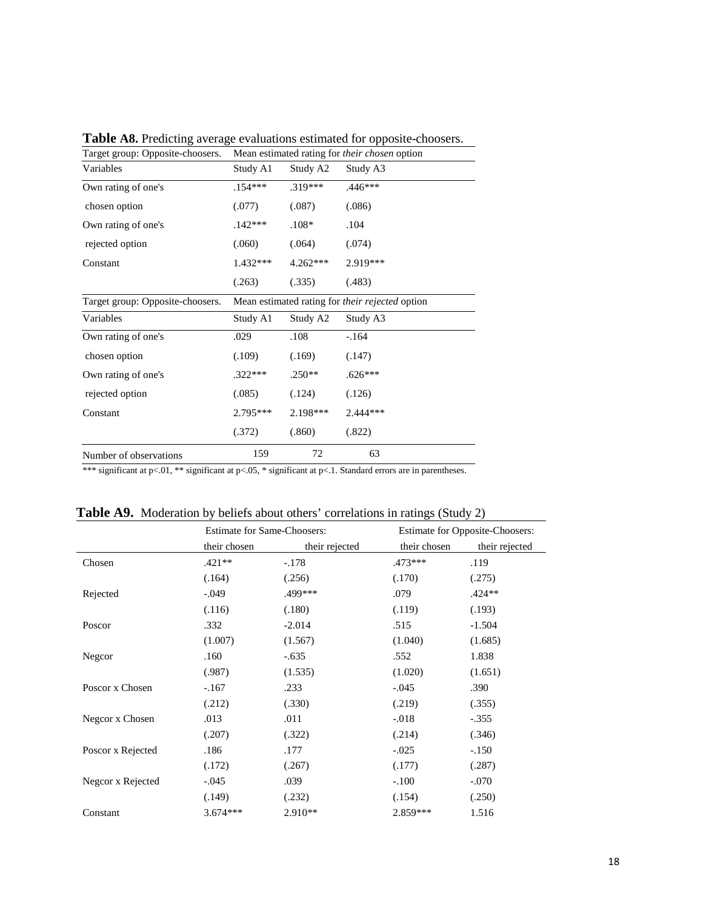**Table A8.** Predicting average evaluations estimated for opposite-choosers.

| Target group: Opposite-choosers. | Mean estimated rating for *their chosen* option | | |
|---|---|---|---|
| Variables | Study A1 | Study A2 | Study A3 |
| Own rating of one's | .154*** | .319*** | .446*** |
| chosen option | (.077) | (.087) | (.086) |
| Own rating of one's | .142*** | .108* | .104 |
| rejected option | (.060) | (.064) | (.074) |
| Constant | 1.432*** | 4.262*** | 2.919*** |
| | (.263) | (.335) | (.483) |
| **Target group: Opposite-choosers.** | **Mean estimated rating for *their rejected* option** | | |
| Variables | Study A1 | Study A2 | Study A3 |
| Own rating of one's | .029 | .108 | -.164 |
| chosen option | (.109) | (.169) | (.147) |
| Own rating of one's | .322*** | .250** | .626*** |
| rejected option | (.085) | (.124) | (.126) |
| Constant | 2.795*** | 2.198*** | 2.444*** |
| | (.372) | (.860) | (.822) |
| Number of observations | 159 | 72 | 63 |

*** significant at p<.01, ** significant at p<.05, * significant at p<.1. Standard errors are in parentheses.

**Table A9.** Moderation by beliefs about others' correlations in ratings (Study 2)

| | Estimate for Same-Choosers: | | Estimate for Opposite-Choosers: | |
|---|---|---|---|---|
| | their chosen | their rejected | their chosen | their rejected |
| Chosen | .421** | -.178 | .473*** | .119 |
| | (.164) | (.256) | (.170) | (.275) |
| Rejected | -.049 | .499*** | .079 | .424** |
| | (.116) | (.180) | (.119) | (.193) |
| Poscor | .332 | -2.014 | .515 | -1.504 |
| | (1.007) | (1.567) | (1.040) | (1.685) |
| Negcor | .160 | -.635 | .552 | 1.838 |
| | (.987) | (1.535) | (1.020) | (1.651) |
| Poscor x Chosen | -.167 | .233 | -.045 | .390 |
| | (.212) | (.330) | (.219) | (.355) |
| Negcor x Chosen | .013 | .011 | -.018 | -.355 |
| | (.207) | (.322) | (.214) | (.346) |
| Poscor x Rejected | .186 | .177 | -.025 | -.150 |
| | (.172) | (.267) | (.177) | (.287) |
| Negcor x Rejected | -.045 | .039 | -.100 | -.070 |
| | (.149) | (.232) | (.154) | (.250) |
| Constant | 3.674*** | 2.910** | 2.859*** | 1.516 |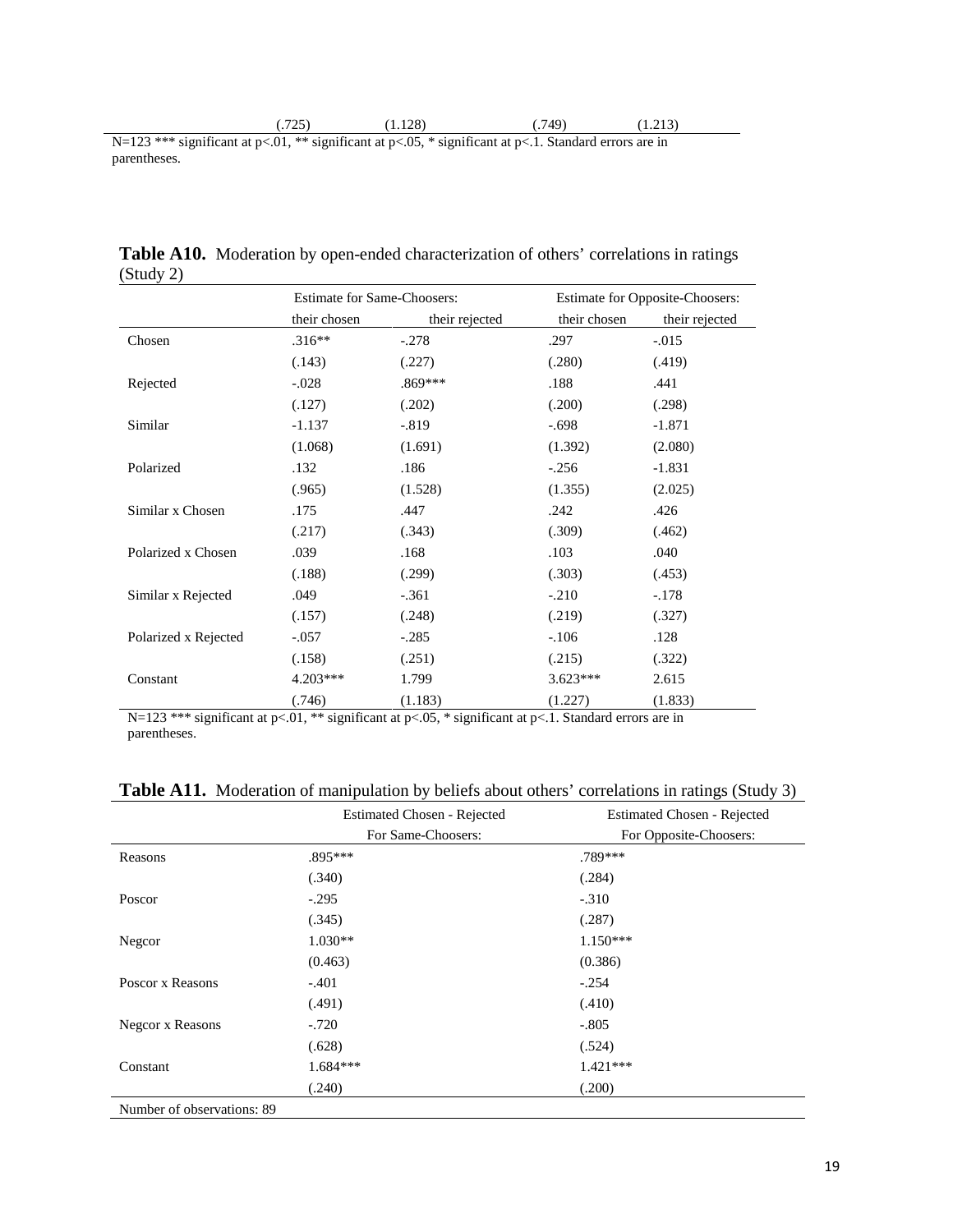| | (.725) | (1.128) | (.749) | (1.213) |
|---|---|---|---|---|

N=123 *** significant at p<.01, ** significant at p<.05, * significant at p<.1. Standard errors are in parentheses.

**Table A10.** Moderation by open-ended characterization of others' correlations in ratings (Study 2)

| | Estimate for Same-Choosers: | | Estimate for Opposite-Choosers: | |
|---|---|---|---|---|
| | their chosen | their rejected | their chosen | their rejected |
| Chosen | .316** | -.278 | .297 | -.015 |
| | (.143) | (.227) | (.280) | (.419) |
| Rejected | -.028 | .869*** | .188 | .441 |
| | (.127) | (.202) | (.200) | (.298) |
| Similar | -1.137 | -.819 | -.698 | -1.871 |
| | (1.068) | (1.691) | (1.392) | (2.080) |
| Polarized | .132 | .186 | -.256 | -1.831 |
| | (.965) | (1.528) | (1.355) | (2.025) |
| Similar x Chosen | .175 | .447 | .242 | .426 |
| | (.217) | (.343) | (.309) | (.462) |
| Polarized x Chosen | .039 | .168 | .103 | .040 |
| | (.188) | (.299) | (.303) | (.453) |
| Similar x Rejected | .049 | -.361 | -.210 | -.178 |
| | (.157) | (.248) | (.219) | (.327) |
| Polarized x Rejected | -.057 | -.285 | -.106 | .128 |
| | (.158) | (.251) | (.215) | (.322) |
| Constant | 4.203*** | 1.799 | 3.623*** | 2.615 |
| | (.746) | (1.183) | (1.227) | (1.833) |

N=123 *** significant at p<.01, ** significant at p<.05, * significant at p<.1. Standard errors are in parentheses.

**Table A11.** Moderation of manipulation by beliefs about others' correlations in ratings (Study 3)

| | Estimated Chosen - Rejected For Same-Choosers: | Estimated Chosen - Rejected For Opposite-Choosers: |
|---|---|---|
| Reasons | .895*** | .789*** |
| | (.340) | (.284) |
| Poscor | -.295 | -.310 |
| | (.345) | (.287) |
| Negcor | 1.030** | 1.150*** |
| | (0.463) | (0.386) |
| Poscor x Reasons | -.401 | -.254 |
| | (.491) | (.410) |
| Negcor x Reasons | -.720 | -.805 |
| | (.628) | (.524) |
| Constant | 1.684*** | 1.421*** |
| | (.240) | (.200) |
| Number of observations: 89 | | |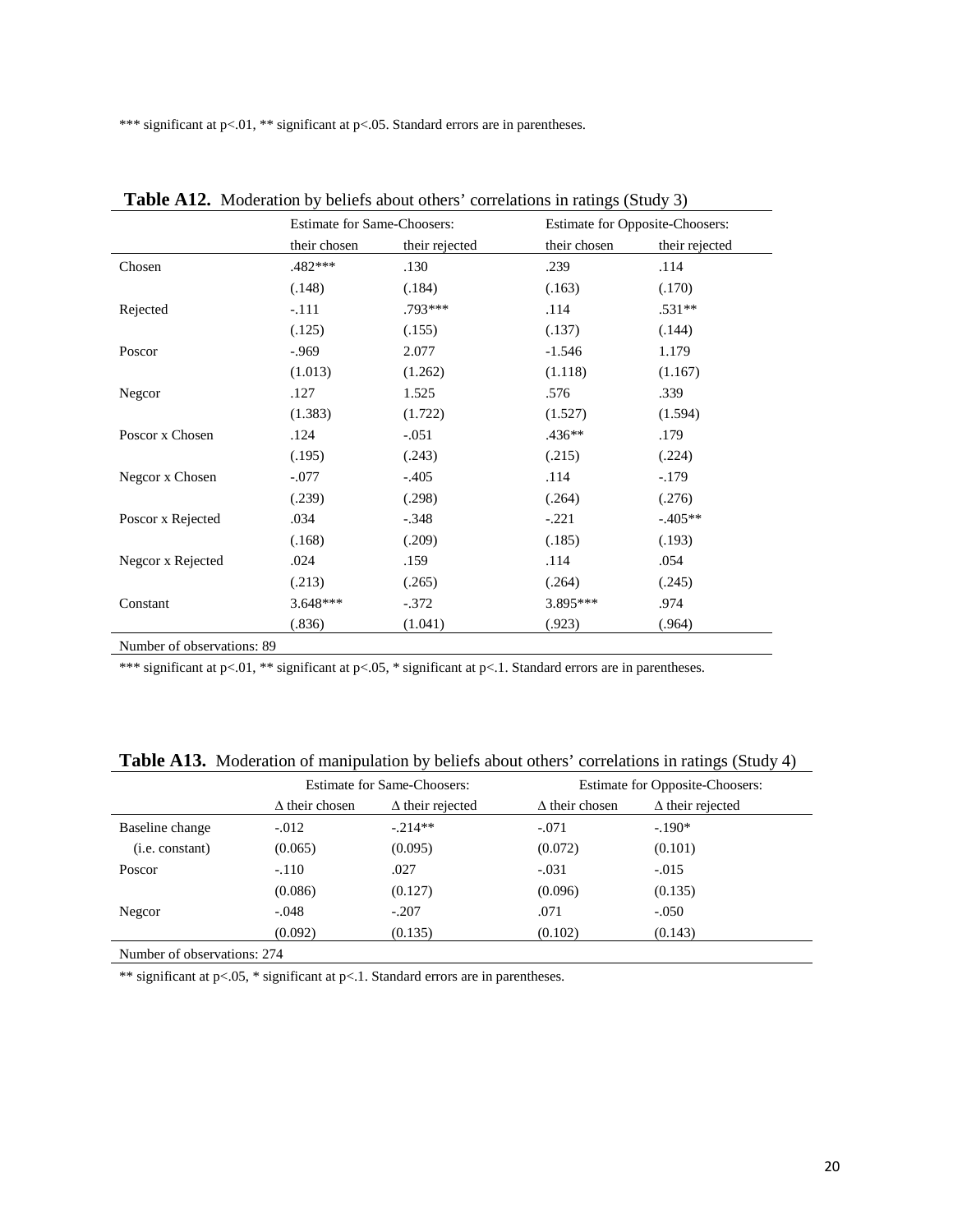*** significant at p<.01, ** significant at p<.05. Standard errors are in parentheses.

**Table A12.** Moderation by beliefs about others' correlations in ratings (Study 3)

| | Estimate for Same-Choosers: | | Estimate for Opposite-Choosers: | |
|---|---|---|---|---|
| | their chosen | their rejected | their chosen | their rejected |
| Chosen | .482*** | .130 | .239 | .114 |
| | (.148) | (.184) | (.163) | (.170) |
| Rejected | -.111 | .793*** | .114 | .531** |
| | (.125) | (.155) | (.137) | (.144) |
| Poscor | -.969 | 2.077 | -1.546 | 1.179 |
| | (1.013) | (1.262) | (1.118) | (1.167) |
| Negcor | .127 | 1.525 | .576 | .339 |
| | (1.383) | (1.722) | (1.527) | (1.594) |
| Poscor x Chosen | .124 | -.051 | .436** | .179 |
| | (.195) | (.243) | (.215) | (.224) |
| Negcor x Chosen | -.077 | -.405 | .114 | -.179 |
| | (.239) | (.298) | (.264) | (.276) |
| Poscor x Rejected | .034 | -.348 | -.221 | -.405** |
| | (.168) | (.209) | (.185) | (.193) |
| Negcor x Rejected | .024 | .159 | .114 | .054 |
| | (.213) | (.265) | (.264) | (.245) |
| Constant | 3.648*** | -.372 | 3.895*** | .974 |
| | (.836) | (1.041) | (.923) | (.964) |
| Number of observations: 89 | | | | |

*** significant at p<.01, ** significant at p<.05, * significant at p<.1. Standard errors are in parentheses.

**Table A13.** Moderation of manipulation by beliefs about others' correlations in ratings (Study 4)

| | Estimate for Same-Choosers: | | Estimate for Opposite-Choosers: | |
|---|---|---|---|---|
| | Δ their chosen | Δ their rejected | Δ their chosen | Δ their rejected |
| Baseline change | -.012 | -.214** | -.071 | -.190* |
| (i.e. constant) | (0.065) | (0.095) | (0.072) | (0.101) |
| Poscor | -.110 | .027 | -.031 | -.015 |
| | (0.086) | (0.127) | (0.096) | (0.135) |
| Negcor | -.048 | -.207 | .071 | -.050 |
| | (0.092) | (0.135) | (0.102) | (0.143) |
| Number of observations: 274 | | | | |

** significant at p<.05, * significant at p<.1. Standard errors are in parentheses.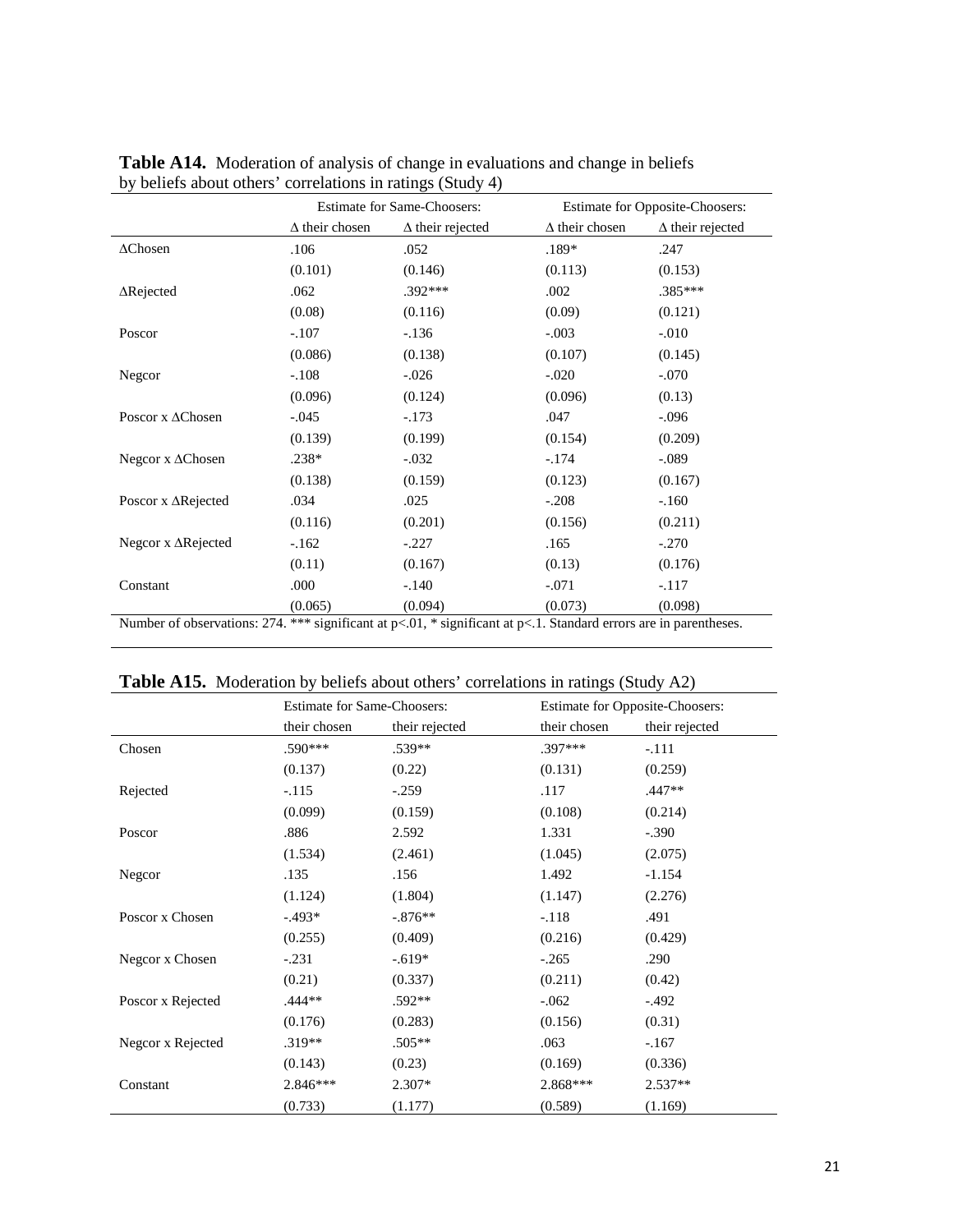**Table A14.** Moderation of analysis of change in evaluations and change in beliefs by beliefs about others' correlations in ratings (Study 4)

| | Estimate for Same-Choosers: | | Estimate for Opposite-Choosers: | |
|---|---|---|---|---|
| | Δ their chosen | Δ their rejected | Δ their chosen | Δ their rejected |
| ΔChosen | .106 | .052 | .189* | .247 |
| | (0.101) | (0.146) | (0.113) | (0.153) |
| ΔRejected | .062 | .392*** | .002 | .385*** |
| | (0.08) | (0.116) | (0.09) | (0.121) |
| Poscor | -.107 | -.136 | -.003 | -.010 |
| | (0.086) | (0.138) | (0.107) | (0.145) |
| Negcor | -.108 | -.026 | -.020 | -.070 |
| | (0.096) | (0.124) | (0.096) | (0.13) |
| Poscor x ΔChosen | -.045 | -.173 | .047 | -.096 |
| | (0.139) | (0.199) | (0.154) | (0.209) |
| Negcor x ΔChosen | .238* | -.032 | -.174 | -.089 |
| | (0.138) | (0.159) | (0.123) | (0.167) |
| Poscor x ΔRejected | .034 | .025 | -.208 | -.160 |
| | (0.116) | (0.201) | (0.156) | (0.211) |
| Negcor x ΔRejected | -.162 | -.227 | .165 | -.270 |
| | (0.11) | (0.167) | (0.13) | (0.176) |
| Constant | .000 | -.140 | -.071 | -.117 |
| | (0.065) | (0.094) | (0.073) | (0.098) |

Number of observations: 274. *** significant at p<.01, * significant at p<.1. Standard errors are in parentheses.

**Table A15.** Moderation by beliefs about others' correlations in ratings (Study A2)

| | Estimate for Same-Choosers: | | Estimate for Opposite-Choosers: | |
|---|---|---|---|---|
| | their chosen | their rejected | their chosen | their rejected |
| Chosen | .590*** | .539** | .397*** | -.111 |
| | (0.137) | (0.22) | (0.131) | (0.259) |
| Rejected | -.115 | -.259 | .117 | .447** |
| | (0.099) | (0.159) | (0.108) | (0.214) |
| Poscor | .886 | 2.592 | 1.331 | -.390 |
| | (1.534) | (2.461) | (1.045) | (2.075) |
| Negcor | .135 | .156 | 1.492 | -1.154 |
| | (1.124) | (1.804) | (1.147) | (2.276) |
| Poscor x Chosen | -.493* | -.876** | -.118 | .491 |
| | (0.255) | (0.409) | (0.216) | (0.429) |
| Negcor x Chosen | -.231 | -.619* | -.265 | .290 |
| | (0.21) | (0.337) | (0.211) | (0.42) |
| Poscor x Rejected | .444** | .592** | -.062 | -.492 |
| | (0.176) | (0.283) | (0.156) | (0.31) |
| Negcor x Rejected | .319** | .505** | .063 | -.167 |
| | (0.143) | (0.23) | (0.169) | (0.336) |
| Constant | 2.846*** | 2.307* | 2.868*** | 2.537** |
| | (0.733) | (1.177) | (0.589) | (1.169) |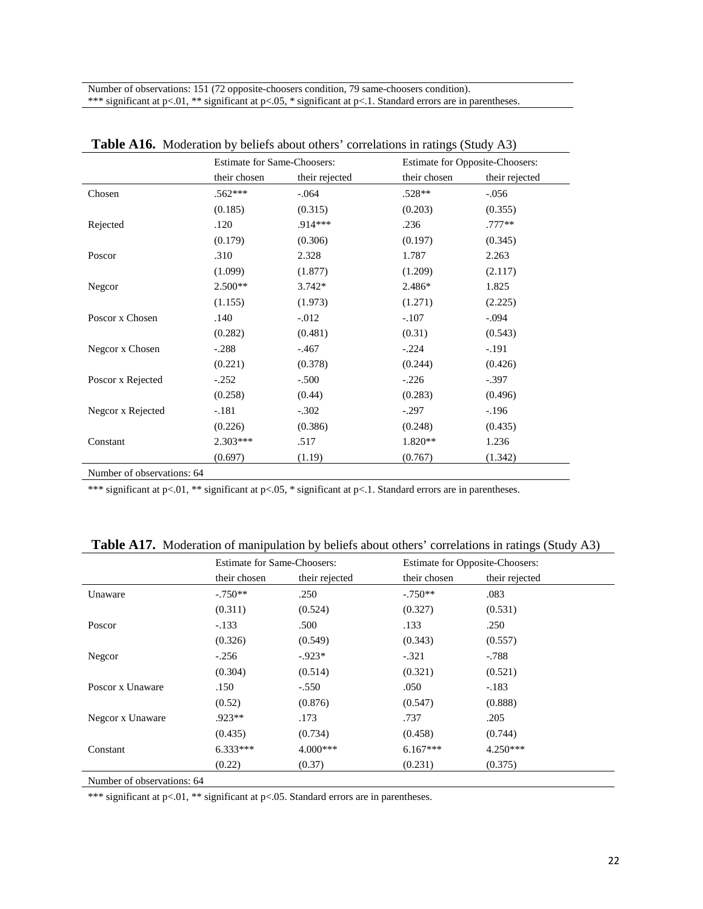Number of observations: 151 (72 opposite-choosers condition, 79 same-choosers condition).
*** significant at p<.01, ** significant at p<.05, * significant at p<.1. Standard errors are in parentheses.

**Table A16.** Moderation by beliefs about others' correlations in ratings (Study A3)

| | Estimate for Same-Choosers: | | Estimate for Opposite-Choosers: | |
|---|---|---|---|---|
| | their chosen | their rejected | their chosen | their rejected |
| Chosen | .562*** | -.064 | .528** | -.056 |
| | (0.185) | (0.315) | (0.203) | (0.355) |
| Rejected | .120 | .914*** | .236 | .777** |
| | (0.179) | (0.306) | (0.197) | (0.345) |
| Poscor | .310 | 2.328 | 1.787 | 2.263 |
| | (1.099) | (1.877) | (1.209) | (2.117) |
| Negcor | 2.500** | 3.742* | 2.486* | 1.825 |
| | (1.155) | (1.973) | (1.271) | (2.225) |
| Poscor x Chosen | .140 | -.012 | -.107 | -.094 |
| | (0.282) | (0.481) | (0.31) | (0.543) |
| Negcor x Chosen | -.288 | -.467 | -.224 | -.191 |
| | (0.221) | (0.378) | (0.244) | (0.426) |
| Poscor x Rejected | -.252 | -.500 | -.226 | -.397 |
| | (0.258) | (0.44) | (0.283) | (0.496) |
| Negcor x Rejected | -.181 | -.302 | -.297 | -.196 |
| | (0.226) | (0.386) | (0.248) | (0.435) |
| Constant | 2.303*** | .517 | 1.820** | 1.236 |
| | (0.697) | (1.19) | (0.767) | (1.342) |
| Number of observations: 64 | | | | |

*** significant at p<.01, ** significant at p<.05, * significant at p<.1. Standard errors are in parentheses.

**Table A17.** Moderation of manipulation by beliefs about others' correlations in ratings (Study A3)

| | Estimate for Same-Choosers: | | Estimate for Opposite-Choosers: | |
|---|---|---|---|---|
| | their chosen | their rejected | their chosen | their rejected |
| Unaware | -.750** | .250 | -.750** | .083 |
| | (0.311) | (0.524) | (0.327) | (0.531) |
| Poscor | -.133 | .500 | .133 | .250 |
| | (0.326) | (0.549) | (0.343) | (0.557) |
| Negcor | -.256 | -.923* | -.321 | -.788 |
| | (0.304) | (0.514) | (0.321) | (0.521) |
| Poscor x Unaware | .150 | -.550 | .050 | -.183 |
| | (0.52) | (0.876) | (0.547) | (0.888) |
| Negcor x Unaware | .923** | .173 | .737 | .205 |
| | (0.435) | (0.734) | (0.458) | (0.744) |
| Constant | 6.333*** | 4.000*** | 6.167*** | 4.250*** |
| | (0.22) | (0.37) | (0.231) | (0.375) |
| Number of observations: 64 | | | | |

*** significant at p<.01, ** significant at p<.05. Standard errors are in parentheses.